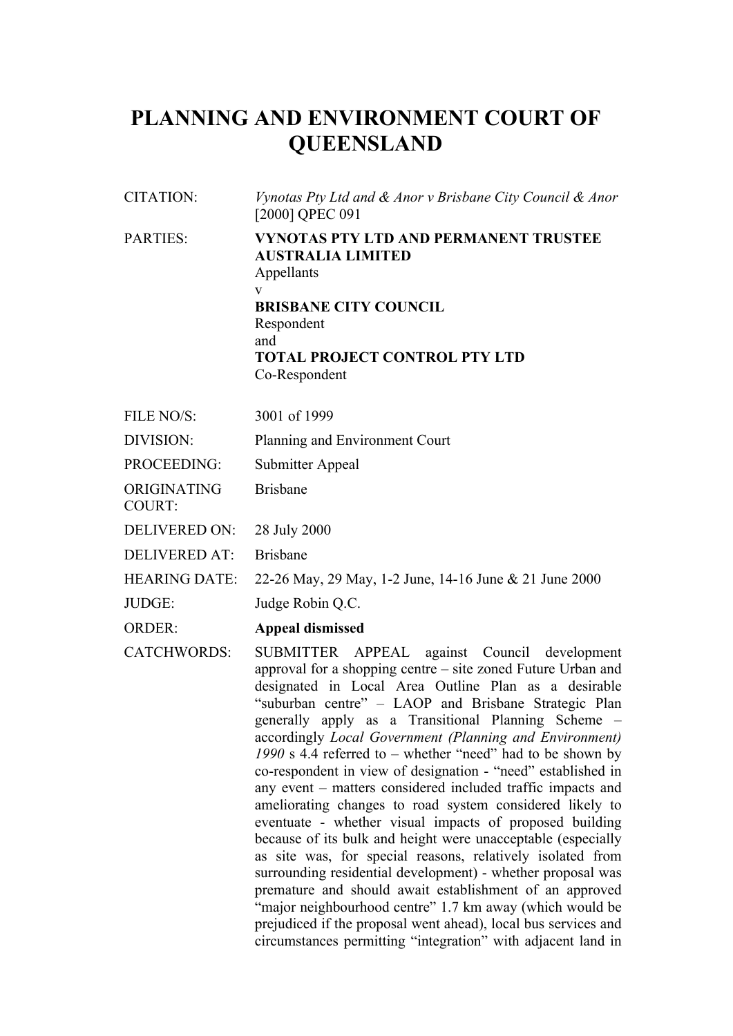# PLANNING AND ENVIRONMENT COURT OF QUEENSLAND

| | |
|---|---|
| CITATION: | *Vynotas Pty Ltd and & Anor v Brisbane City Council & Anor* [2000] QPEC 091 |
| PARTIES: | **VYNOTAS PTY LTD AND PERMANENT TRUSTEE AUSTRALIA LIMITED**<br>Appellants<br>v<br>**BRISBANE CITY COUNCIL**<br>Respondent<br>and<br>**TOTAL PROJECT CONTROL PTY LTD**<br>Co-Respondent |
| FILE NO/S: | 3001 of 1999 |
| DIVISION: | Planning and Environment Court |
| PROCEEDING: | Submitter Appeal |
| ORIGINATING COURT: | Brisbane |
| DELIVERED ON: | 28 July 2000 |
| DELIVERED AT: | Brisbane |
| HEARING DATE: | 22-26 May, 29 May, 1-2 June, 14-16 June & 21 June 2000 |
| JUDGE: | Judge Robin Q.C. |
| ORDER: | **Appeal dismissed** |
| CATCHWORDS: | SUBMITTER APPEAL against Council development approval for a shopping centre – site zoned Future Urban and designated in Local Area Outline Plan as a desirable "suburban centre" – LAOP and Brisbane Strategic Plan generally apply as a Transitional Planning Scheme – accordingly *Local Government (Planning and Environment) 1990* s 4.4 referred to – whether "need" had to be shown by co-respondent in view of designation - "need" established in any event – matters considered included traffic impacts and ameliorating changes to road system considered likely to eventuate - whether visual impacts of proposed building because of its bulk and height were unacceptable (especially as site was, for special reasons, relatively isolated from surrounding residential development) - whether proposal was premature and should await establishment of an approved "major neighbourhood centre" 1.7 km away (which would be prejudiced if the proposal went ahead), local bus services and circumstances permitting "integration" with adjacent land in |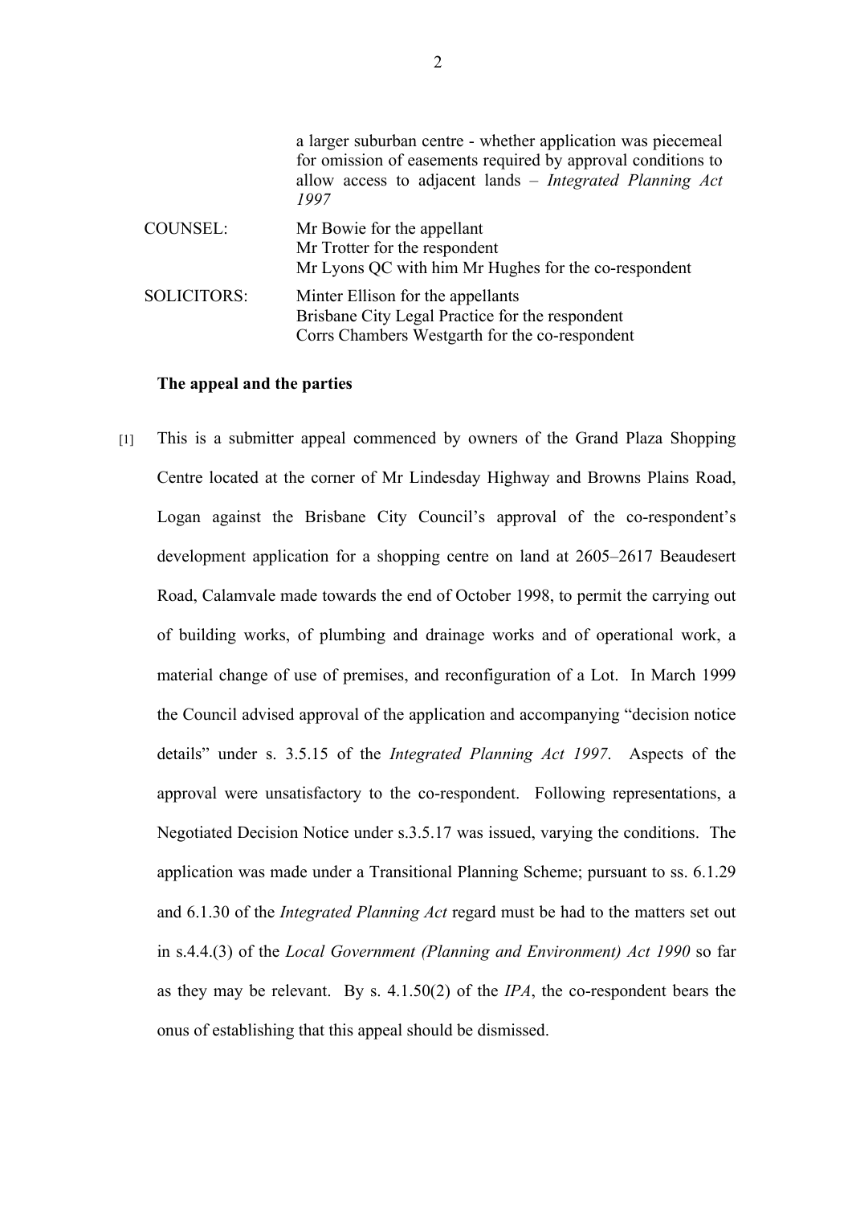a larger suburban centre - whether application was piecemeal for omission of easements required by approval conditions to allow access to adjacent lands – *Integrated Planning Act 1997*

| | |
|---|---|
| COUNSEL: | Mr Bowie for the appellant<br>Mr Trotter for the respondent<br>Mr Lyons QC with him Mr Hughes for the co-respondent |
| SOLICITORS: | Minter Ellison for the appellants<br>Brisbane City Legal Practice for the respondent<br>Corrs Chambers Westgarth for the co-respondent |

**The appeal and the parties**

[1] This is a submitter appeal commenced by owners of the Grand Plaza Shopping Centre located at the corner of Mr Lindesday Highway and Browns Plains Road, Logan against the Brisbane City Council's approval of the co-respondent's development application for a shopping centre on land at 2605–2617 Beaudesert Road, Calamvale made towards the end of October 1998, to permit the carrying out of building works, of plumbing and drainage works and of operational work, a material change of use of premises, and reconfiguration of a Lot. In March 1999 the Council advised approval of the application and accompanying "decision notice details" under s. 3.5.15 of the *Integrated Planning Act 1997*. Aspects of the approval were unsatisfactory to the co-respondent. Following representations, a Negotiated Decision Notice under s.3.5.17 was issued, varying the conditions. The application was made under a Transitional Planning Scheme; pursuant to ss. 6.1.29 and 6.1.30 of the *Integrated Planning Act* regard must be had to the matters set out in s.4.4.(3) of the *Local Government (Planning and Environment) Act 1990* so far as they may be relevant. By s. 4.1.50(2) of the *IPA*, the co-respondent bears the onus of establishing that this appeal should be dismissed.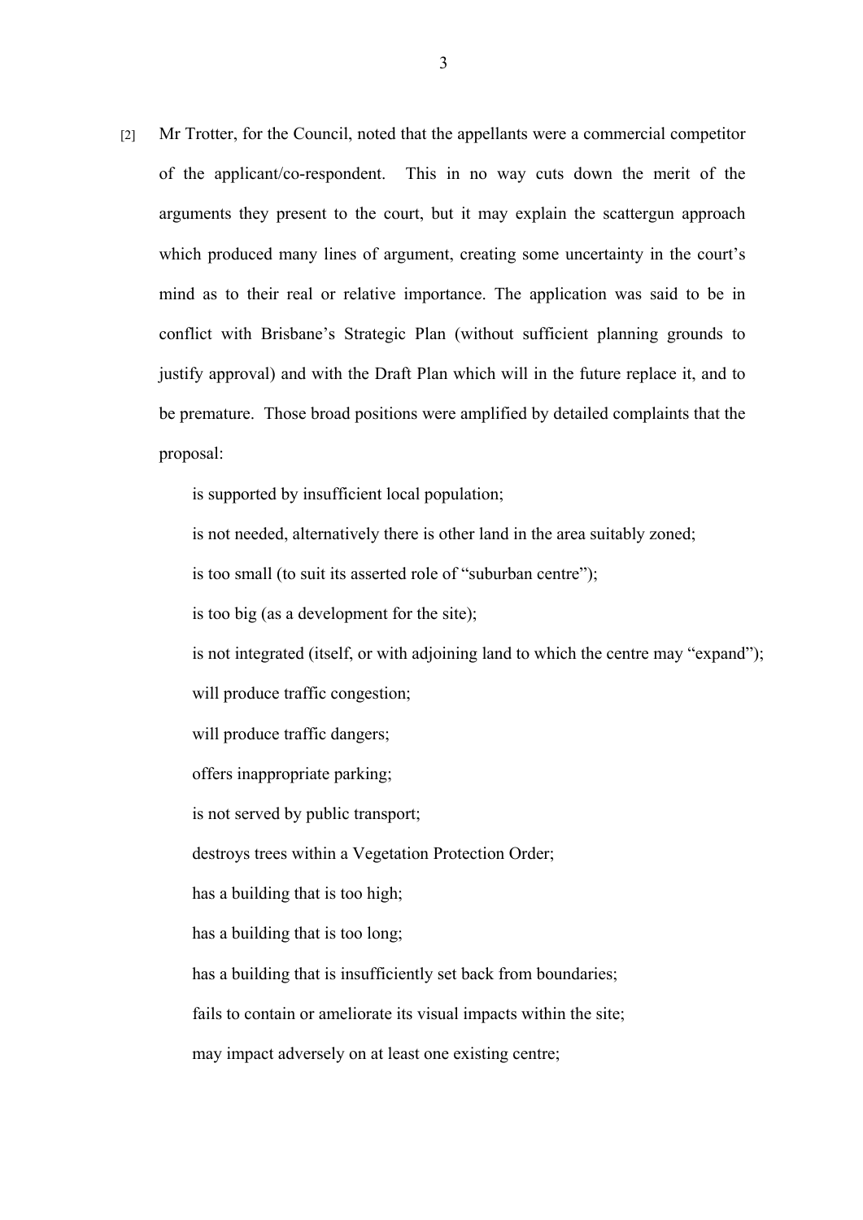[2] Mr Trotter, for the Council, noted that the appellants were a commercial competitor of the applicant/co-respondent. This in no way cuts down the merit of the arguments they present to the court, but it may explain the scattergun approach which produced many lines of argument, creating some uncertainty in the court's mind as to their real or relative importance. The application was said to be in conflict with Brisbane's Strategic Plan (without sufficient planning grounds to justify approval) and with the Draft Plan which will in the future replace it, and to be premature. Those broad positions were amplified by detailed complaints that the proposal:

is supported by insufficient local population;

is not needed, alternatively there is other land in the area suitably zoned;

is too small (to suit its asserted role of "suburban centre");

is too big (as a development for the site);

is not integrated (itself, or with adjoining land to which the centre may "expand");

will produce traffic congestion;

will produce traffic dangers;

offers inappropriate parking;

is not served by public transport;

destroys trees within a Vegetation Protection Order;

has a building that is too high;

has a building that is too long;

has a building that is insufficiently set back from boundaries;

fails to contain or ameliorate its visual impacts within the site;

may impact adversely on at least one existing centre;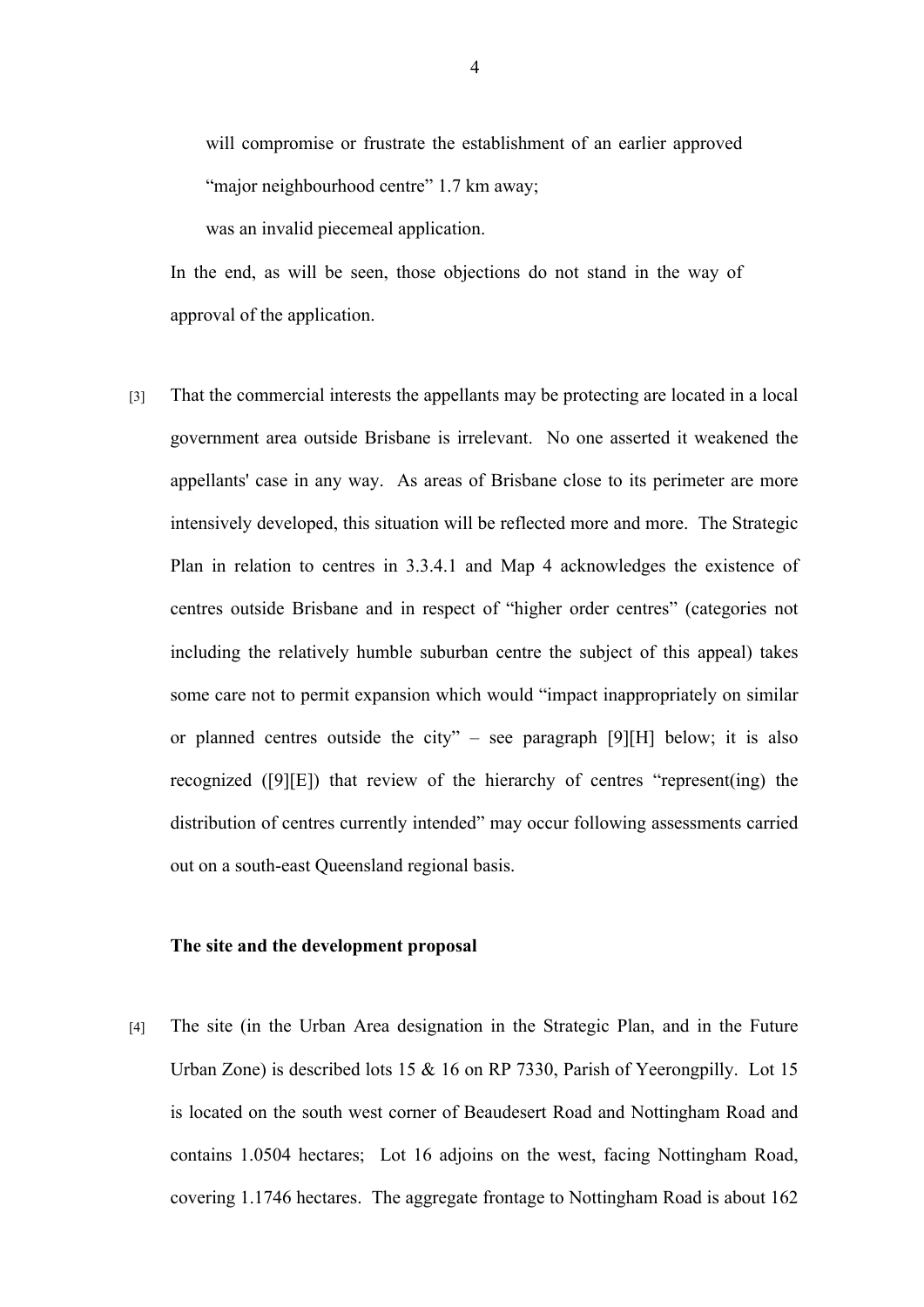will compromise or frustrate the establishment of an earlier approved "major neighbourhood centre" 1.7 km away;

was an invalid piecemeal application.

In the end, as will be seen, those objections do not stand in the way of approval of the application.

[3] That the commercial interests the appellants may be protecting are located in a local government area outside Brisbane is irrelevant. No one asserted it weakened the appellants' case in any way. As areas of Brisbane close to its perimeter are more intensively developed, this situation will be reflected more and more. The Strategic Plan in relation to centres in 3.3.4.1 and Map 4 acknowledges the existence of centres outside Brisbane and in respect of "higher order centres" (categories not including the relatively humble suburban centre the subject of this appeal) takes some care not to permit expansion which would "impact inappropriately on similar or planned centres outside the city" – see paragraph [9][H] below; it is also recognized ([9][E]) that review of the hierarchy of centres "represent(ing) the distribution of centres currently intended" may occur following assessments carried out on a south-east Queensland regional basis.

**The site and the development proposal**

[4] The site (in the Urban Area designation in the Strategic Plan, and in the Future Urban Zone) is described lots 15 & 16 on RP 7330, Parish of Yeerongpilly. Lot 15 is located on the south west corner of Beaudesert Road and Nottingham Road and contains 1.0504 hectares; Lot 16 adjoins on the west, facing Nottingham Road, covering 1.1746 hectares. The aggregate frontage to Nottingham Road is about 162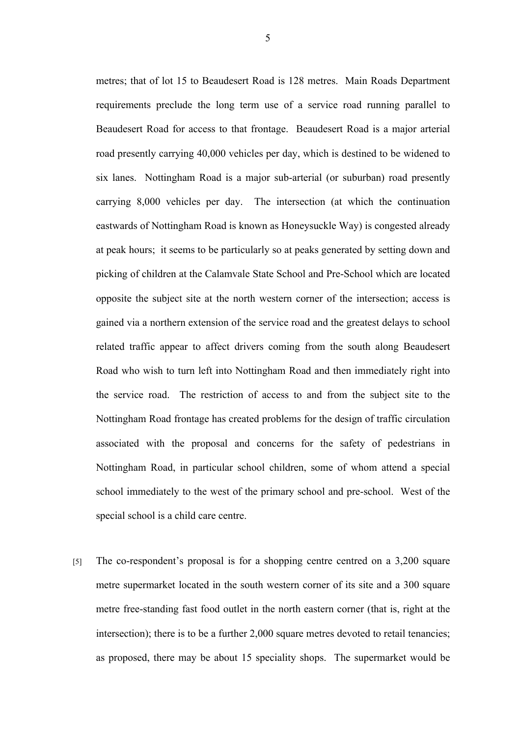metres; that of lot 15 to Beaudesert Road is 128 metres. Main Roads Department requirements preclude the long term use of a service road running parallel to Beaudesert Road for access to that frontage. Beaudesert Road is a major arterial road presently carrying 40,000 vehicles per day, which is destined to be widened to six lanes. Nottingham Road is a major sub-arterial (or suburban) road presently carrying 8,000 vehicles per day. The intersection (at which the continuation eastwards of Nottingham Road is known as Honeysuckle Way) is congested already at peak hours; it seems to be particularly so at peaks generated by setting down and picking of children at the Calamvale State School and Pre-School which are located opposite the subject site at the north western corner of the intersection; access is gained via a northern extension of the service road and the greatest delays to school related traffic appear to affect drivers coming from the south along Beaudesert Road who wish to turn left into Nottingham Road and then immediately right into the service road. The restriction of access to and from the subject site to the Nottingham Road frontage has created problems for the design of traffic circulation associated with the proposal and concerns for the safety of pedestrians in Nottingham Road, in particular school children, some of whom attend a special school immediately to the west of the primary school and pre-school. West of the special school is a child care centre.

[5] The co-respondent's proposal is for a shopping centre centred on a 3,200 square metre supermarket located in the south western corner of its site and a 300 square metre free-standing fast food outlet in the north eastern corner (that is, right at the intersection); there is to be a further 2,000 square metres devoted to retail tenancies; as proposed, there may be about 15 speciality shops. The supermarket would be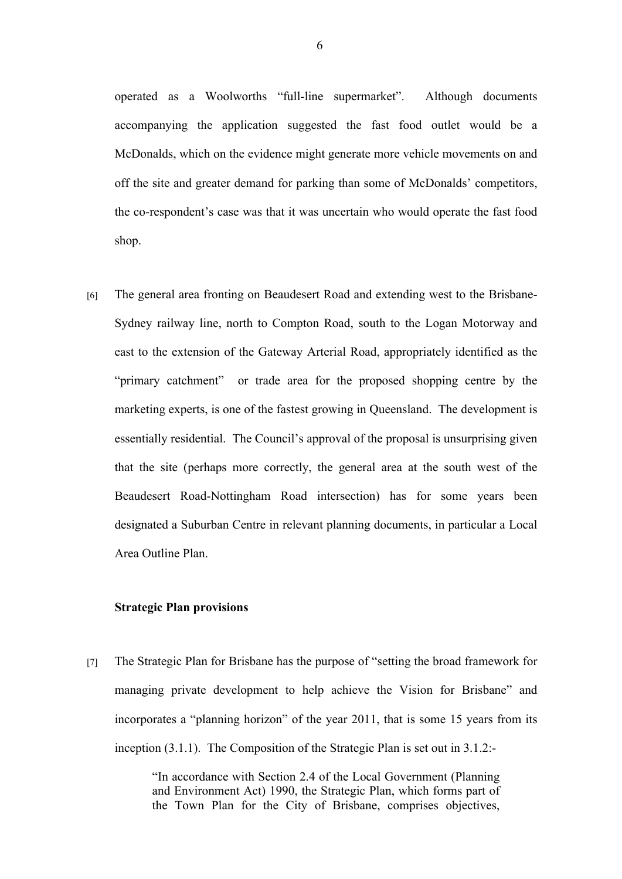operated as a Woolworths "full-line supermarket". Although documents accompanying the application suggested the fast food outlet would be a McDonalds, which on the evidence might generate more vehicle movements on and off the site and greater demand for parking than some of McDonalds' competitors, the co-respondent's case was that it was uncertain who would operate the fast food shop.

[6] The general area fronting on Beaudesert Road and extending west to the Brisbane-Sydney railway line, north to Compton Road, south to the Logan Motorway and east to the extension of the Gateway Arterial Road, appropriately identified as the "primary catchment" or trade area for the proposed shopping centre by the marketing experts, is one of the fastest growing in Queensland. The development is essentially residential. The Council's approval of the proposal is unsurprising given that the site (perhaps more correctly, the general area at the south west of the Beaudesert Road-Nottingham Road intersection) has for some years been designated a Suburban Centre in relevant planning documents, in particular a Local Area Outline Plan.

**Strategic Plan provisions**

[7] The Strategic Plan for Brisbane has the purpose of "setting the broad framework for managing private development to help achieve the Vision for Brisbane" and incorporates a "planning horizon" of the year 2011, that is some 15 years from its inception (3.1.1). The Composition of the Strategic Plan is set out in 3.1.2:-

> "In accordance with Section 2.4 of the Local Government (Planning and Environment Act) 1990, the Strategic Plan, which forms part of the Town Plan for the City of Brisbane, comprises objectives,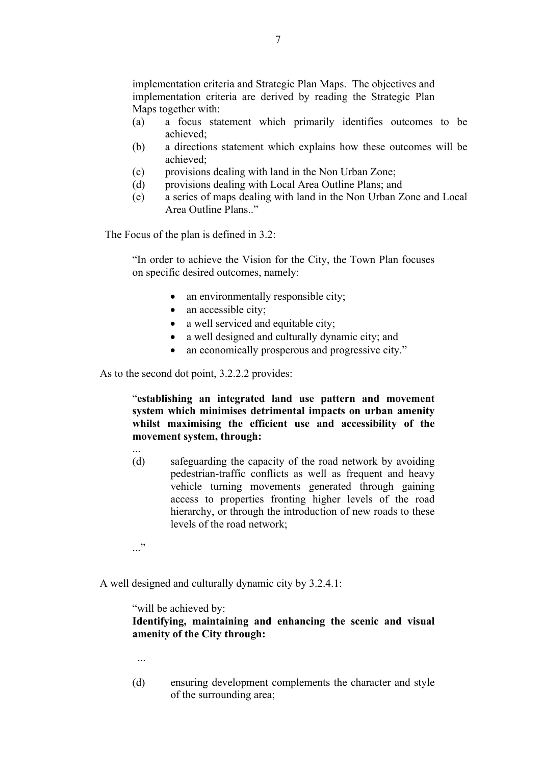> implementation criteria and Strategic Plan Maps. The objectives and implementation criteria are derived by reading the Strategic Plan Maps together with:
>
> (a) a focus statement which primarily identifies outcomes to be achieved;
>
> (b) a directions statement which explains how these outcomes will be achieved;
>
> (c) provisions dealing with land in the Non Urban Zone;
>
> (d) provisions dealing with Local Area Outline Plans; and
>
> (e) a series of maps dealing with land in the Non Urban Zone and Local Area Outline Plans.."

The Focus of the plan is defined in 3.2:

> "In order to achieve the Vision for the City, the Town Plan focuses on specific desired outcomes, namely:
>
> - an environmentally responsible city;
> - an accessible city;
> - a well serviced and equitable city;
> - a well designed and culturally dynamic city; and
> - an economically prosperous and progressive city."

As to the second dot point, 3.2.2.2 provides:

> "**establishing an integrated land use pattern and movement system which minimises detrimental impacts on urban amenity whilst maximising the efficient use and accessibility of the movement system, through:**
>
> ...
>
> (d) safeguarding the capacity of the road network by avoiding pedestrian-traffic conflicts as well as frequent and heavy vehicle turning movements generated through gaining access to properties fronting higher levels of the road hierarchy, or through the introduction of new roads to these levels of the road network;
>
> ..."

A well designed and culturally dynamic city by 3.2.4.1:

> "will be achieved by:
>
> **Identifying, maintaining and enhancing the scenic and visual amenity of the City through:**
>
> ...
>
> (d) ensuring development complements the character and style of the surrounding area;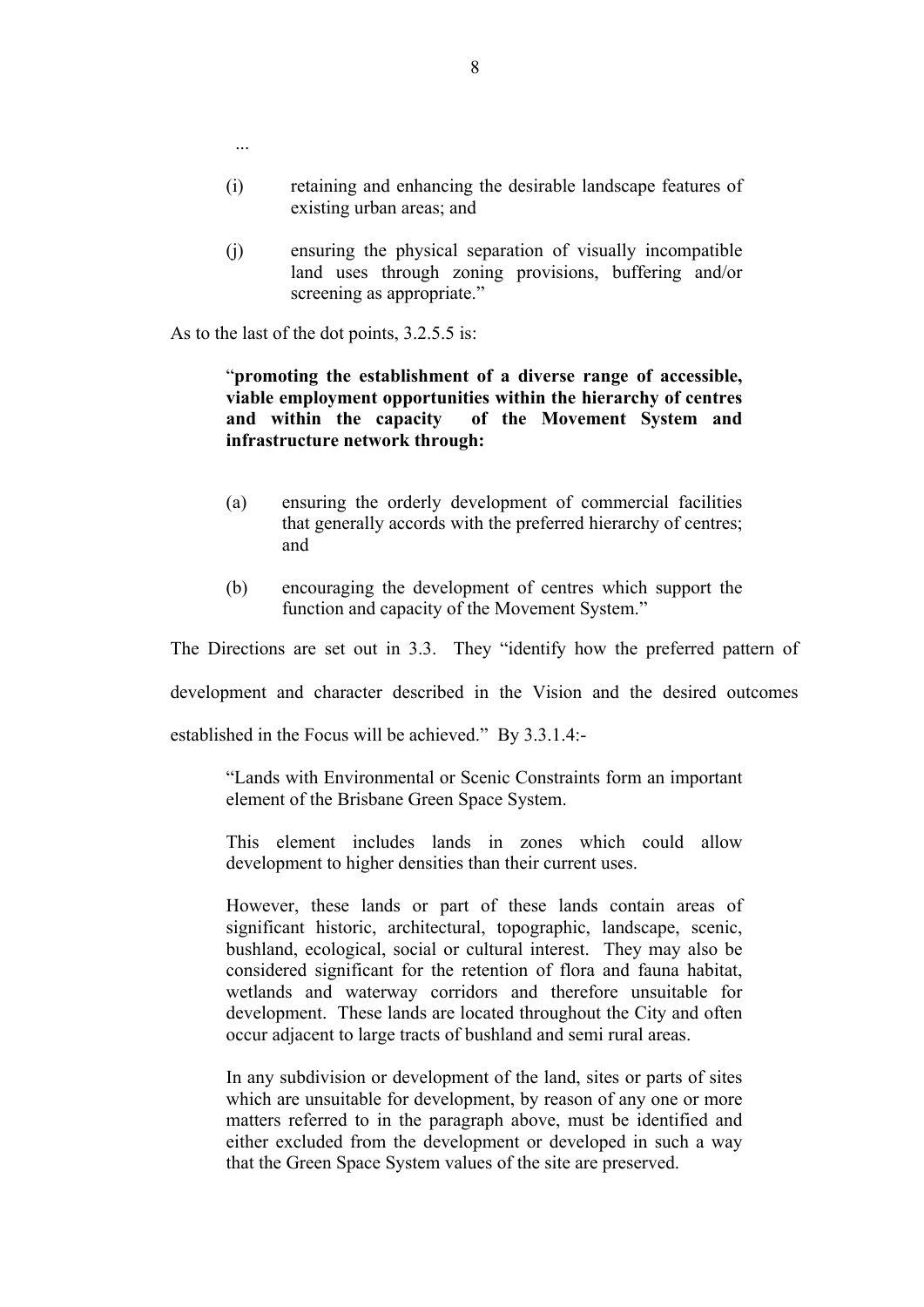...

> (i) retaining and enhancing the desirable landscape features of existing urban areas; and
>
> (j) ensuring the physical separation of visually incompatible land uses through zoning provisions, buffering and/or screening as appropriate."

As to the last of the dot points, 3.2.5.5 is:

> "**promoting the establishment of a diverse range of accessible, viable employment opportunities within the hierarchy of centres and within the capacity of the Movement System and infrastructure network through:**
>
> (a) ensuring the orderly development of commercial facilities that generally accords with the preferred hierarchy of centres; and
>
> (b) encouraging the development of centres which support the function and capacity of the Movement System."

The Directions are set out in 3.3. They "identify how the preferred pattern of development and character described in the Vision and the desired outcomes established in the Focus will be achieved." By 3.3.1.4:-

> "Lands with Environmental or Scenic Constraints form an important element of the Brisbane Green Space System.
>
> This element includes lands in zones which could allow development to higher densities than their current uses.
>
> However, these lands or part of these lands contain areas of significant historic, architectural, topographic, landscape, scenic, bushland, ecological, social or cultural interest. They may also be considered significant for the retention of flora and fauna habitat, wetlands and waterway corridors and therefore unsuitable for development. These lands are located throughout the City and often occur adjacent to large tracts of bushland and semi rural areas.
>
> In any subdivision or development of the land, sites or parts of sites which are unsuitable for development, by reason of any one or more matters referred to in the paragraph above, must be identified and either excluded from the development or developed in such a way that the Green Space System values of the site are preserved.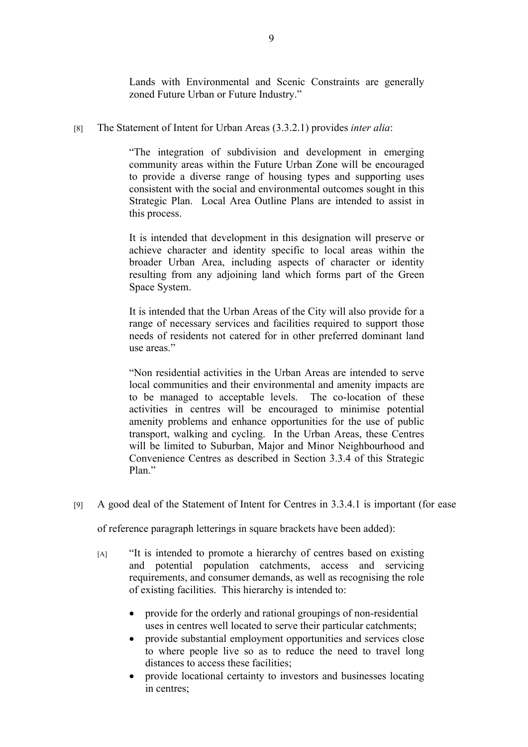> Lands with Environmental and Scenic Constraints are generally zoned Future Urban or Future Industry."

[8] The Statement of Intent for Urban Areas (3.3.2.1) provides *inter alia*:

> "The integration of subdivision and development in emerging community areas within the Future Urban Zone will be encouraged to provide a diverse range of housing types and supporting uses consistent with the social and environmental outcomes sought in this Strategic Plan. Local Area Outline Plans are intended to assist in this process.
>
> It is intended that development in this designation will preserve or achieve character and identity specific to local areas within the broader Urban Area, including aspects of character or identity resulting from any adjoining land which forms part of the Green Space System.
>
> It is intended that the Urban Areas of the City will also provide for a range of necessary services and facilities required to support those needs of residents not catered for in other preferred dominant land use areas."
>
> "Non residential activities in the Urban Areas are intended to serve local communities and their environmental and amenity impacts are to be managed to acceptable levels. The co-location of these activities in centres will be encouraged to minimise potential amenity problems and enhance opportunities for the use of public transport, walking and cycling. In the Urban Areas, these Centres will be limited to Suburban, Major and Minor Neighbourhood and Convenience Centres as described in Section 3.3.4 of this Strategic Plan."

[9] A good deal of the Statement of Intent for Centres in 3.3.4.1 is important (for ease of reference paragraph letterings in square brackets have been added):

> [A] "It is intended to promote a hierarchy of centres based on existing and potential population catchments, access and servicing requirements, and consumer demands, as well as recognising the role of existing facilities. This hierarchy is intended to:
>
> - provide for the orderly and rational groupings of non-residential uses in centres well located to serve their particular catchments;
> - provide substantial employment opportunities and services close to where people live so as to reduce the need to travel long distances to access these facilities;
> - provide locational certainty to investors and businesses locating in centres;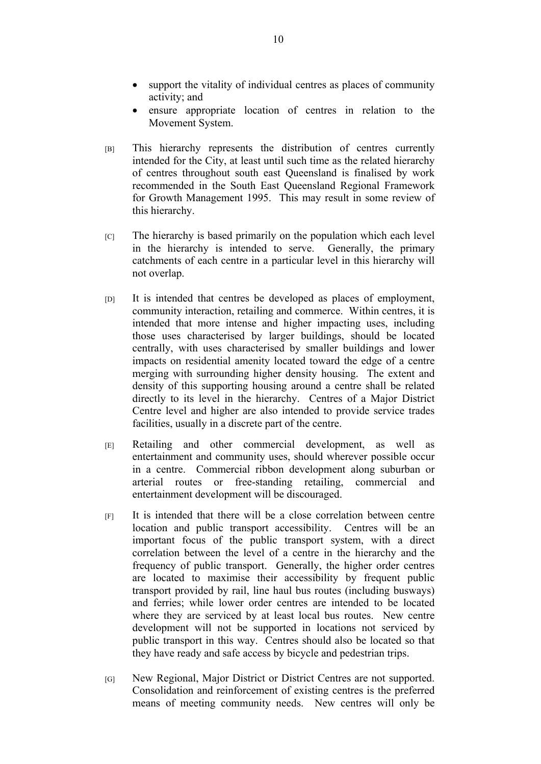- support the vitality of individual centres as places of community activity; and
- ensure appropriate location of centres in relation to the Movement System.

[B] This hierarchy represents the distribution of centres currently intended for the City, at least until such time as the related hierarchy of centres throughout south east Queensland is finalised by work recommended in the South East Queensland Regional Framework for Growth Management 1995. This may result in some review of this hierarchy.

[C] The hierarchy is based primarily on the population which each level in the hierarchy is intended to serve. Generally, the primary catchments of each centre in a particular level in this hierarchy will not overlap.

[D] It is intended that centres be developed as places of employment, community interaction, retailing and commerce. Within centres, it is intended that more intense and higher impacting uses, including those uses characterised by larger buildings, should be located centrally, with uses characterised by smaller buildings and lower impacts on residential amenity located toward the edge of a centre merging with surrounding higher density housing. The extent and density of this supporting housing around a centre shall be related directly to its level in the hierarchy. Centres of a Major District Centre level and higher are also intended to provide service trades facilities, usually in a discrete part of the centre.

[E] Retailing and other commercial development, as well as entertainment and community uses, should wherever possible occur in a centre. Commercial ribbon development along suburban or arterial routes or free-standing retailing, commercial and entertainment development will be discouraged.

[F] It is intended that there will be a close correlation between centre location and public transport accessibility. Centres will be an important focus of the public transport system, with a direct correlation between the level of a centre in the hierarchy and the frequency of public transport. Generally, the higher order centres are located to maximise their accessibility by frequent public transport provided by rail, line haul bus routes (including busways) and ferries; while lower order centres are intended to be located where they are serviced by at least local bus routes. New centre development will not be supported in locations not serviced by public transport in this way. Centres should also be located so that they have ready and safe access by bicycle and pedestrian trips.

[G] New Regional, Major District or District Centres are not supported. Consolidation and reinforcement of existing centres is the preferred means of meeting community needs. New centres will only be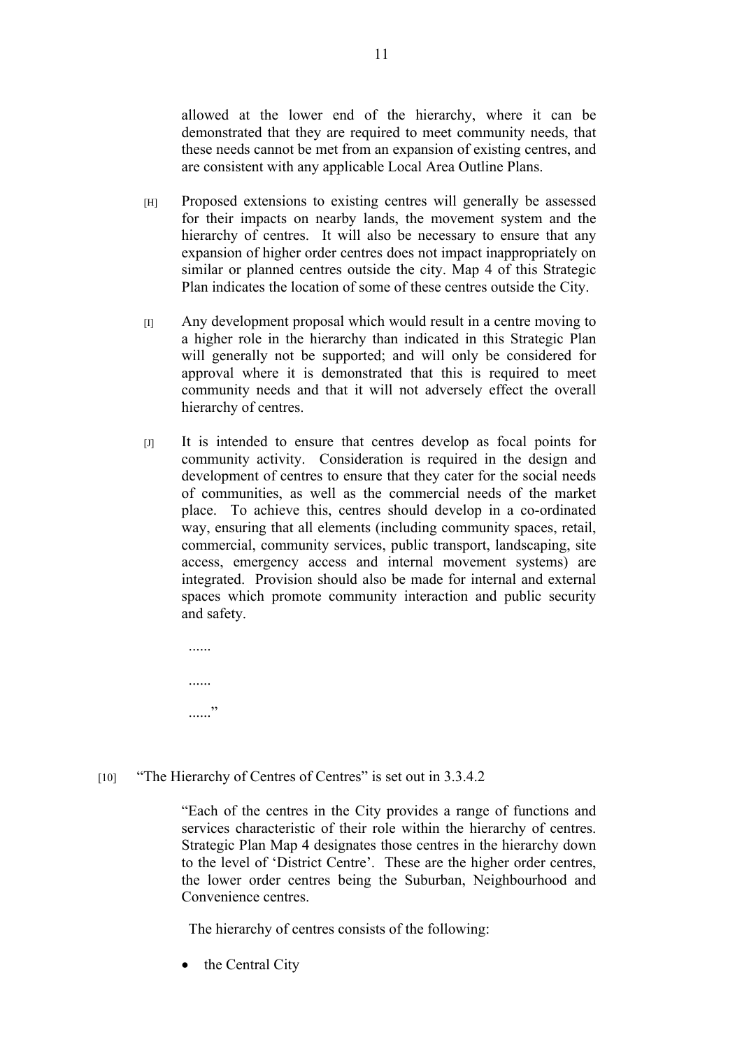allowed at the lower end of the hierarchy, where it can be demonstrated that they are required to meet community needs, that these needs cannot be met from an expansion of existing centres, and are consistent with any applicable Local Area Outline Plans.

[H] Proposed extensions to existing centres will generally be assessed for their impacts on nearby lands, the movement system and the hierarchy of centres. It will also be necessary to ensure that any expansion of higher order centres does not impact inappropriately on similar or planned centres outside the city. Map 4 of this Strategic Plan indicates the location of some of these centres outside the City.

[I] Any development proposal which would result in a centre moving to a higher role in the hierarchy than indicated in this Strategic Plan will generally not be supported; and will only be considered for approval where it is demonstrated that this is required to meet community needs and that it will not adversely effect the overall hierarchy of centres.

[J] It is intended to ensure that centres develop as focal points for community activity. Consideration is required in the design and development of centres to ensure that they cater for the social needs of communities, as well as the commercial needs of the market place. To achieve this, centres should develop in a co-ordinated way, ensuring that all elements (including community spaces, retail, commercial, community services, public transport, landscaping, site access, emergency access and internal movement systems) are integrated. Provision should also be made for internal and external spaces which promote community interaction and public security and safety.

......

......

......"

[10] "The Hierarchy of Centres of Centres" is set out in 3.3.4.2

"Each of the centres in the City provides a range of functions and services characteristic of their role within the hierarchy of centres. Strategic Plan Map 4 designates those centres in the hierarchy down to the level of 'District Centre'. These are the higher order centres, the lower order centres being the Suburban, Neighbourhood and Convenience centres.

The hierarchy of centres consists of the following:

- the Central City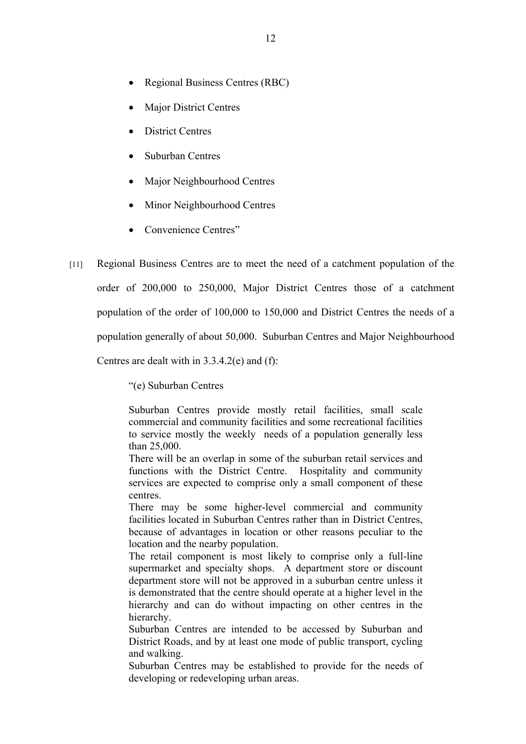- Regional Business Centres (RBC)
- Major District Centres
- District Centres
- Suburban Centres
- Major Neighbourhood Centres
- Minor Neighbourhood Centres
- Convenience Centres"

[11] Regional Business Centres are to meet the need of a catchment population of the order of 200,000 to 250,000, Major District Centres those of a catchment population of the order of 100,000 to 150,000 and District Centres the needs of a population generally of about 50,000. Suburban Centres and Major Neighbourhood Centres are dealt with in 3.3.4.2(e) and (f):

> "(e) Suburban Centres
>
> Suburban Centres provide mostly retail facilities, small scale commercial and community facilities and some recreational facilities to service mostly the weekly needs of a population generally less than 25,000.
> There will be an overlap in some of the suburban retail services and functions with the District Centre. Hospitality and community services are expected to comprise only a small component of these centres.
> There may be some higher-level commercial and community facilities located in Suburban Centres rather than in District Centres, because of advantages in location or other reasons peculiar to the location and the nearby population.
> The retail component is most likely to comprise only a full-line supermarket and specialty shops. A department store or discount department store will not be approved in a suburban centre unless it is demonstrated that the centre should operate at a higher level in the hierarchy and can do without impacting on other centres in the hierarchy.
> Suburban Centres are intended to be accessed by Suburban and District Roads, and by at least one mode of public transport, cycling and walking.
> Suburban Centres may be established to provide for the needs of developing or redeveloping urban areas.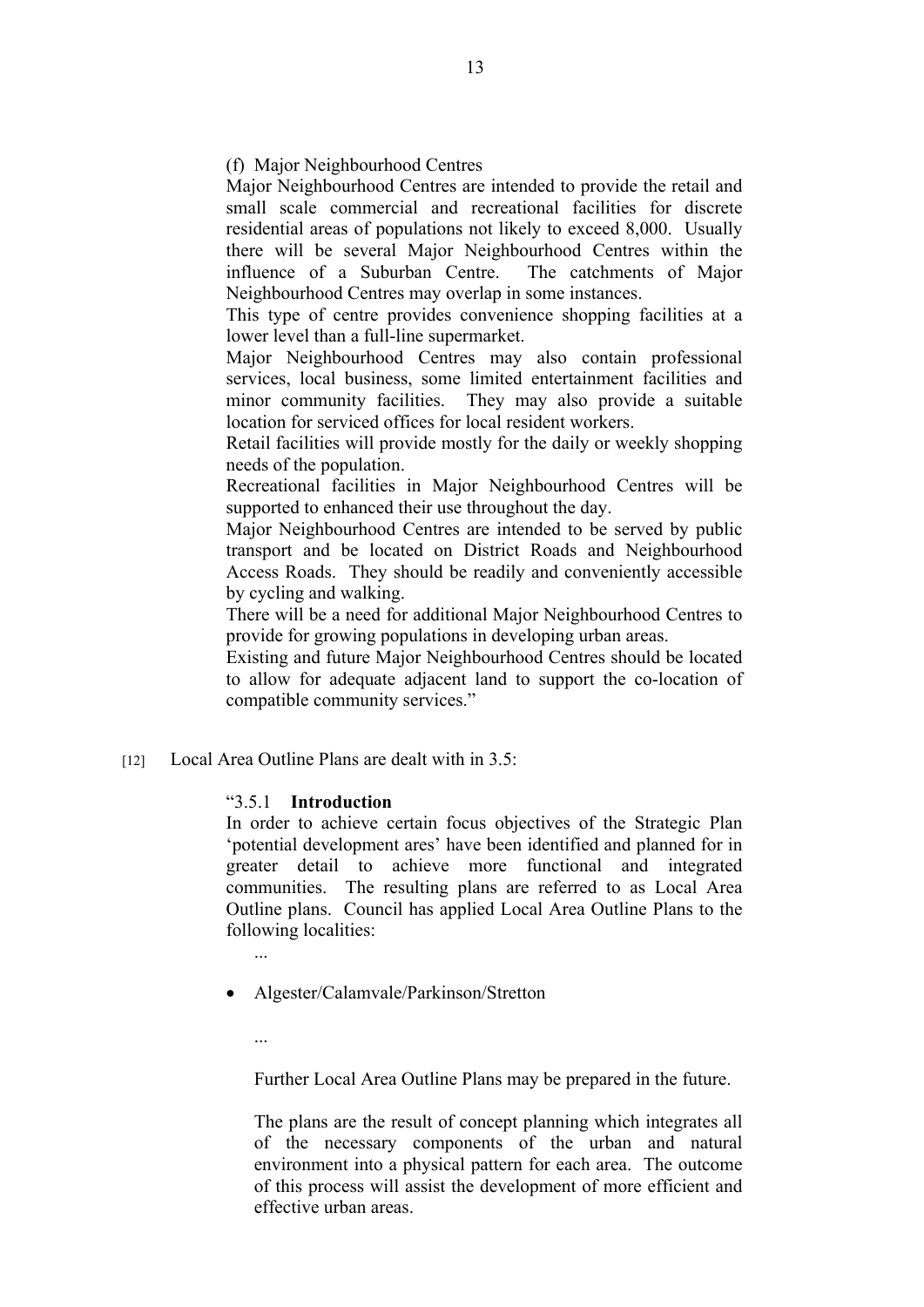(f) Major Neighbourhood Centres

Major Neighbourhood Centres are intended to provide the retail and small scale commercial and recreational facilities for discrete residential areas of populations not likely to exceed 8,000. Usually there will be several Major Neighbourhood Centres within the influence of a Suburban Centre. The catchments of Major Neighbourhood Centres may overlap in some instances.

This type of centre provides convenience shopping facilities at a lower level than a full-line supermarket.

Major Neighbourhood Centres may also contain professional services, local business, some limited entertainment facilities and minor community facilities. They may also provide a suitable location for serviced offices for local resident workers.

Retail facilities will provide mostly for the daily or weekly shopping needs of the population.

Recreational facilities in Major Neighbourhood Centres will be supported to enhanced their use throughout the day.

Major Neighbourhood Centres are intended to be served by public transport and be located on District Roads and Neighbourhood Access Roads. They should be readily and conveniently accessible by cycling and walking.

There will be a need for additional Major Neighbourhood Centres to provide for growing populations in developing urban areas.

Existing and future Major Neighbourhood Centres should be located to allow for adequate adjacent land to support the co-location of compatible community services."

[12] Local Area Outline Plans are dealt with in 3.5:

"3.5.1 **Introduction**

In order to achieve certain focus objectives of the Strategic Plan 'potential development ares' have been identified and planned for in greater detail to achieve more functional and integrated communities. The resulting plans are referred to as Local Area Outline plans. Council has applied Local Area Outline Plans to the following localities:

...

- Algester/Calamvale/Parkinson/Stretton

...

Further Local Area Outline Plans may be prepared in the future.

The plans are the result of concept planning which integrates all of the necessary components of the urban and natural environment into a physical pattern for each area. The outcome of this process will assist the development of more efficient and effective urban areas.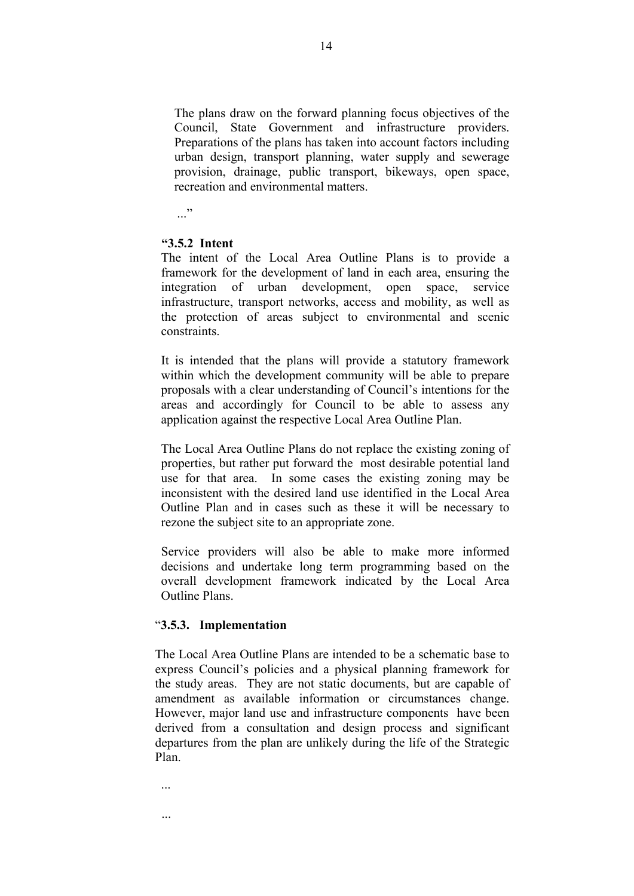The plans draw on the forward planning focus objectives of the Council, State Government and infrastructure providers. Preparations of the plans has taken into account factors including urban design, transport planning, water supply and sewerage provision, drainage, public transport, bikeways, open space, recreation and environmental matters.

..."

**"3.5.2 Intent**

The intent of the Local Area Outline Plans is to provide a framework for the development of land in each area, ensuring the integration of urban development, open space, service infrastructure, transport networks, access and mobility, as well as the protection of areas subject to environmental and scenic constraints.

It is intended that the plans will provide a statutory framework within which the development community will be able to prepare proposals with a clear understanding of Council's intentions for the areas and accordingly for Council to be able to assess any application against the respective Local Area Outline Plan.

The Local Area Outline Plans do not replace the existing zoning of properties, but rather put forward the most desirable potential land use for that area. In some cases the existing zoning may be inconsistent with the desired land use identified in the Local Area Outline Plan and in cases such as these it will be necessary to rezone the subject site to an appropriate zone.

Service providers will also be able to make more informed decisions and undertake long term programming based on the overall development framework indicated by the Local Area Outline Plans.

"**3.5.3. Implementation**

The Local Area Outline Plans are intended to be a schematic base to express Council's policies and a physical planning framework for the study areas. They are not static documents, but are capable of amendment as available information or circumstances change. However, major land use and infrastructure components have been derived from a consultation and design process and significant departures from the plan are unlikely during the life of the Strategic Plan.

...

...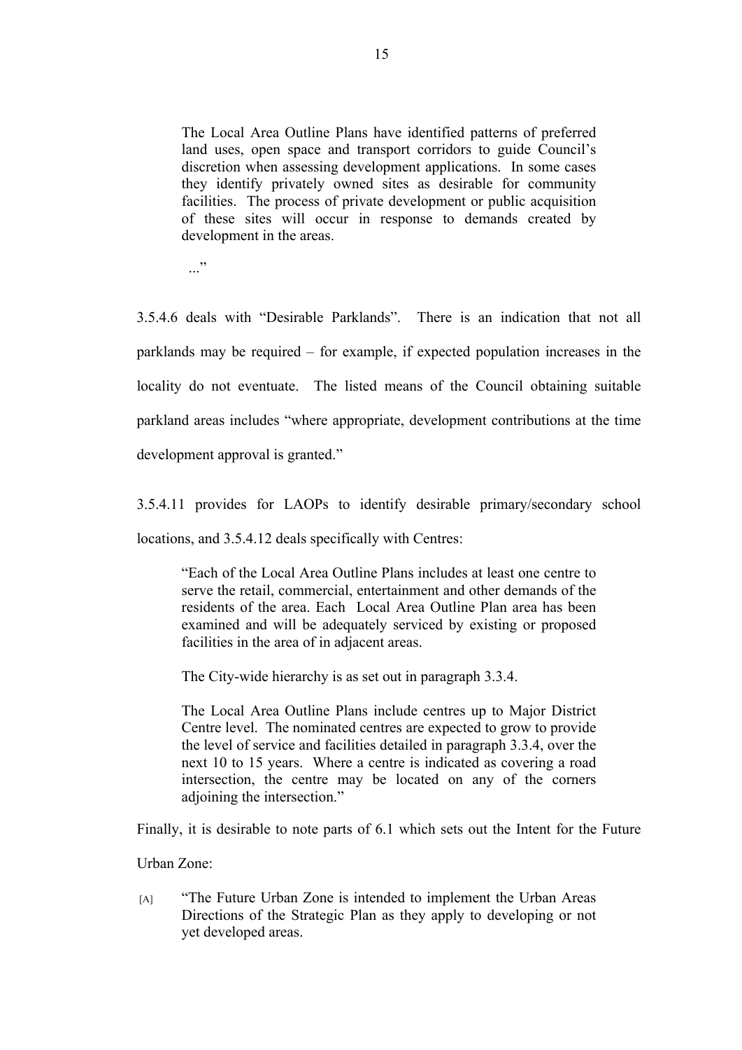> The Local Area Outline Plans have identified patterns of preferred land uses, open space and transport corridors to guide Council's discretion when assessing development applications. In some cases they identify privately owned sites as desirable for community facilities. The process of private development or public acquisition of these sites will occur in response to demands created by development in the areas.
>
> ..."

3.5.4.6 deals with "Desirable Parklands". There is an indication that not all parklands may be required – for example, if expected population increases in the locality do not eventuate. The listed means of the Council obtaining suitable parkland areas includes "where appropriate, development contributions at the time development approval is granted."

3.5.4.11 provides for LAOPs to identify desirable primary/secondary school locations, and 3.5.4.12 deals specifically with Centres:

> "Each of the Local Area Outline Plans includes at least one centre to serve the retail, commercial, entertainment and other demands of the residents of the area. Each Local Area Outline Plan area has been examined and will be adequately serviced by existing or proposed facilities in the area of in adjacent areas.
>
> The City-wide hierarchy is as set out in paragraph 3.3.4.
>
> The Local Area Outline Plans include centres up to Major District Centre level. The nominated centres are expected to grow to provide the level of service and facilities detailed in paragraph 3.3.4, over the next 10 to 15 years. Where a centre is indicated as covering a road intersection, the centre may be located on any of the corners adjoining the intersection."

Finally, it is desirable to note parts of 6.1 which sets out the Intent for the Future Urban Zone:

> [A] "The Future Urban Zone is intended to implement the Urban Areas Directions of the Strategic Plan as they apply to developing or not yet developed areas.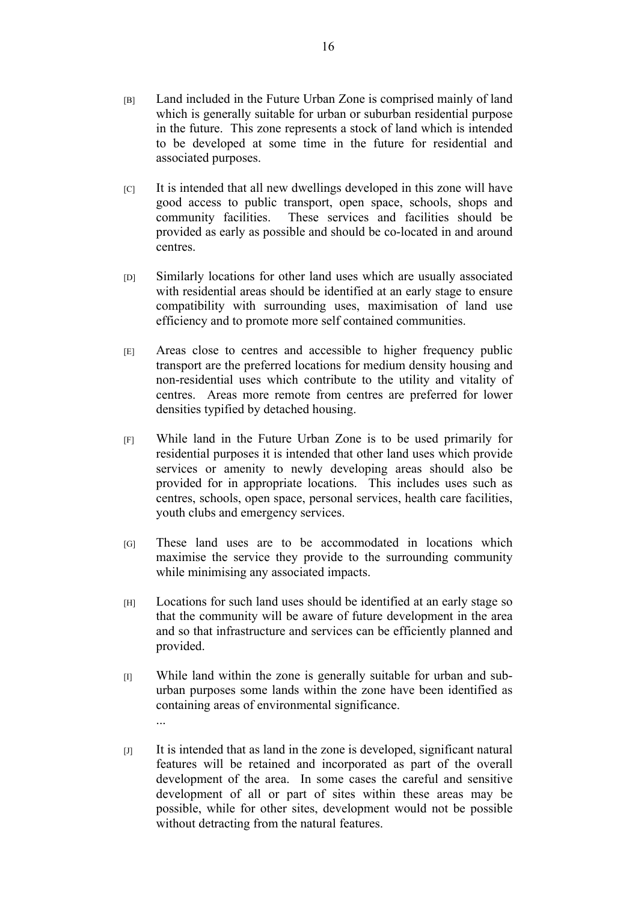[B] Land included in the Future Urban Zone is comprised mainly of land which is generally suitable for urban or suburban residential purpose in the future. This zone represents a stock of land which is intended to be developed at some time in the future for residential and associated purposes.

[C] It is intended that all new dwellings developed in this zone will have good access to public transport, open space, schools, shops and community facilities. These services and facilities should be provided as early as possible and should be co-located in and around centres.

[D] Similarly locations for other land uses which are usually associated with residential areas should be identified at an early stage to ensure compatibility with surrounding uses, maximisation of land use efficiency and to promote more self contained communities.

[E] Areas close to centres and accessible to higher frequency public transport are the preferred locations for medium density housing and non-residential uses which contribute to the utility and vitality of centres. Areas more remote from centres are preferred for lower densities typified by detached housing.

[F] While land in the Future Urban Zone is to be used primarily for residential purposes it is intended that other land uses which provide services or amenity to newly developing areas should also be provided for in appropriate locations. This includes uses such as centres, schools, open space, personal services, health care facilities, youth clubs and emergency services.

[G] These land uses are to be accommodated in locations which maximise the service they provide to the surrounding community while minimising any associated impacts.

[H] Locations for such land uses should be identified at an early stage so that the community will be aware of future development in the area and so that infrastructure and services can be efficiently planned and provided.

[I] While land within the zone is generally suitable for urban and sub-urban purposes some lands within the zone have been identified as containing areas of environmental significance.

...

[J] It is intended that as land in the zone is developed, significant natural features will be retained and incorporated as part of the overall development of the area. In some cases the careful and sensitive development of all or part of sites within these areas may be possible, while for other sites, development would not be possible without detracting from the natural features.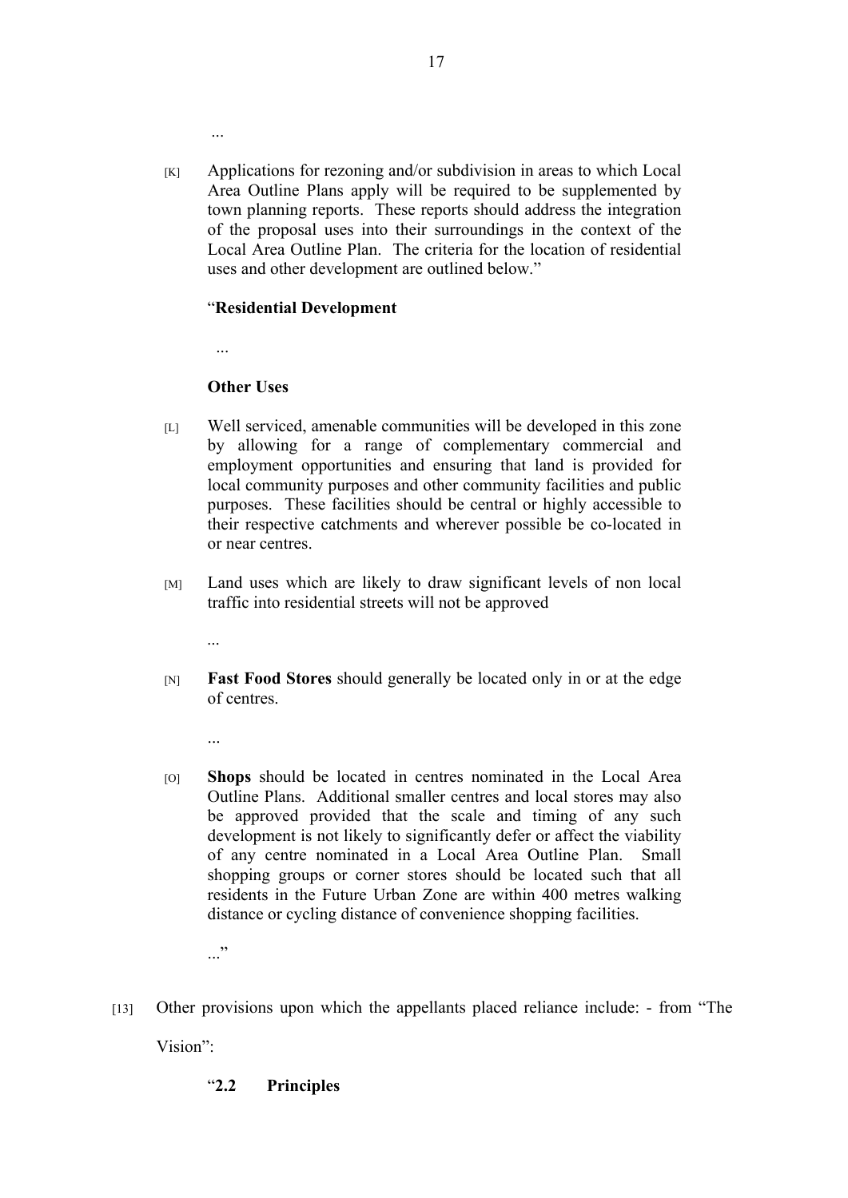...

[K] Applications for rezoning and/or subdivision in areas to which Local Area Outline Plans apply will be required to be supplemented by town planning reports. These reports should address the integration of the proposal uses into their surroundings in the context of the Local Area Outline Plan. The criteria for the location of residential uses and other development are outlined below."

"**Residential Development**

...

**Other Uses**

[L] Well serviced, amenable communities will be developed in this zone by allowing for a range of complementary commercial and employment opportunities and ensuring that land is provided for local community purposes and other community facilities and public purposes. These facilities should be central or highly accessible to their respective catchments and wherever possible be co-located in or near centres.

[M] Land uses which are likely to draw significant levels of non local traffic into residential streets will not be approved

...

[N] **Fast Food Stores** should generally be located only in or at the edge of centres.

...

[O] **Shops** should be located in centres nominated in the Local Area Outline Plans. Additional smaller centres and local stores may also be approved provided that the scale and timing of any such development is not likely to significantly defer or affect the viability of any centre nominated in a Local Area Outline Plan. Small shopping groups or corner stores should be located such that all residents in the Future Urban Zone are within 400 metres walking distance or cycling distance of convenience shopping facilities.

..."

[13] Other provisions upon which the appellants placed reliance include: - from "The Vision":

"**2.2 Principles**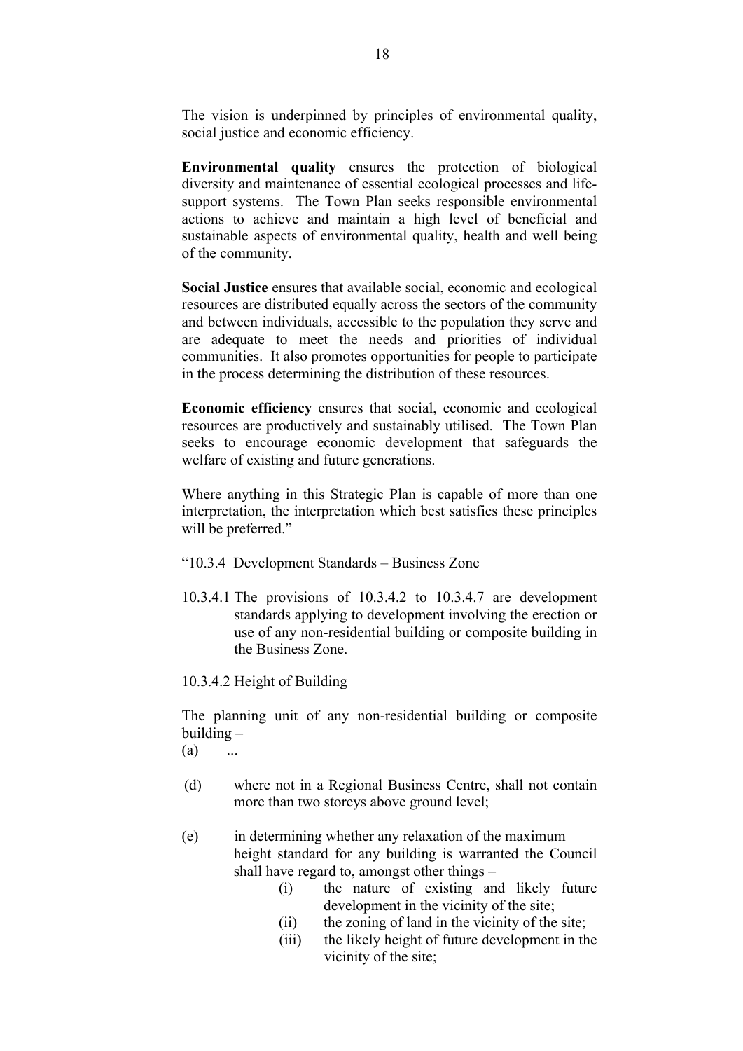The vision is underpinned by principles of environmental quality, social justice and economic efficiency.

**Environmental quality** ensures the protection of biological diversity and maintenance of essential ecological processes and life-support systems. The Town Plan seeks responsible environmental actions to achieve and maintain a high level of beneficial and sustainable aspects of environmental quality, health and well being of the community.

**Social Justice** ensures that available social, economic and ecological resources are distributed equally across the sectors of the community and between individuals, accessible to the population they serve and are adequate to meet the needs and priorities of individual communities. It also promotes opportunities for people to participate in the process determining the distribution of these resources.

**Economic efficiency** ensures that social, economic and ecological resources are productively and sustainably utilised. The Town Plan seeks to encourage economic development that safeguards the welfare of existing and future generations.

Where anything in this Strategic Plan is capable of more than one interpretation, the interpretation which best satisfies these principles will be preferred."

"10.3.4 Development Standards – Business Zone

10.3.4.1 The provisions of 10.3.4.2 to 10.3.4.7 are development standards applying to development involving the erection or use of any non-residential building or composite building in the Business Zone.

10.3.4.2 Height of Building

The planning unit of any non-residential building or composite building –

(a) ...

(d) where not in a Regional Business Centre, shall not contain more than two storeys above ground level;

(e) in determining whether any relaxation of the maximum height standard for any building is warranted the Council shall have regard to, amongst other things –

  (i) the nature of existing and likely future development in the vicinity of the site;
  
  (ii) the zoning of land in the vicinity of the site;
  
  (iii) the likely height of future development in the vicinity of the site;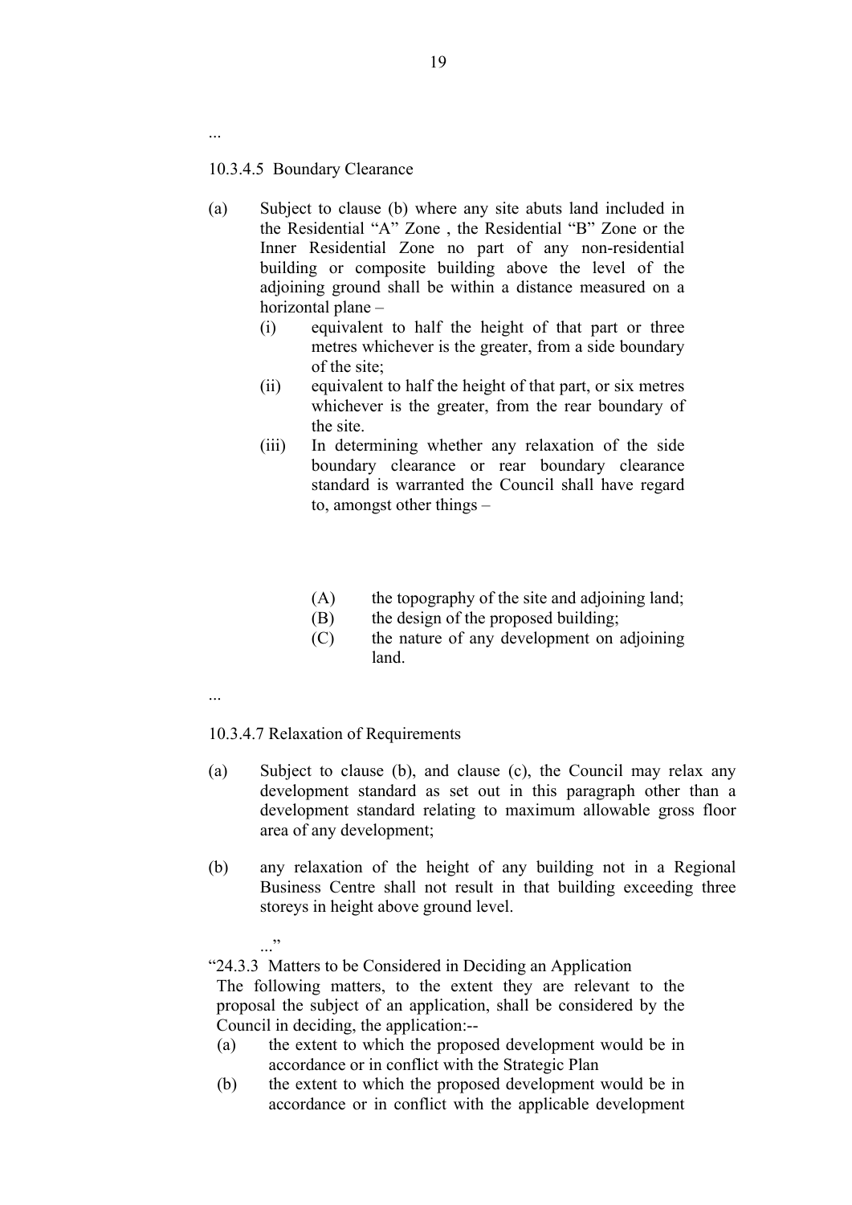...

10.3.4.5 Boundary Clearance

(a) Subject to clause (b) where any site abuts land included in the Residential “A” Zone , the Residential “B” Zone or the Inner Residential Zone no part of any non-residential building or composite building above the level of the adjoining ground shall be within a distance measured on a horizontal plane –

   (i) equivalent to half the height of that part or three metres whichever is the greater, from a side boundary of the site;

   (ii) equivalent to half the height of that part, or six metres whichever is the greater, from the rear boundary of the site.

   (iii) In determining whether any relaxation of the side boundary clearance or rear boundary clearance standard is warranted the Council shall have regard to, amongst other things –

      (A) the topography of the site and adjoining land;

      (B) the design of the proposed building;

      (C) the nature of any development on adjoining land.

...

10.3.4.7 Relaxation of Requirements

(a) Subject to clause (b), and clause (c), the Council may relax any development standard as set out in this paragraph other than a development standard relating to maximum allowable gross floor area of any development;

(b) any relaxation of the height of any building not in a Regional Business Centre shall not result in that building exceeding three storeys in height above ground level.

...”

“24.3.3 Matters to be Considered in Deciding an Application

The following matters, to the extent they are relevant to the proposal the subject of an application, shall be considered by the Council in deciding, the application:--

(a) the extent to which the proposed development would be in accordance or in conflict with the Strategic Plan

(b) the extent to which the proposed development would be in accordance or in conflict with the applicable development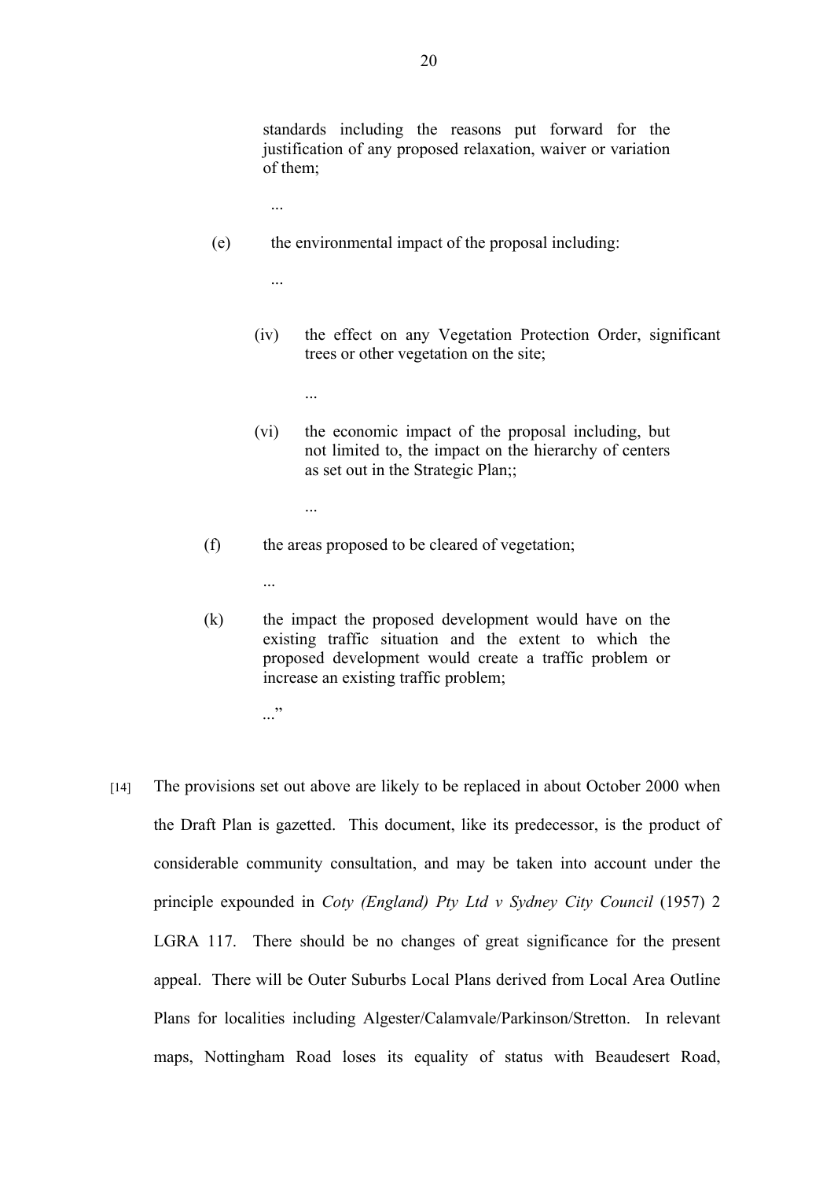standards including the reasons put forward for the justification of any proposed relaxation, waiver or variation of them;

...

(e) the environmental impact of the proposal including:

...

(iv) the effect on any Vegetation Protection Order, significant trees or other vegetation on the site;

...

(vi) the economic impact of the proposal including, but not limited to, the impact on the hierarchy of centers as set out in the Strategic Plan;;

...

(f) the areas proposed to be cleared of vegetation;

...

(k) the impact the proposed development would have on the existing traffic situation and the extent to which the proposed development would create a traffic problem or increase an existing traffic problem;

..."

[14] The provisions set out above are likely to be replaced in about October 2000 when the Draft Plan is gazetted. This document, like its predecessor, is the product of considerable community consultation, and may be taken into account under the principle expounded in *Coty (England) Pty Ltd v Sydney City Council* (1957) 2 LGRA 117. There should be no changes of great significance for the present appeal. There will be Outer Suburbs Local Plans derived from Local Area Outline Plans for localities including Algester/Calamvale/Parkinson/Stretton. In relevant maps, Nottingham Road loses its equality of status with Beaudesert Road,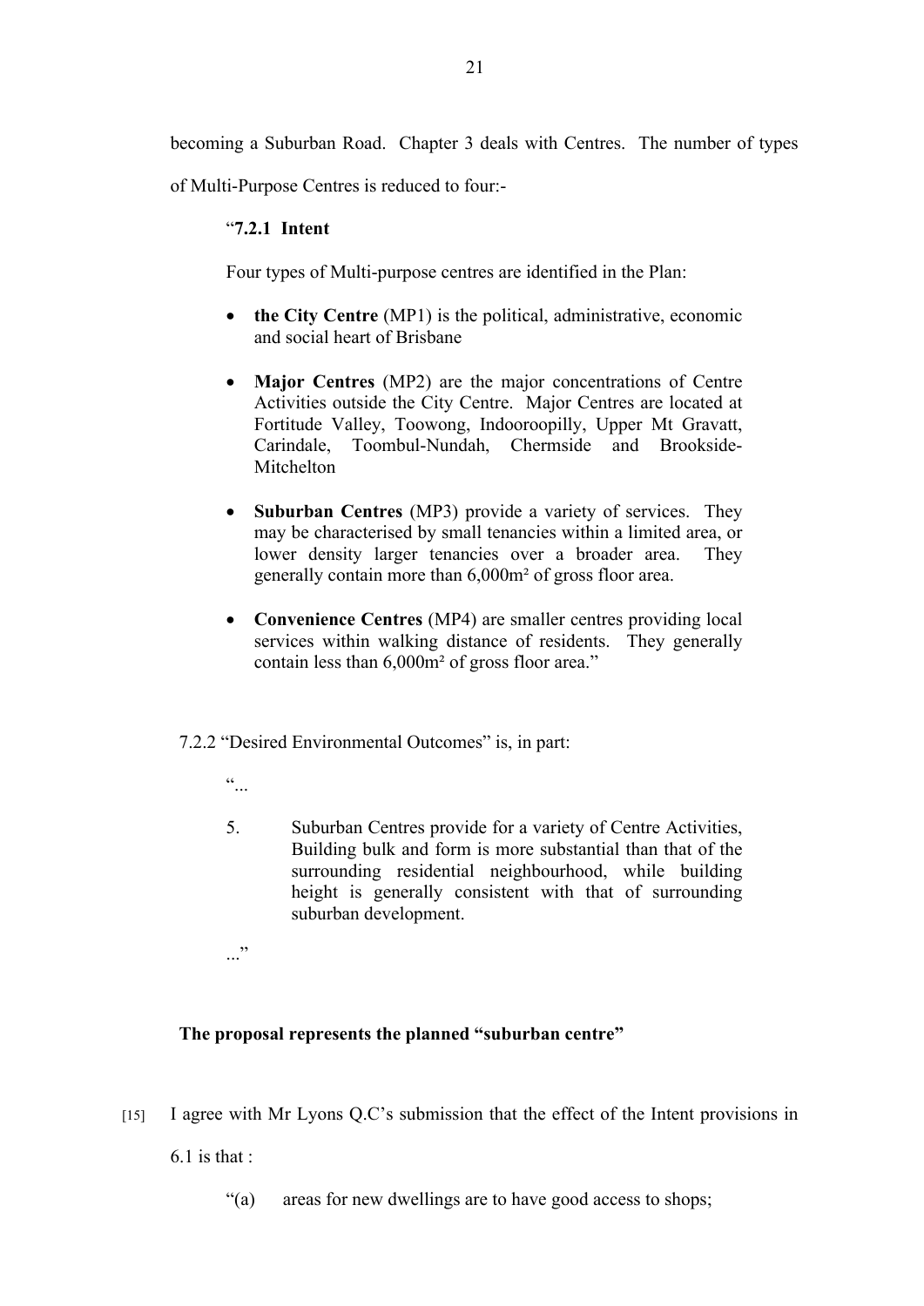becoming a Suburban Road. Chapter 3 deals with Centres. The number of types of Multi-Purpose Centres is reduced to four:-

> "**7.2.1 Intent**
>
> Four types of Multi-purpose centres are identified in the Plan:
>
> - **the City Centre** (MP1) is the political, administrative, economic and social heart of Brisbane
> - **Major Centres** (MP2) are the major concentrations of Centre Activities outside the City Centre. Major Centres are located at Fortitude Valley, Toowong, Indooroopilly, Upper Mt Gravatt, Carindale, Toombul-Nundah, Chermside and Brookside-Mitchelton
> - **Suburban Centres** (MP3) provide a variety of services. They may be characterised by small tenancies within a limited area, or lower density larger tenancies over a broader area. They generally contain more than 6,000m² of gross floor area.
> - **Convenience Centres** (MP4) are smaller centres providing local services within walking distance of residents. They generally contain less than 6,000m² of gross floor area."

7.2.2 "Desired Environmental Outcomes" is, in part:

> "...
>
> 5. Suburban Centres provide for a variety of Centre Activities, Building bulk and form is more substantial than that of the surrounding residential neighbourhood, while building height is generally consistent with that of surrounding suburban development.
>
> ..."

**The proposal represents the planned "suburban centre"**

[15] I agree with Mr Lyons Q.C's submission that the effect of the Intent provisions in 6.1 is that :

> "(a) areas for new dwellings are to have good access to shops;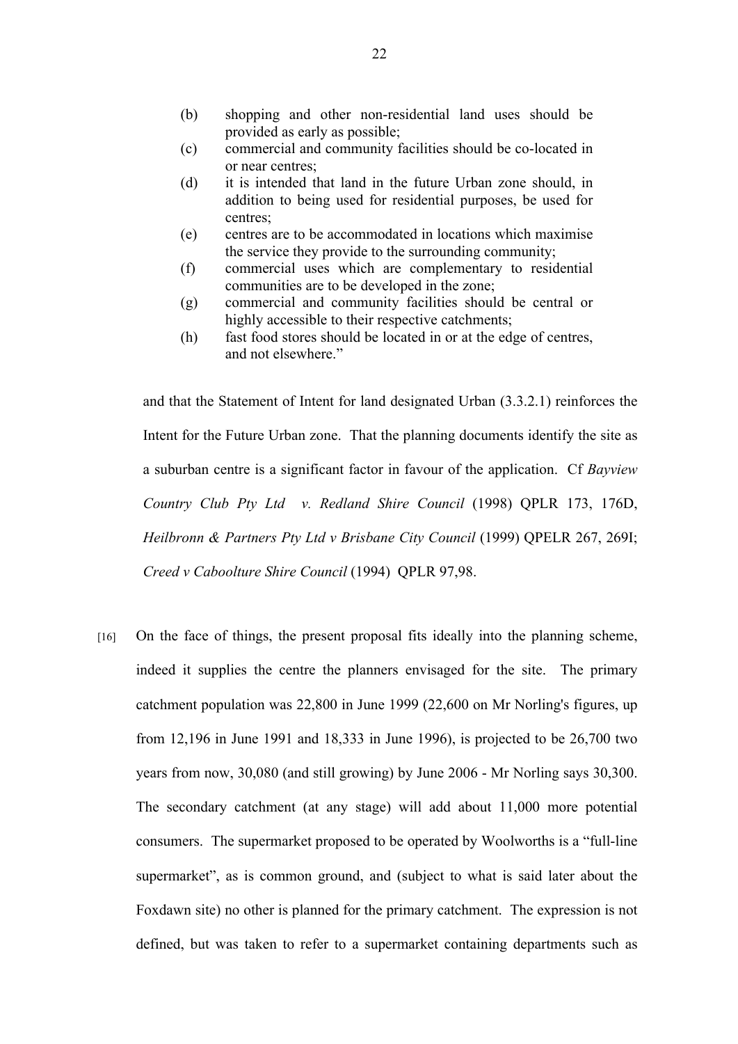> (b) shopping and other non-residential land uses should be provided as early as possible;
> (c) commercial and community facilities should be co-located in or near centres;
> (d) it is intended that land in the future Urban zone should, in addition to being used for residential purposes, be used for centres;
> (e) centres are to be accommodated in locations which maximise the service they provide to the surrounding community;
> (f) commercial uses which are complementary to residential communities are to be developed in the zone;
> (g) commercial and community facilities should be central or highly accessible to their respective catchments;
> (h) fast food stores should be located in or at the edge of centres, and not elsewhere."

and that the Statement of Intent for land designated Urban (3.3.2.1) reinforces the Intent for the Future Urban zone. That the planning documents identify the site as a suburban centre is a significant factor in favour of the application. Cf *Bayview Country Club Pty Ltd v. Redland Shire Council* (1998) QPLR 173, 176D, *Heilbronn & Partners Pty Ltd v Brisbane City Council* (1999) QPELR 267, 269I; *Creed v Caboolture Shire Council* (1994) QPLR 97,98.

[16] On the face of things, the present proposal fits ideally into the planning scheme, indeed it supplies the centre the planners envisaged for the site. The primary catchment population was 22,800 in June 1999 (22,600 on Mr Norling's figures, up from 12,196 in June 1991 and 18,333 in June 1996), is projected to be 26,700 two years from now, 30,080 (and still growing) by June 2006 - Mr Norling says 30,300. The secondary catchment (at any stage) will add about 11,000 more potential consumers. The supermarket proposed to be operated by Woolworths is a "full-line supermarket", as is common ground, and (subject to what is said later about the Foxdawn site) no other is planned for the primary catchment. The expression is not defined, but was taken to refer to a supermarket containing departments such as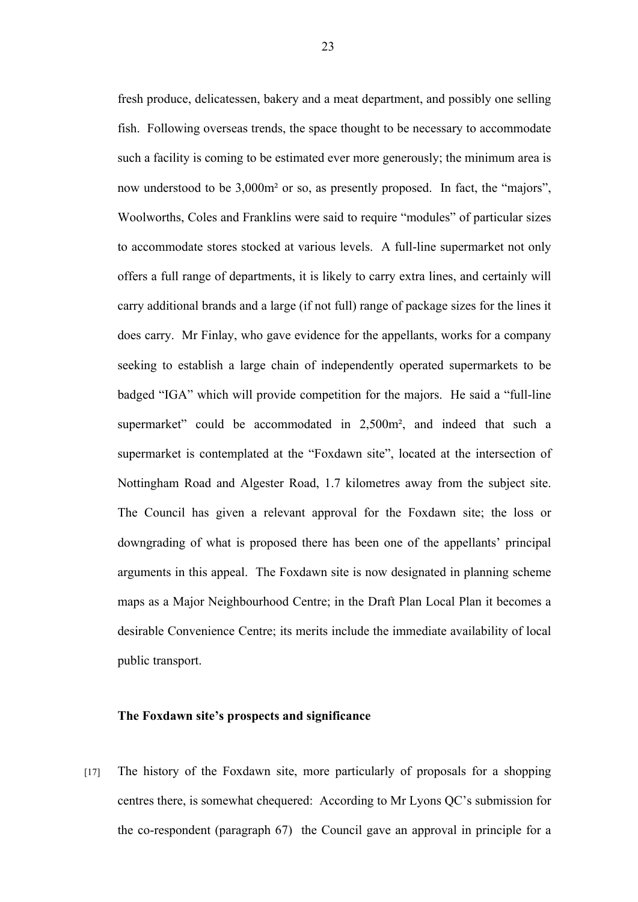fresh produce, delicatessen, bakery and a meat department, and possibly one selling fish. Following overseas trends, the space thought to be necessary to accommodate such a facility is coming to be estimated ever more generously; the minimum area is now understood to be 3,000m² or so, as presently proposed. In fact, the "majors", Woolworths, Coles and Franklins were said to require "modules" of particular sizes to accommodate stores stocked at various levels. A full-line supermarket not only offers a full range of departments, it is likely to carry extra lines, and certainly will carry additional brands and a large (if not full) range of package sizes for the lines it does carry. Mr Finlay, who gave evidence for the appellants, works for a company seeking to establish a large chain of independently operated supermarkets to be badged "IGA" which will provide competition for the majors. He said a "full-line supermarket" could be accommodated in 2,500m², and indeed that such a supermarket is contemplated at the "Foxdawn site", located at the intersection of Nottingham Road and Algester Road, 1.7 kilometres away from the subject site. The Council has given a relevant approval for the Foxdawn site; the loss or downgrading of what is proposed there has been one of the appellants' principal arguments in this appeal. The Foxdawn site is now designated in planning scheme maps as a Major Neighbourhood Centre; in the Draft Plan Local Plan it becomes a desirable Convenience Centre; its merits include the immediate availability of local public transport.

**The Foxdawn site's prospects and significance**

[17] The history of the Foxdawn site, more particularly of proposals for a shopping centres there, is somewhat chequered: According to Mr Lyons QC's submission for the co-respondent (paragraph 67) the Council gave an approval in principle for a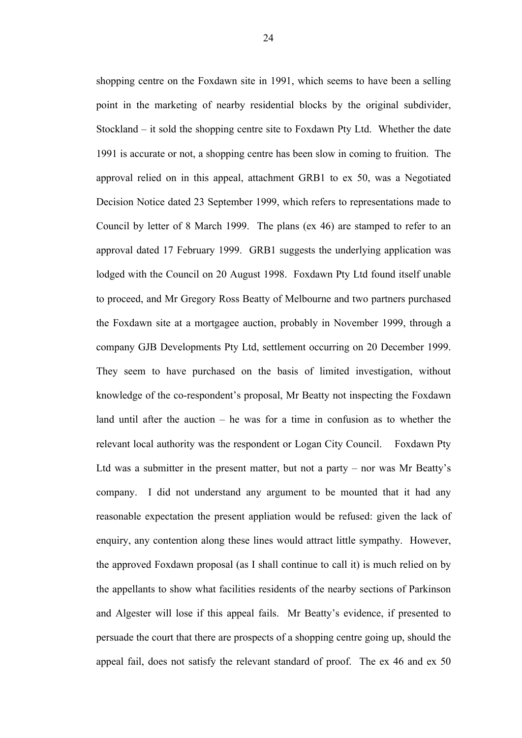shopping centre on the Foxdawn site in 1991, which seems to have been a selling point in the marketing of nearby residential blocks by the original subdivider, Stockland – it sold the shopping centre site to Foxdawn Pty Ltd. Whether the date 1991 is accurate or not, a shopping centre has been slow in coming to fruition. The approval relied on in this appeal, attachment GRB1 to ex 50, was a Negotiated Decision Notice dated 23 September 1999, which refers to representations made to Council by letter of 8 March 1999. The plans (ex 46) are stamped to refer to an approval dated 17 February 1999. GRB1 suggests the underlying application was lodged with the Council on 20 August 1998. Foxdawn Pty Ltd found itself unable to proceed, and Mr Gregory Ross Beatty of Melbourne and two partners purchased the Foxdawn site at a mortgagee auction, probably in November 1999, through a company GJB Developments Pty Ltd, settlement occurring on 20 December 1999. They seem to have purchased on the basis of limited investigation, without knowledge of the co-respondent's proposal, Mr Beatty not inspecting the Foxdawn land until after the auction – he was for a time in confusion as to whether the relevant local authority was the respondent or Logan City Council. Foxdawn Pty Ltd was a submitter in the present matter, but not a party – nor was Mr Beatty's company. I did not understand any argument to be mounted that it had any reasonable expectation the present appliation would be refused: given the lack of enquiry, any contention along these lines would attract little sympathy. However, the approved Foxdawn proposal (as I shall continue to call it) is much relied on by the appellants to show what facilities residents of the nearby sections of Parkinson and Algester will lose if this appeal fails. Mr Beatty's evidence, if presented to persuade the court that there are prospects of a shopping centre going up, should the appeal fail, does not satisfy the relevant standard of proof. The ex 46 and ex 50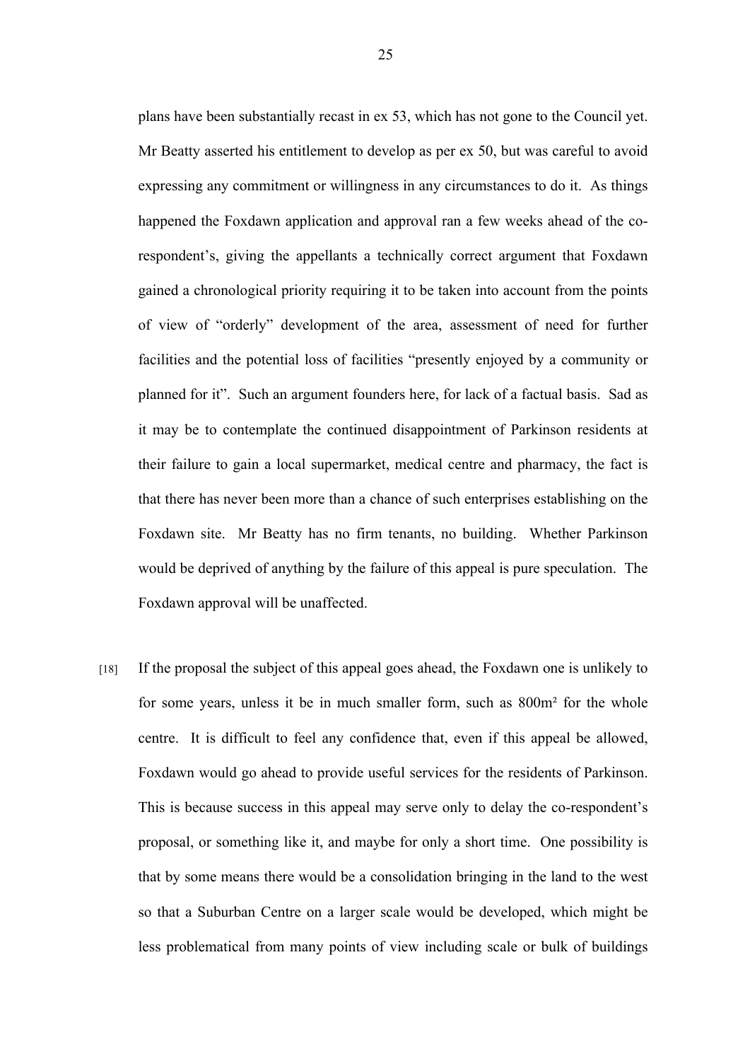plans have been substantially recast in ex 53, which has not gone to the Council yet. Mr Beatty asserted his entitlement to develop as per ex 50, but was careful to avoid expressing any commitment or willingness in any circumstances to do it. As things happened the Foxdawn application and approval ran a few weeks ahead of the co-respondent's, giving the appellants a technically correct argument that Foxdawn gained a chronological priority requiring it to be taken into account from the points of view of "orderly" development of the area, assessment of need for further facilities and the potential loss of facilities "presently enjoyed by a community or planned for it". Such an argument founders here, for lack of a factual basis. Sad as it may be to contemplate the continued disappointment of Parkinson residents at their failure to gain a local supermarket, medical centre and pharmacy, the fact is that there has never been more than a chance of such enterprises establishing on the Foxdawn site. Mr Beatty has no firm tenants, no building. Whether Parkinson would be deprived of anything by the failure of this appeal is pure speculation. The Foxdawn approval will be unaffected.

[18] If the proposal the subject of this appeal goes ahead, the Foxdawn one is unlikely to for some years, unless it be in much smaller form, such as 800m² for the whole centre. It is difficult to feel any confidence that, even if this appeal be allowed, Foxdawn would go ahead to provide useful services for the residents of Parkinson. This is because success in this appeal may serve only to delay the co-respondent's proposal, or something like it, and maybe for only a short time. One possibility is that by some means there would be a consolidation bringing in the land to the west so that a Suburban Centre on a larger scale would be developed, which might be less problematical from many points of view including scale or bulk of buildings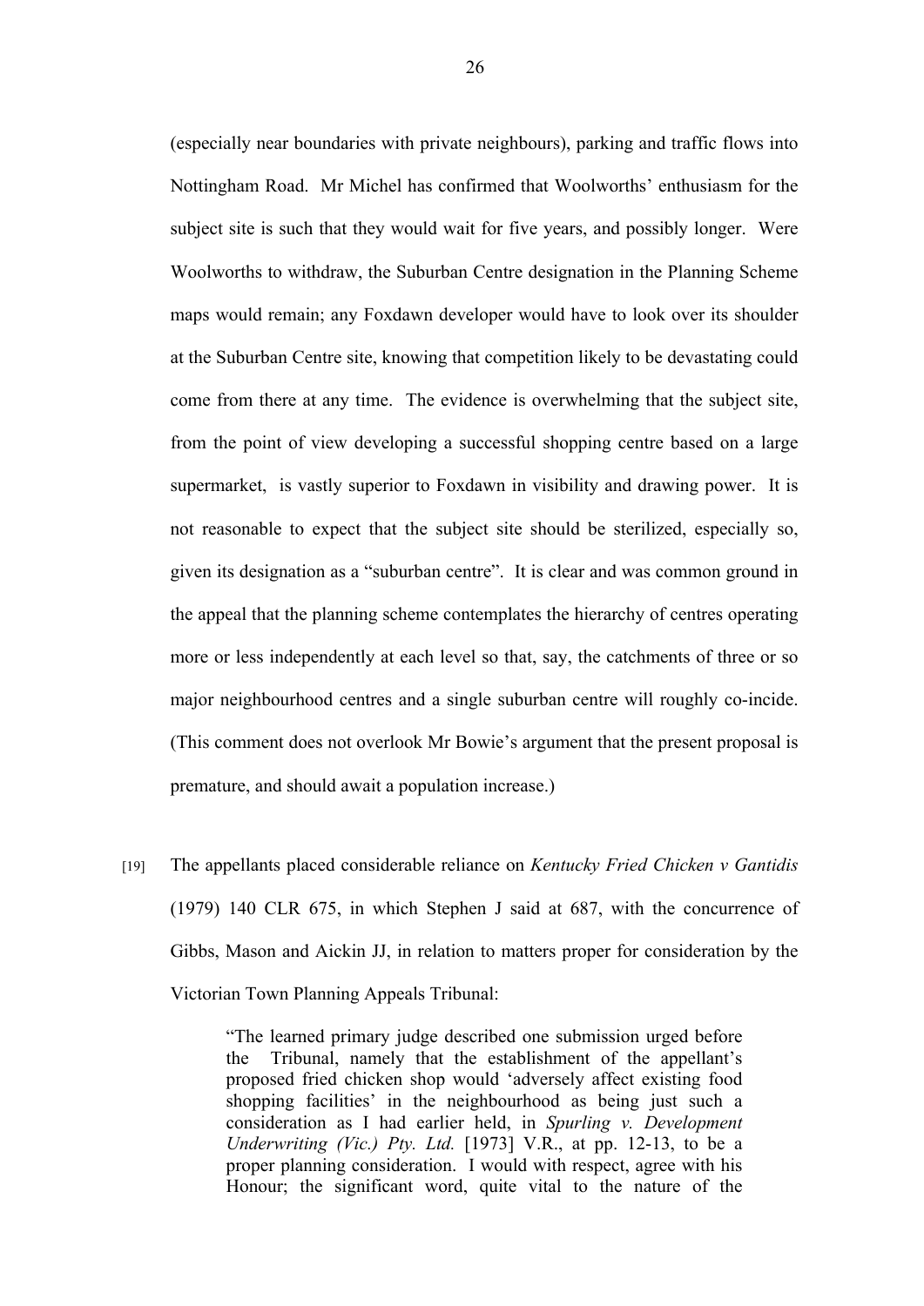(especially near boundaries with private neighbours), parking and traffic flows into Nottingham Road. Mr Michel has confirmed that Woolworths' enthusiasm for the subject site is such that they would wait for five years, and possibly longer. Were Woolworths to withdraw, the Suburban Centre designation in the Planning Scheme maps would remain; any Foxdawn developer would have to look over its shoulder at the Suburban Centre site, knowing that competition likely to be devastating could come from there at any time. The evidence is overwhelming that the subject site, from the point of view developing a successful shopping centre based on a large supermarket, is vastly superior to Foxdawn in visibility and drawing power. It is not reasonable to expect that the subject site should be sterilized, especially so, given its designation as a "suburban centre". It is clear and was common ground in the appeal that the planning scheme contemplates the hierarchy of centres operating more or less independently at each level so that, say, the catchments of three or so major neighbourhood centres and a single suburban centre will roughly co-incide. (This comment does not overlook Mr Bowie's argument that the present proposal is premature, and should await a population increase.)

[19] The appellants placed considerable reliance on *Kentucky Fried Chicken v Gantidis* (1979) 140 CLR 675, in which Stephen J said at 687, with the concurrence of Gibbs, Mason and Aickin JJ, in relation to matters proper for consideration by the Victorian Town Planning Appeals Tribunal:

> "The learned primary judge described one submission urged before the Tribunal, namely that the establishment of the appellant's proposed fried chicken shop would 'adversely affect existing food shopping facilities' in the neighbourhood as being just such a consideration as I had earlier held, in *Spurling v. Development Underwriting (Vic.) Pty. Ltd.* [1973] V.R., at pp. 12-13, to be a proper planning consideration. I would with respect, agree with his Honour; the significant word, quite vital to the nature of the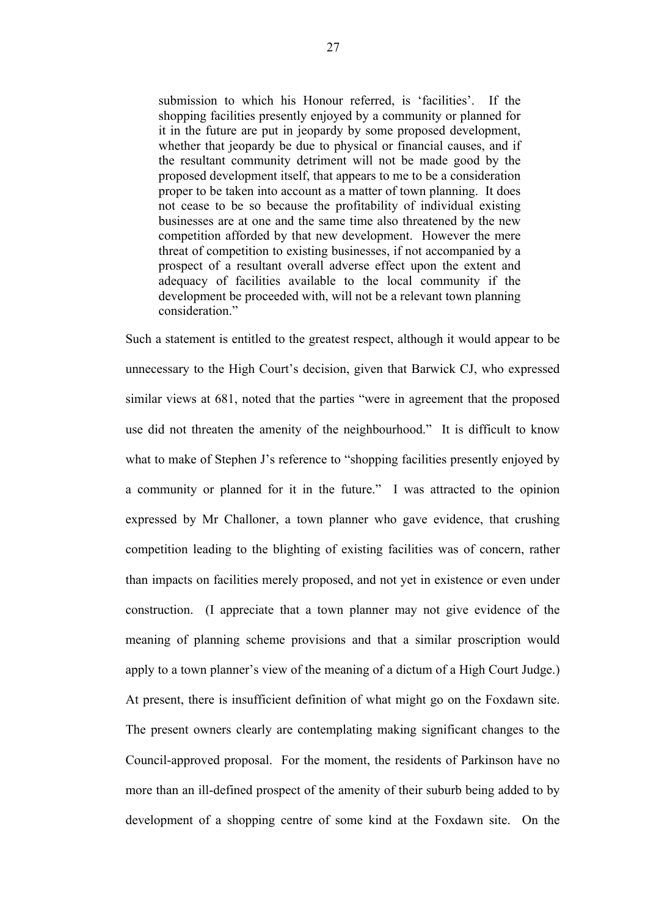> submission to which his Honour referred, is 'facilities'. If the shopping facilities presently enjoyed by a community or planned for it in the future are put in jeopardy by some proposed development, whether that jeopardy be due to physical or financial causes, and if the resultant community detriment will not be made good by the proposed development itself, that appears to me to be a consideration proper to be taken into account as a matter of town planning. It does not cease to be so because the profitability of individual existing businesses are at one and the same time also threatened by the new competition afforded by that new development. However the mere threat of competition to existing businesses, if not accompanied by a prospect of a resultant overall adverse effect upon the extent and adequacy of facilities available to the local community if the development be proceeded with, will not be a relevant town planning consideration."

Such a statement is entitled to the greatest respect, although it would appear to be unnecessary to the High Court's decision, given that Barwick CJ, who expressed similar views at 681, noted that the parties "were in agreement that the proposed use did not threaten the amenity of the neighbourhood." It is difficult to know what to make of Stephen J's reference to "shopping facilities presently enjoyed by a community or planned for it in the future." I was attracted to the opinion expressed by Mr Challoner, a town planner who gave evidence, that crushing competition leading to the blighting of existing facilities was of concern, rather than impacts on facilities merely proposed, and not yet in existence or even under construction. (I appreciate that a town planner may not give evidence of the meaning of planning scheme provisions and that a similar proscription would apply to a town planner's view of the meaning of a dictum of a High Court Judge.) At present, there is insufficient definition of what might go on the Foxdawn site. The present owners clearly are contemplating making significant changes to the Council-approved proposal. For the moment, the residents of Parkinson have no more than an ill-defined prospect of the amenity of their suburb being added to by development of a shopping centre of some kind at the Foxdawn site. On the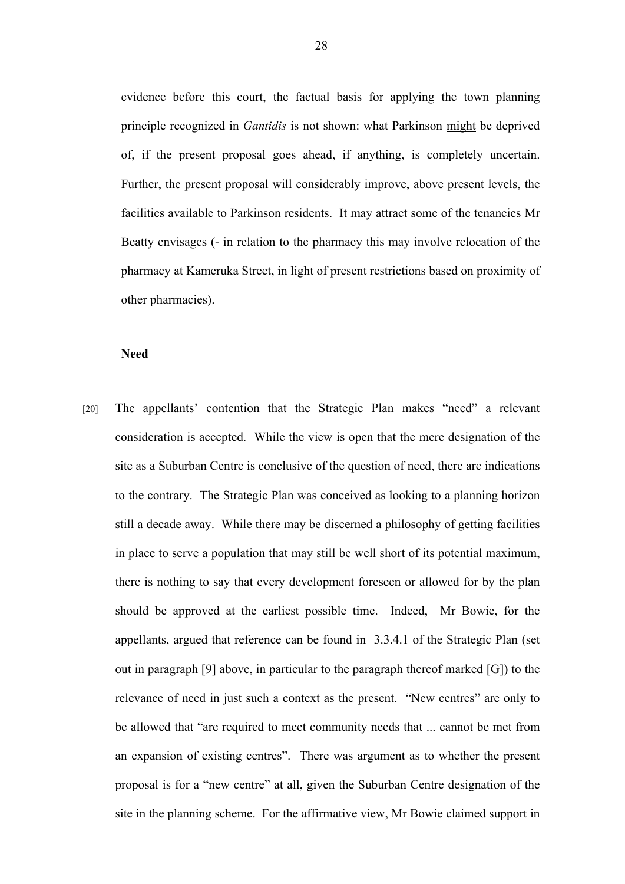evidence before this court, the factual basis for applying the town planning principle recognized in *Gantidis* is not shown: what Parkinson might be deprived of, if the present proposal goes ahead, if anything, is completely uncertain. Further, the present proposal will considerably improve, above present levels, the facilities available to Parkinson residents. It may attract some of the tenancies Mr Beatty envisages (- in relation to the pharmacy this may involve relocation of the pharmacy at Kameruka Street, in light of present restrictions based on proximity of other pharmacies).

**Need**

[20] The appellants' contention that the Strategic Plan makes "need" a relevant consideration is accepted. While the view is open that the mere designation of the site as a Suburban Centre is conclusive of the question of need, there are indications to the contrary. The Strategic Plan was conceived as looking to a planning horizon still a decade away. While there may be discerned a philosophy of getting facilities in place to serve a population that may still be well short of its potential maximum, there is nothing to say that every development foreseen or allowed for by the plan should be approved at the earliest possible time. Indeed, Mr Bowie, for the appellants, argued that reference can be found in 3.3.4.1 of the Strategic Plan (set out in paragraph [9] above, in particular to the paragraph thereof marked [G]) to the relevance of need in just such a context as the present. "New centres" are only to be allowed that "are required to meet community needs that ... cannot be met from an expansion of existing centres". There was argument as to whether the present proposal is for a "new centre" at all, given the Suburban Centre designation of the site in the planning scheme. For the affirmative view, Mr Bowie claimed support in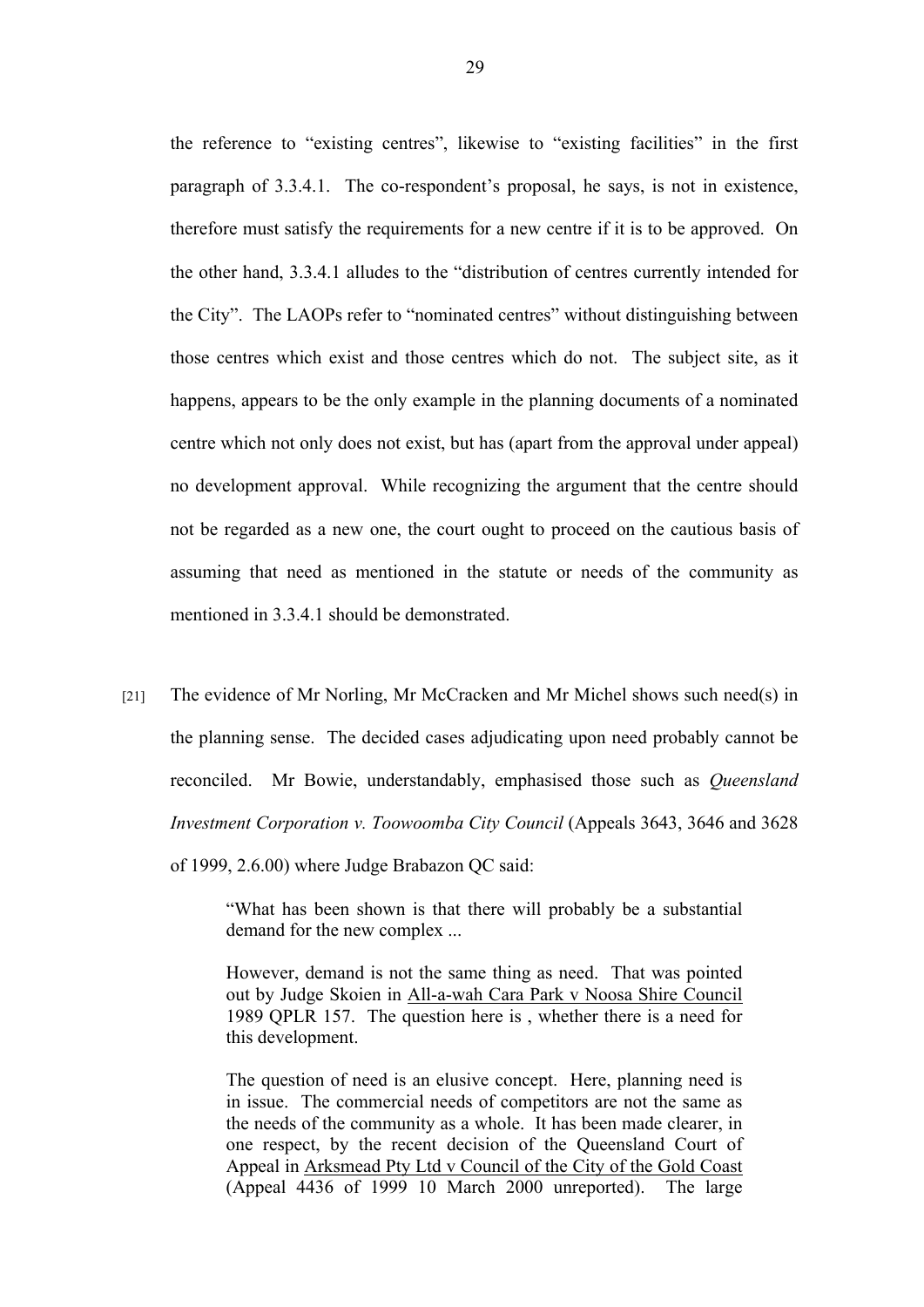the reference to "existing centres", likewise to "existing facilities" in the first paragraph of 3.3.4.1. The co-respondent's proposal, he says, is not in existence, therefore must satisfy the requirements for a new centre if it is to be approved. On the other hand, 3.3.4.1 alludes to the "distribution of centres currently intended for the City". The LAOPs refer to "nominated centres" without distinguishing between those centres which exist and those centres which do not. The subject site, as it happens, appears to be the only example in the planning documents of a nominated centre which not only does not exist, but has (apart from the approval under appeal) no development approval. While recognizing the argument that the centre should not be regarded as a new one, the court ought to proceed on the cautious basis of assuming that need as mentioned in the statute or needs of the community as mentioned in 3.3.4.1 should be demonstrated.

[21] The evidence of Mr Norling, Mr McCracken and Mr Michel shows such need(s) in the planning sense. The decided cases adjudicating upon need probably cannot be reconciled. Mr Bowie, understandably, emphasised those such as *Queensland Investment Corporation v. Toowoomba City Council* (Appeals 3643, 3646 and 3628 of 1999, 2.6.00) where Judge Brabazon QC said:

> "What has been shown is that there will probably be a substantial demand for the new complex ...
>
> However, demand is not the same thing as need. That was pointed out by Judge Skoien in All-a-wah Cara Park v Noosa Shire Council 1989 QPLR 157. The question here is , whether there is a need for this development.
>
> The question of need is an elusive concept. Here, planning need is in issue. The commercial needs of competitors are not the same as the needs of the community as a whole. It has been made clearer, in one respect, by the recent decision of the Queensland Court of Appeal in Arksmead Pty Ltd v Council of the City of the Gold Coast (Appeal 4436 of 1999 10 March 2000 unreported). The large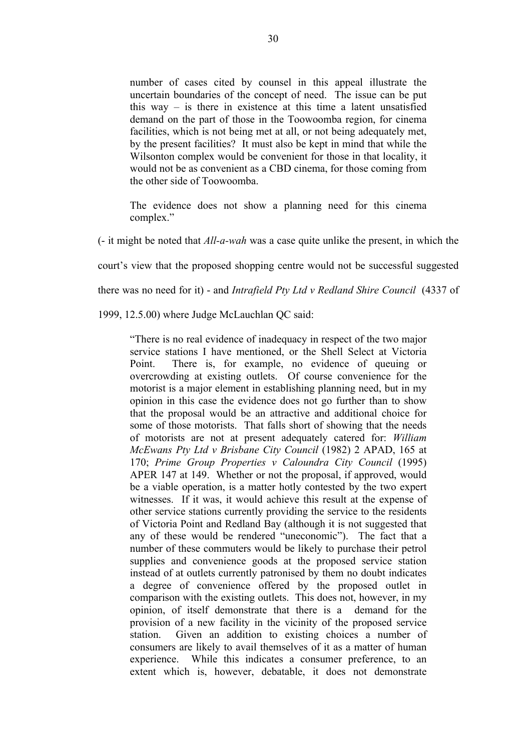> number of cases cited by counsel in this appeal illustrate the uncertain boundaries of the concept of need. The issue can be put this way – is there in existence at this time a latent unsatisfied demand on the part of those in the Toowoomba region, for cinema facilities, which is not being met at all, or not being adequately met, by the present facilities? It must also be kept in mind that while the Wilsonton complex would be convenient for those in that locality, it would not be as convenient as a CBD cinema, for those coming from the other side of Toowoomba.
>
> The evidence does not show a planning need for this cinema complex."

(- it might be noted that *All-a-wah* was a case quite unlike the present, in which the court's view that the proposed shopping centre would not be successful suggested there was no need for it) - and *Intrafield Pty Ltd v Redland Shire Council* (4337 of 1999, 12.5.00) where Judge McLauchlan QC said:

> "There is no real evidence of inadequacy in respect of the two major service stations I have mentioned, or the Shell Select at Victoria Point. There is, for example, no evidence of queuing or overcrowding at existing outlets. Of course convenience for the motorist is a major element in establishing planning need, but in my opinion in this case the evidence does not go further than to show that the proposal would be an attractive and additional choice for some of those motorists. That falls short of showing that the needs of motorists are not at present adequately catered for: *William McEwans Pty Ltd v Brisbane City Council* (1982) 2 APAD, 165 at 170; *Prime Group Properties v Caloundra City Council* (1995) APER 147 at 149. Whether or not the proposal, if approved, would be a viable operation, is a matter hotly contested by the two expert witnesses. If it was, it would achieve this result at the expense of other service stations currently providing the service to the residents of Victoria Point and Redland Bay (although it is not suggested that any of these would be rendered "uneconomic"). The fact that a number of these commuters would be likely to purchase their petrol supplies and convenience goods at the proposed service station instead of at outlets currently patronised by them no doubt indicates a degree of convenience offered by the proposed outlet in comparison with the existing outlets. This does not, however, in my opinion, of itself demonstrate that there is a demand for the provision of a new facility in the vicinity of the proposed service station. Given an addition to existing choices a number of consumers are likely to avail themselves of it as a matter of human experience. While this indicates a consumer preference, to an extent which is, however, debatable, it does not demonstrate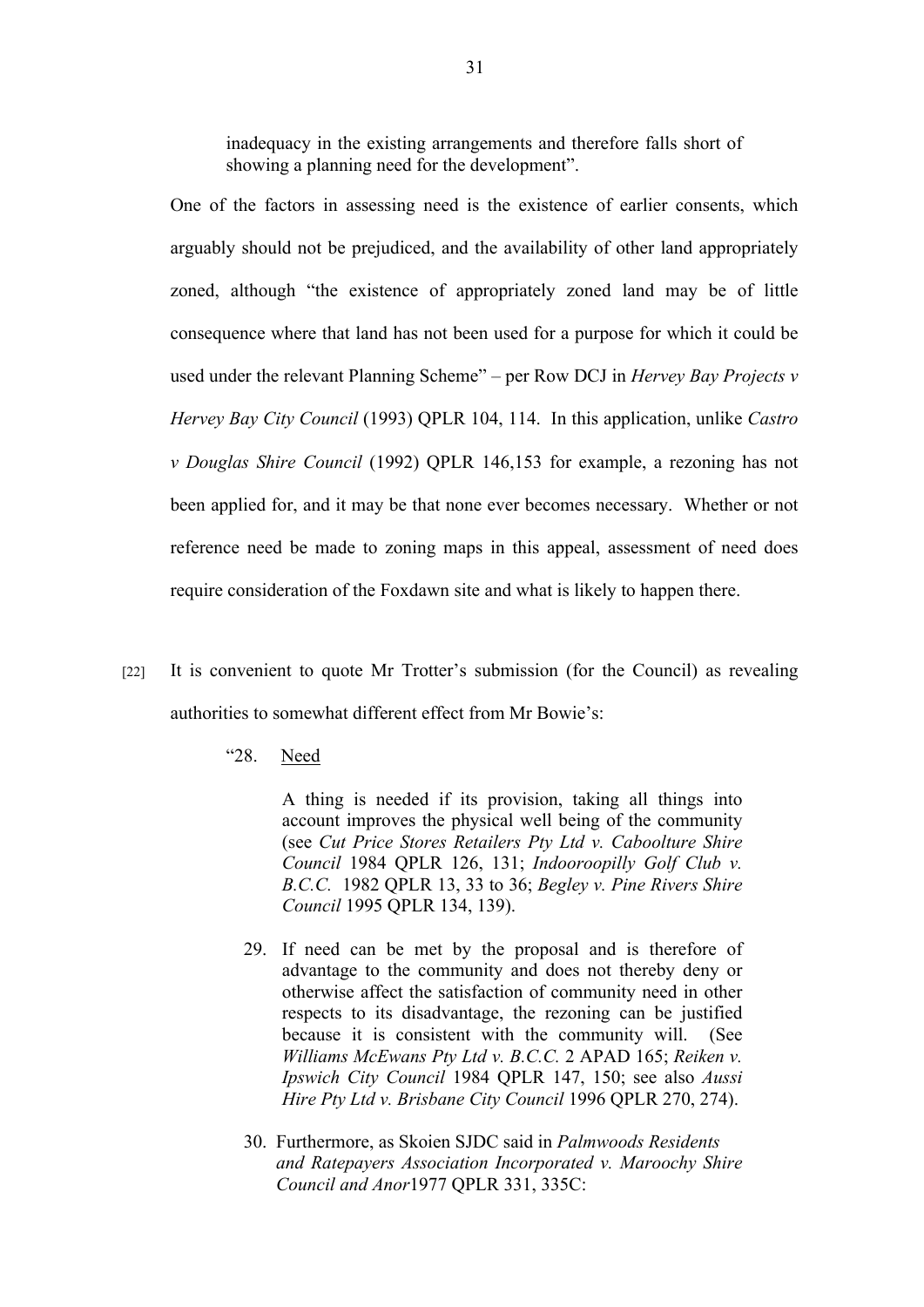inadequacy in the existing arrangements and therefore falls short of showing a planning need for the development".

One of the factors in assessing need is the existence of earlier consents, which arguably should not be prejudiced, and the availability of other land appropriately zoned, although "the existence of appropriately zoned land may be of little consequence where that land has not been used for a purpose for which it could be used under the relevant Planning Scheme" – per Row DCJ in *Hervey Bay Projects v Hervey Bay City Council* (1993) QPLR 104, 114. In this application, unlike *Castro v Douglas Shire Council* (1992) QPLR 146,153 for example, a rezoning has not been applied for, and it may be that none ever becomes necessary. Whether or not reference need be made to zoning maps in this appeal, assessment of need does require consideration of the Foxdawn site and what is likely to happen there.

[22] It is convenient to quote Mr Trotter's submission (for the Council) as revealing authorities to somewhat different effect from Mr Bowie's:

> "28. Need
>
> A thing is needed if its provision, taking all things into account improves the physical well being of the community (see *Cut Price Stores Retailers Pty Ltd v. Caboolture Shire Council* 1984 QPLR 126, 131; *Indooroopilly Golf Club v. B.C.C.* 1982 QPLR 13, 33 to 36; *Begley v. Pine Rivers Shire Council* 1995 QPLR 134, 139).
>
> 29. If need can be met by the proposal and is therefore of advantage to the community and does not thereby deny or otherwise affect the satisfaction of community need in other respects to its disadvantage, the rezoning can be justified because it is consistent with the community will. (See *Williams McEwans Pty Ltd v. B.C.C.* 2 APAD 165; *Reiken v. Ipswich City Council* 1984 QPLR 147, 150; see also *Aussi Hire Pty Ltd v. Brisbane City Council* 1996 QPLR 270, 274).
>
> 30. Furthermore, as Skoien SJDC said in *Palmwoods Residents and Ratepayers Association Incorporated v. Maroochy Shire Council and Anor*1977 QPLR 331, 335C: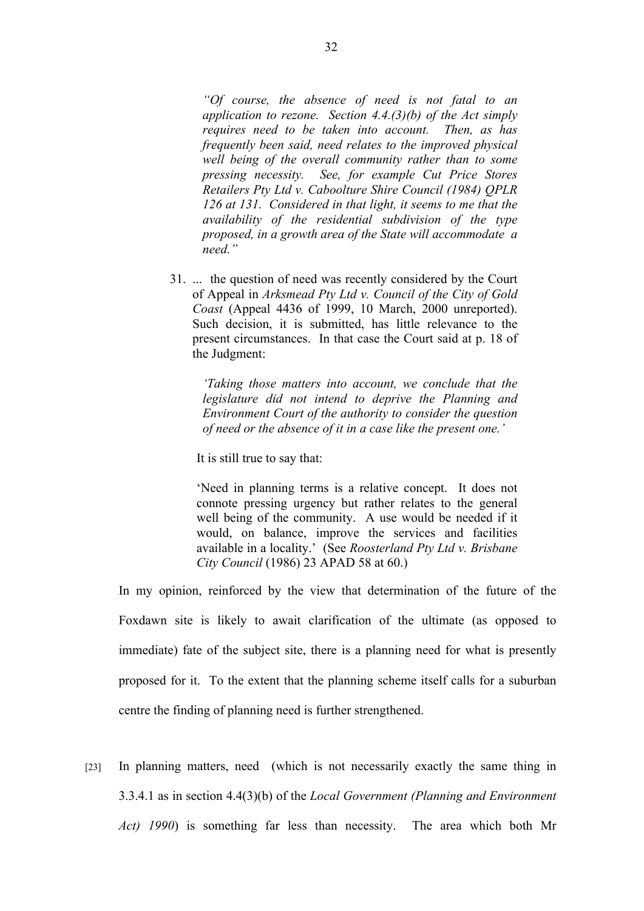> *"Of course, the absence of need is not fatal to an application to rezone. Section 4.4.(3)(b) of the Act simply requires need to be taken into account. Then, as has frequently been said, need relates to the improved physical well being of the overall community rather than to some pressing necessity. See, for example Cut Price Stores Retailers Pty Ltd v. Caboolture Shire Council (1984) QPLR 126 at 131. Considered in that light, it seems to me that the availability of the residential subdivision of the type proposed, in a growth area of the State will accommodate a need."*

> 31. ... the question of need was recently considered by the Court of Appeal in *Arksmead Pty Ltd v. Council of the City of Gold Coast* (Appeal 4436 of 1999, 10 March, 2000 unreported). Such decision, it is submitted, has little relevance to the present circumstances. In that case the Court said at p. 18 of the Judgment:
>
> > *'Taking those matters into account, we conclude that the legislature did not intend to deprive the Planning and Environment Court of the authority to consider the question of need or the absence of it in a case like the present one.'*
>
> It is still true to say that:
>
> > 'Need in planning terms is a relative concept. It does not connote pressing urgency but rather relates to the general well being of the community. A use would be needed if it would, on balance, improve the services and facilities available in a locality.' (See *Roosterland Pty Ltd v. Brisbane City Council* (1986) 23 APAD 58 at 60.)

In my opinion, reinforced by the view that determination of the future of the Foxdawn site is likely to await clarification of the ultimate (as opposed to immediate) fate of the subject site, there is a planning need for what is presently proposed for it. To the extent that the planning scheme itself calls for a suburban centre the finding of planning need is further strengthened.

[23] In planning matters, need (which is not necessarily exactly the same thing in 3.3.4.1 as in section 4.4(3)(b) of the *Local Government (Planning and Environment Act) 1990*) is something far less than necessity. The area which both Mr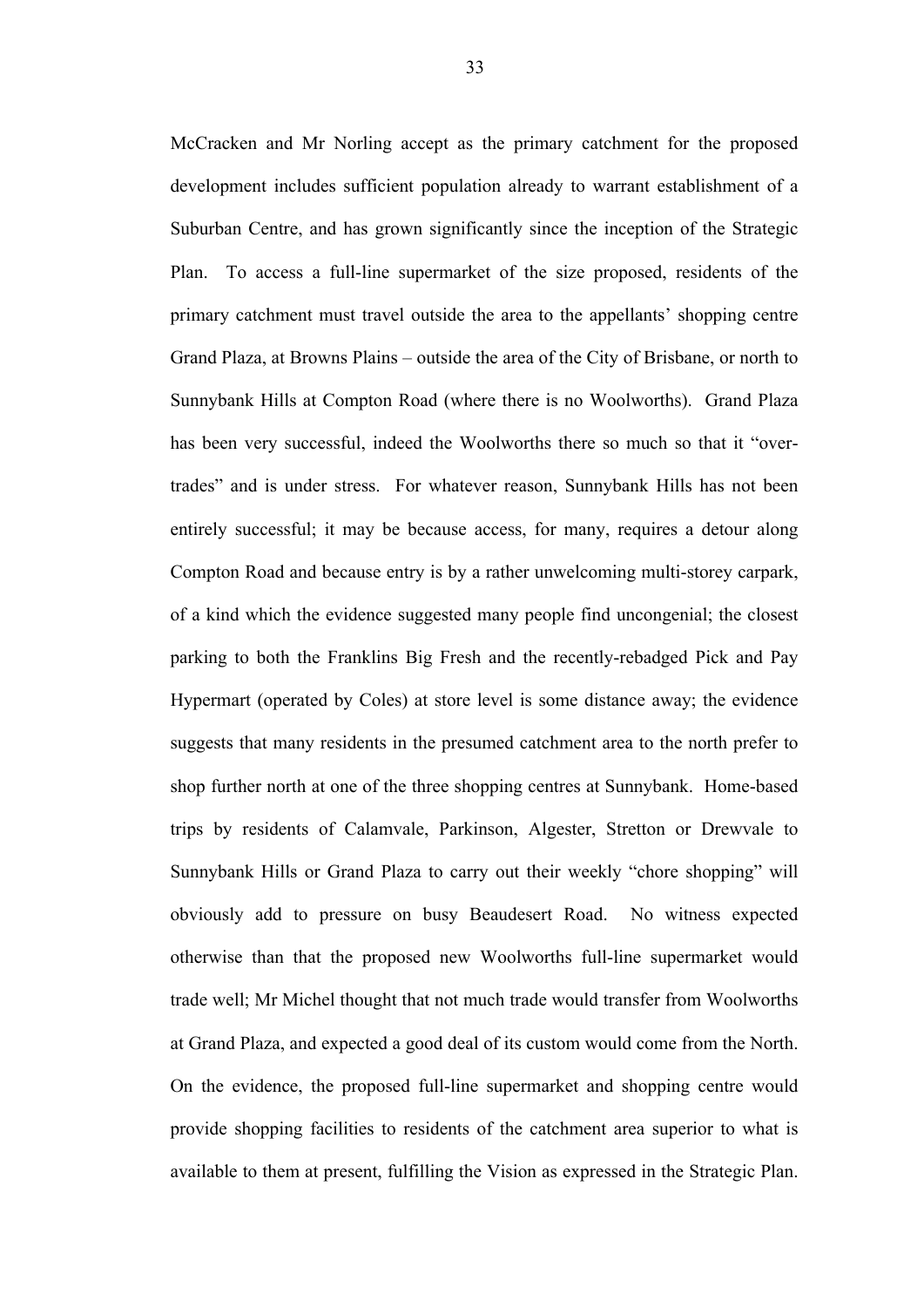McCracken and Mr Norling accept as the primary catchment for the proposed development includes sufficient population already to warrant establishment of a Suburban Centre, and has grown significantly since the inception of the Strategic Plan. To access a full-line supermarket of the size proposed, residents of the primary catchment must travel outside the area to the appellants' shopping centre Grand Plaza, at Browns Plains – outside the area of the City of Brisbane, or north to Sunnybank Hills at Compton Road (where there is no Woolworths). Grand Plaza has been very successful, indeed the Woolworths there so much so that it "over-trades" and is under stress. For whatever reason, Sunnybank Hills has not been entirely successful; it may be because access, for many, requires a detour along Compton Road and because entry is by a rather unwelcoming multi-storey carpark, of a kind which the evidence suggested many people find uncongenial; the closest parking to both the Franklins Big Fresh and the recently-rebadged Pick and Pay Hypermart (operated by Coles) at store level is some distance away; the evidence suggests that many residents in the presumed catchment area to the north prefer to shop further north at one of the three shopping centres at Sunnybank. Home-based trips by residents of Calamvale, Parkinson, Algester, Stretton or Drewvale to Sunnybank Hills or Grand Plaza to carry out their weekly "chore shopping" will obviously add to pressure on busy Beaudesert Road. No witness expected otherwise than that the proposed new Woolworths full-line supermarket would trade well; Mr Michel thought that not much trade would transfer from Woolworths at Grand Plaza, and expected a good deal of its custom would come from the North. On the evidence, the proposed full-line supermarket and shopping centre would provide shopping facilities to residents of the catchment area superior to what is available to them at present, fulfilling the Vision as expressed in the Strategic Plan.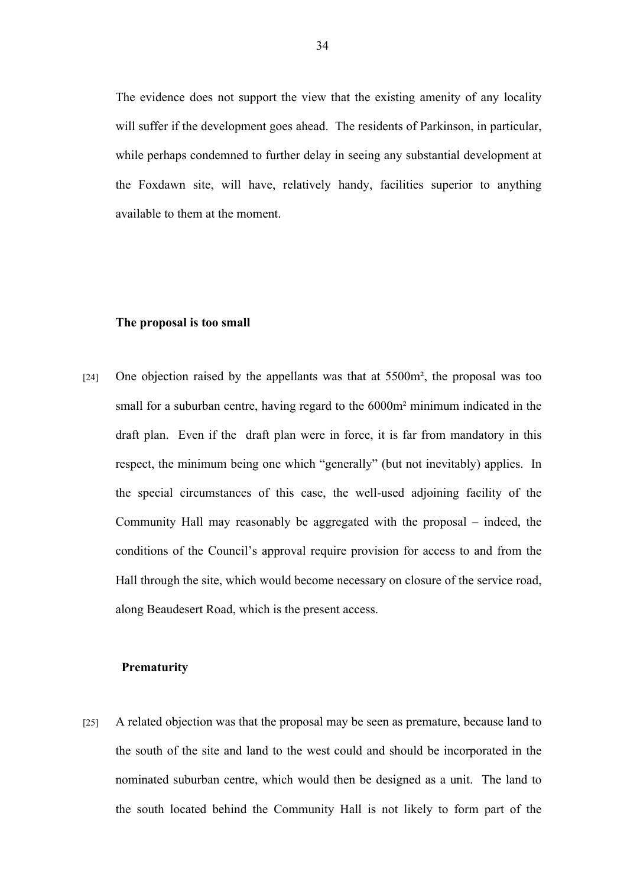The evidence does not support the view that the existing amenity of any locality will suffer if the development goes ahead. The residents of Parkinson, in particular, while perhaps condemned to further delay in seeing any substantial development at the Foxdawn site, will have, relatively handy, facilities superior to anything available to them at the moment.

**The proposal is too small**

[24] One objection raised by the appellants was that at 5500m², the proposal was too small for a suburban centre, having regard to the 6000m² minimum indicated in the draft plan. Even if the draft plan were in force, it is far from mandatory in this respect, the minimum being one which "generally" (but not inevitably) applies. In the special circumstances of this case, the well-used adjoining facility of the Community Hall may reasonably be aggregated with the proposal – indeed, the conditions of the Council's approval require provision for access to and from the Hall through the site, which would become necessary on closure of the service road, along Beaudesert Road, which is the present access.

**Prematurity**

[25] A related objection was that the proposal may be seen as premature, because land to the south of the site and land to the west could and should be incorporated in the nominated suburban centre, which would then be designed as a unit. The land to the south located behind the Community Hall is not likely to form part of the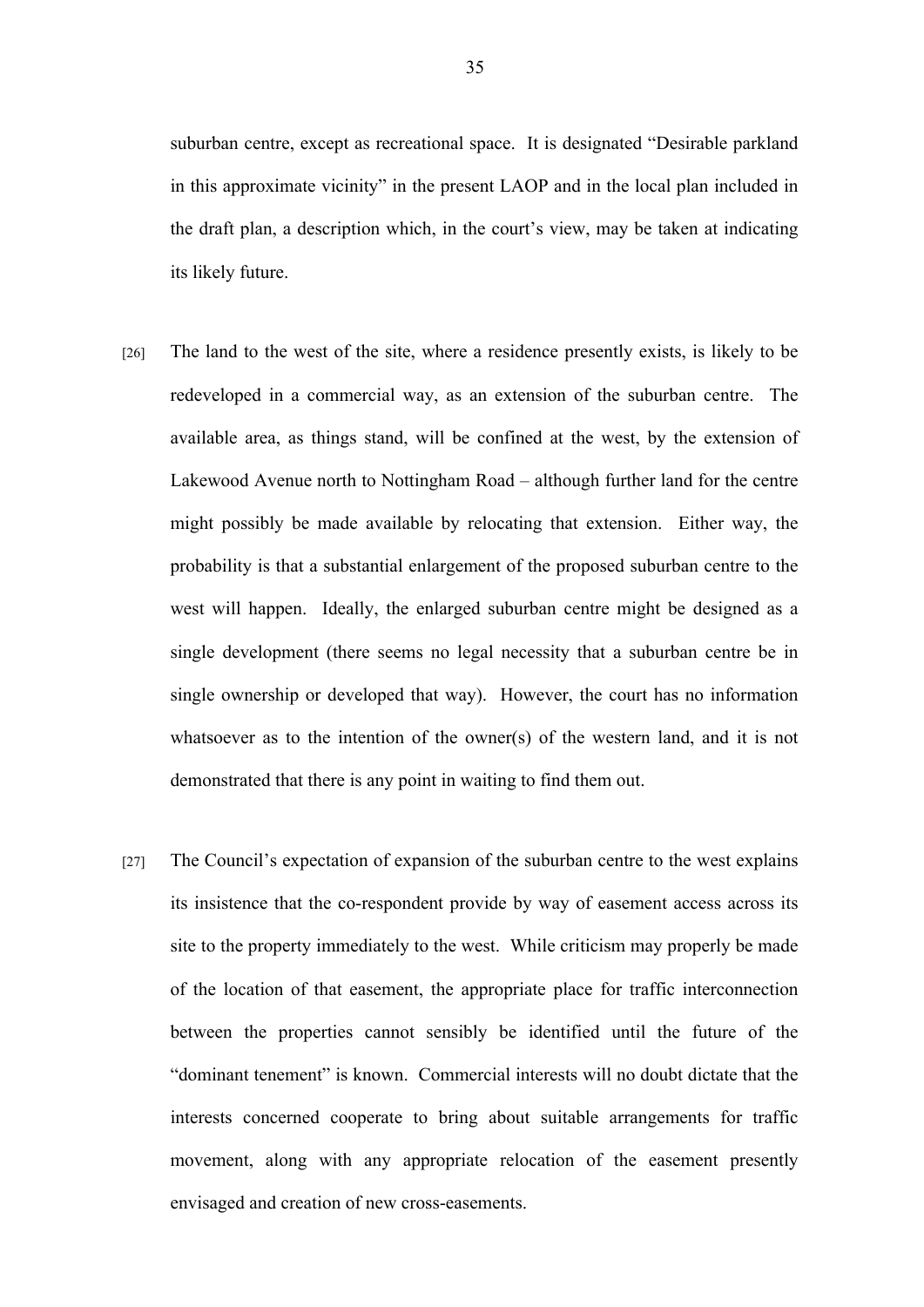suburban centre, except as recreational space. It is designated "Desirable parkland in this approximate vicinity" in the present LAOP and in the local plan included in the draft plan, a description which, in the court's view, may be taken at indicating its likely future.

[26] The land to the west of the site, where a residence presently exists, is likely to be redeveloped in a commercial way, as an extension of the suburban centre. The available area, as things stand, will be confined at the west, by the extension of Lakewood Avenue north to Nottingham Road – although further land for the centre might possibly be made available by relocating that extension. Either way, the probability is that a substantial enlargement of the proposed suburban centre to the west will happen. Ideally, the enlarged suburban centre might be designed as a single development (there seems no legal necessity that a suburban centre be in single ownership or developed that way). However, the court has no information whatsoever as to the intention of the owner(s) of the western land, and it is not demonstrated that there is any point in waiting to find them out.

[27] The Council's expectation of expansion of the suburban centre to the west explains its insistence that the co-respondent provide by way of easement access across its site to the property immediately to the west. While criticism may properly be made of the location of that easement, the appropriate place for traffic interconnection between the properties cannot sensibly be identified until the future of the "dominant tenement" is known. Commercial interests will no doubt dictate that the interests concerned cooperate to bring about suitable arrangements for traffic movement, along with any appropriate relocation of the easement presently envisaged and creation of new cross-easements.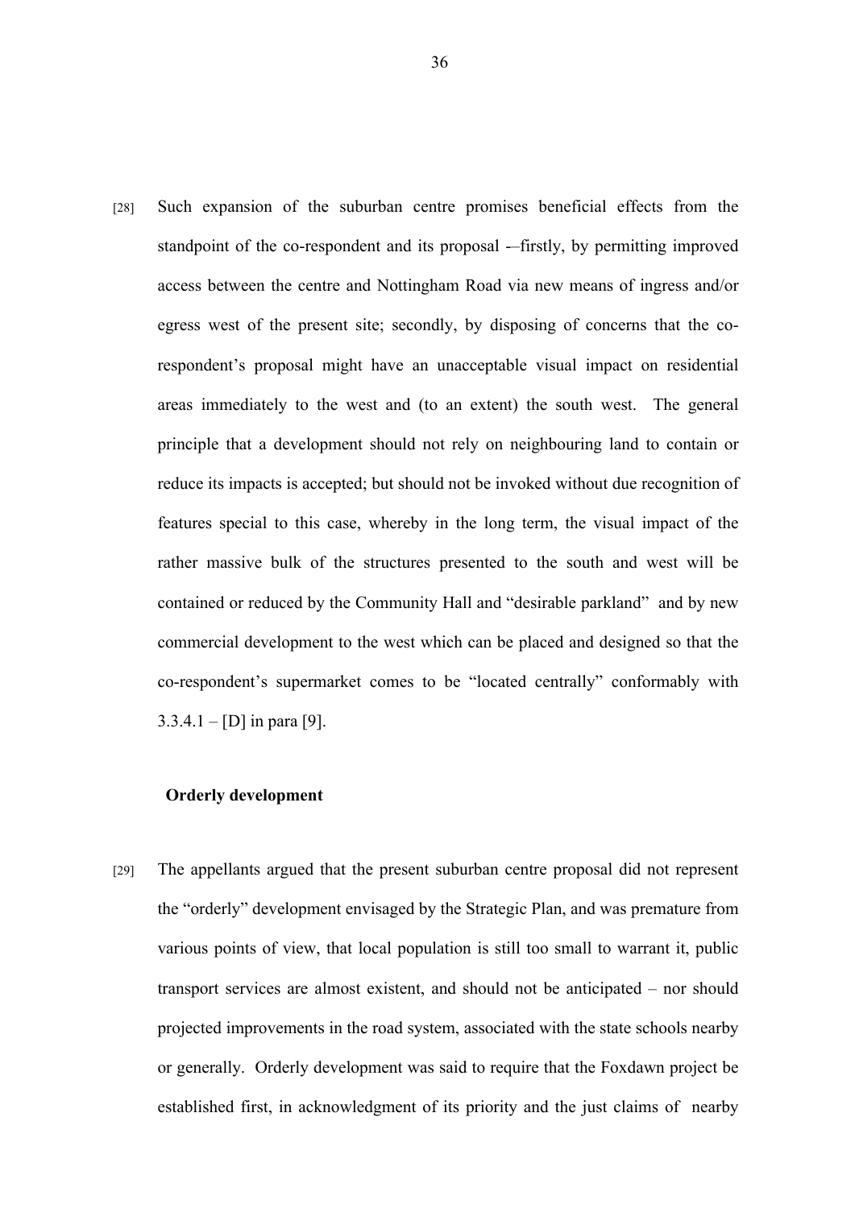[28] Such expansion of the suburban centre promises beneficial effects from the standpoint of the co-respondent and its proposal -–firstly, by permitting improved access between the centre and Nottingham Road via new means of ingress and/or egress west of the present site; secondly, by disposing of concerns that the co-respondent's proposal might have an unacceptable visual impact on residential areas immediately to the west and (to an extent) the south west. The general principle that a development should not rely on neighbouring land to contain or reduce its impacts is accepted; but should not be invoked without due recognition of features special to this case, whereby in the long term, the visual impact of the rather massive bulk of the structures presented to the south and west will be contained or reduced by the Community Hall and "desirable parkland" and by new commercial development to the west which can be placed and designed so that the co-respondent's supermarket comes to be "located centrally" conformably with 3.3.4.1 – [D] in para [9].

**Orderly development**

[29] The appellants argued that the present suburban centre proposal did not represent the "orderly" development envisaged by the Strategic Plan, and was premature from various points of view, that local population is still too small to warrant it, public transport services are almost existent, and should not be anticipated – nor should projected improvements in the road system, associated with the state schools nearby or generally. Orderly development was said to require that the Foxdawn project be established first, in acknowledgment of its priority and the just claims of nearby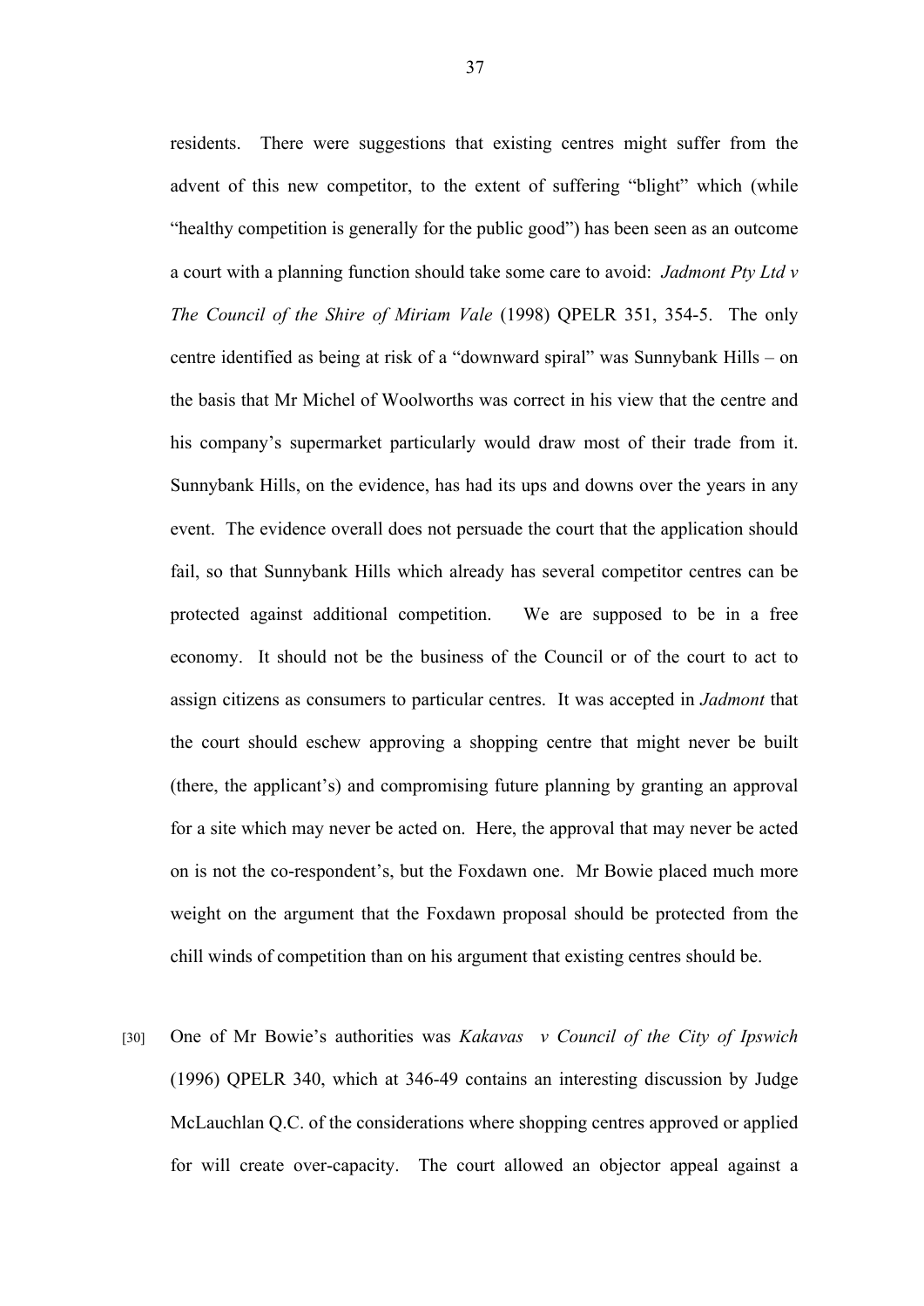residents. There were suggestions that existing centres might suffer from the advent of this new competitor, to the extent of suffering "blight" which (while "healthy competition is generally for the public good") has been seen as an outcome a court with a planning function should take some care to avoid: *Jadmont Pty Ltd v The Council of the Shire of Miriam Vale* (1998) QPELR 351, 354-5. The only centre identified as being at risk of a "downward spiral" was Sunnybank Hills – on the basis that Mr Michel of Woolworths was correct in his view that the centre and his company's supermarket particularly would draw most of their trade from it. Sunnybank Hills, on the evidence, has had its ups and downs over the years in any event. The evidence overall does not persuade the court that the application should fail, so that Sunnybank Hills which already has several competitor centres can be protected against additional competition. We are supposed to be in a free economy. It should not be the business of the Council or of the court to act to assign citizens as consumers to particular centres. It was accepted in *Jadmont* that the court should eschew approving a shopping centre that might never be built (there, the applicant's) and compromising future planning by granting an approval for a site which may never be acted on. Here, the approval that may never be acted on is not the co-respondent's, but the Foxdawn one. Mr Bowie placed much more weight on the argument that the Foxdawn proposal should be protected from the chill winds of competition than on his argument that existing centres should be.

[30] One of Mr Bowie's authorities was *Kakavas v Council of the City of Ipswich* (1996) QPELR 340, which at 346-49 contains an interesting discussion by Judge McLauchlan Q.C. of the considerations where shopping centres approved or applied for will create over-capacity. The court allowed an objector appeal against a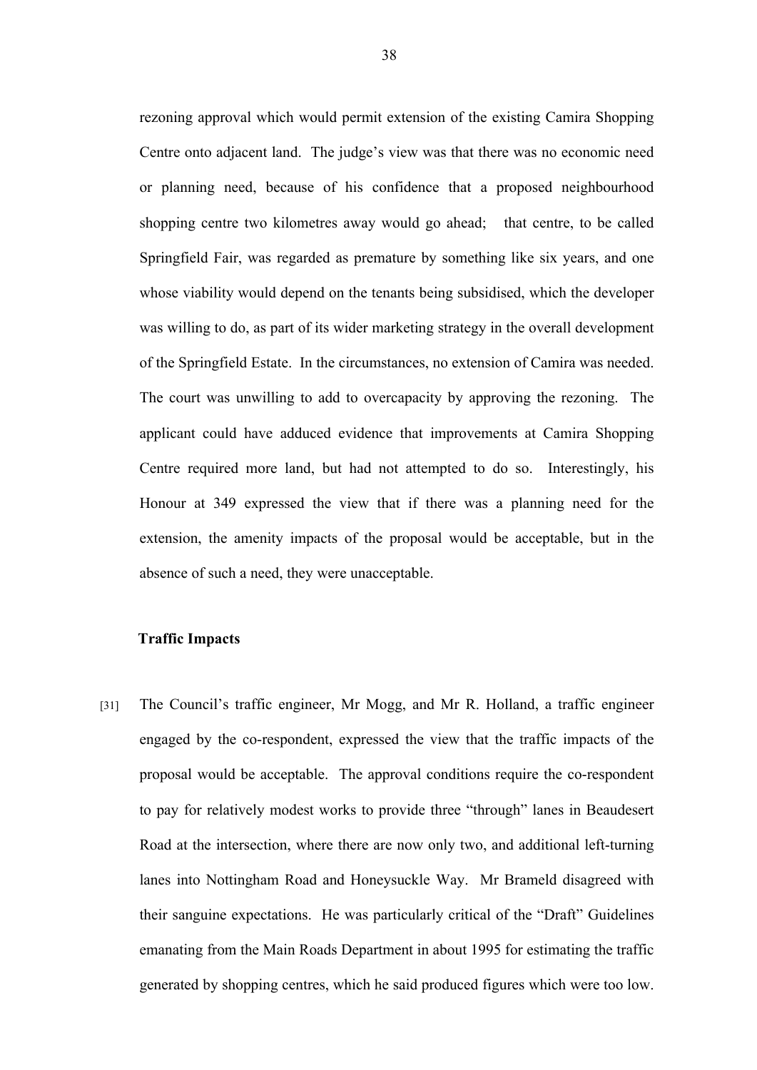rezoning approval which would permit extension of the existing Camira Shopping Centre onto adjacent land. The judge's view was that there was no economic need or planning need, because of his confidence that a proposed neighbourhood shopping centre two kilometres away would go ahead; that centre, to be called Springfield Fair, was regarded as premature by something like six years, and one whose viability would depend on the tenants being subsidised, which the developer was willing to do, as part of its wider marketing strategy in the overall development of the Springfield Estate. In the circumstances, no extension of Camira was needed. The court was unwilling to add to overcapacity by approving the rezoning. The applicant could have adduced evidence that improvements at Camira Shopping Centre required more land, but had not attempted to do so. Interestingly, his Honour at 349 expressed the view that if there was a planning need for the extension, the amenity impacts of the proposal would be acceptable, but in the absence of such a need, they were unacceptable.

**Traffic Impacts**

[31] The Council's traffic engineer, Mr Mogg, and Mr R. Holland, a traffic engineer engaged by the co-respondent, expressed the view that the traffic impacts of the proposal would be acceptable. The approval conditions require the co-respondent to pay for relatively modest works to provide three "through" lanes in Beaudesert Road at the intersection, where there are now only two, and additional left-turning lanes into Nottingham Road and Honeysuckle Way. Mr Brameld disagreed with their sanguine expectations. He was particularly critical of the "Draft" Guidelines emanating from the Main Roads Department in about 1995 for estimating the traffic generated by shopping centres, which he said produced figures which were too low.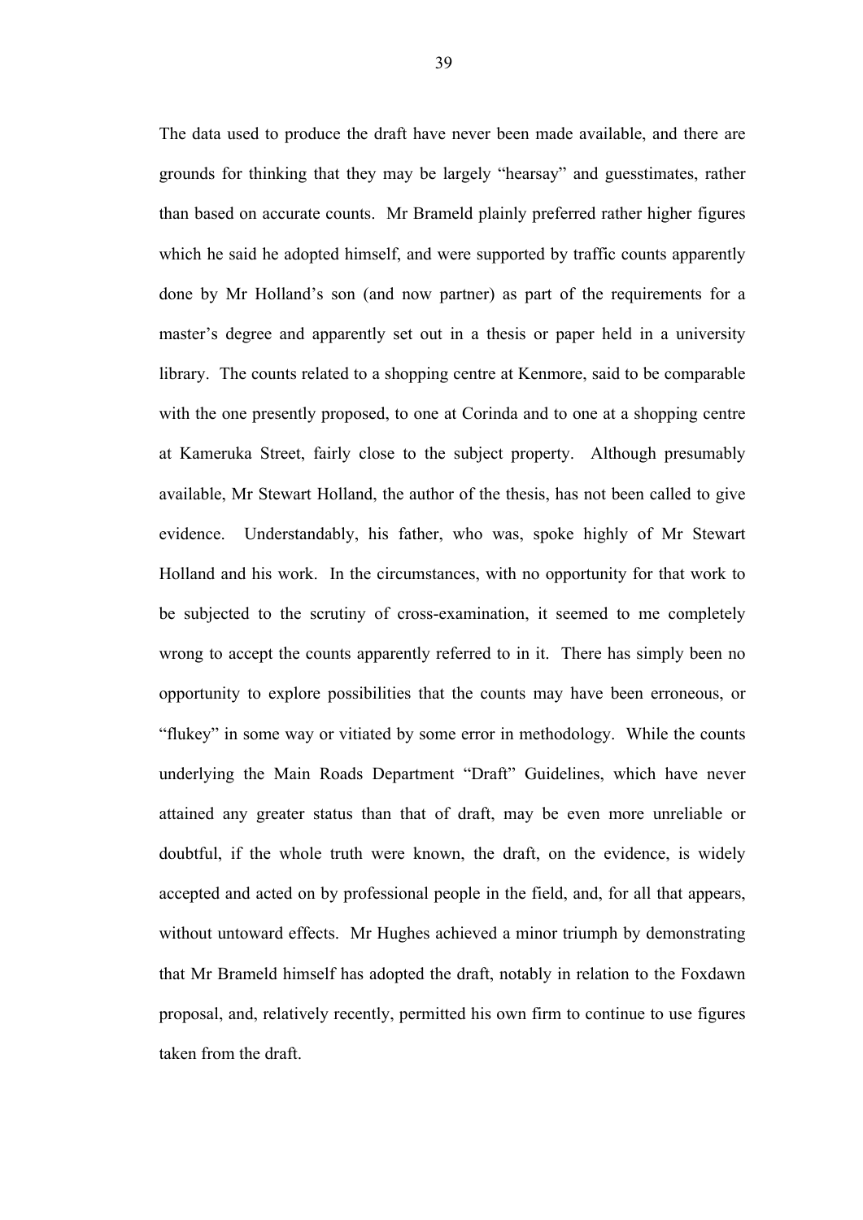The data used to produce the draft have never been made available, and there are grounds for thinking that they may be largely "hearsay" and guesstimates, rather than based on accurate counts. Mr Brameld plainly preferred rather higher figures which he said he adopted himself, and were supported by traffic counts apparently done by Mr Holland's son (and now partner) as part of the requirements for a master's degree and apparently set out in a thesis or paper held in a university library. The counts related to a shopping centre at Kenmore, said to be comparable with the one presently proposed, to one at Corinda and to one at a shopping centre at Kameruka Street, fairly close to the subject property. Although presumably available, Mr Stewart Holland, the author of the thesis, has not been called to give evidence. Understandably, his father, who was, spoke highly of Mr Stewart Holland and his work. In the circumstances, with no opportunity for that work to be subjected to the scrutiny of cross-examination, it seemed to me completely wrong to accept the counts apparently referred to in it. There has simply been no opportunity to explore possibilities that the counts may have been erroneous, or "flukey" in some way or vitiated by some error in methodology. While the counts underlying the Main Roads Department "Draft" Guidelines, which have never attained any greater status than that of draft, may be even more unreliable or doubtful, if the whole truth were known, the draft, on the evidence, is widely accepted and acted on by professional people in the field, and, for all that appears, without untoward effects. Mr Hughes achieved a minor triumph by demonstrating that Mr Brameld himself has adopted the draft, notably in relation to the Foxdawn proposal, and, relatively recently, permitted his own firm to continue to use figures taken from the draft.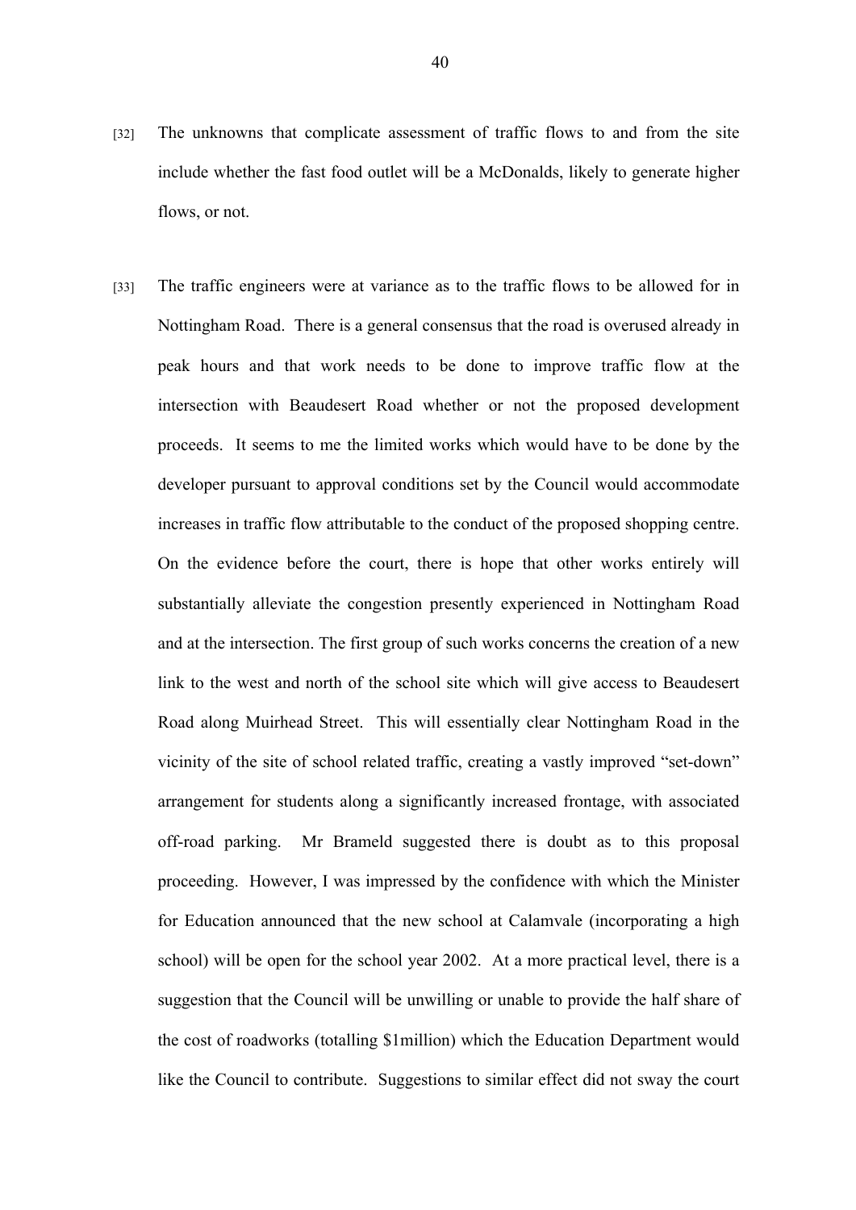[32] The unknowns that complicate assessment of traffic flows to and from the site include whether the fast food outlet will be a McDonalds, likely to generate higher flows, or not.

[33] The traffic engineers were at variance as to the traffic flows to be allowed for in Nottingham Road. There is a general consensus that the road is overused already in peak hours and that work needs to be done to improve traffic flow at the intersection with Beaudesert Road whether or not the proposed development proceeds. It seems to me the limited works which would have to be done by the developer pursuant to approval conditions set by the Council would accommodate increases in traffic flow attributable to the conduct of the proposed shopping centre. On the evidence before the court, there is hope that other works entirely will substantially alleviate the congestion presently experienced in Nottingham Road and at the intersection. The first group of such works concerns the creation of a new link to the west and north of the school site which will give access to Beaudesert Road along Muirhead Street. This will essentially clear Nottingham Road in the vicinity of the site of school related traffic, creating a vastly improved "set-down" arrangement for students along a significantly increased frontage, with associated off-road parking. Mr Brameld suggested there is doubt as to this proposal proceeding. However, I was impressed by the confidence with which the Minister for Education announced that the new school at Calamvale (incorporating a high school) will be open for the school year 2002. At a more practical level, there is a suggestion that the Council will be unwilling or unable to provide the half share of the cost of roadworks (totalling $1million) which the Education Department would like the Council to contribute. Suggestions to similar effect did not sway the court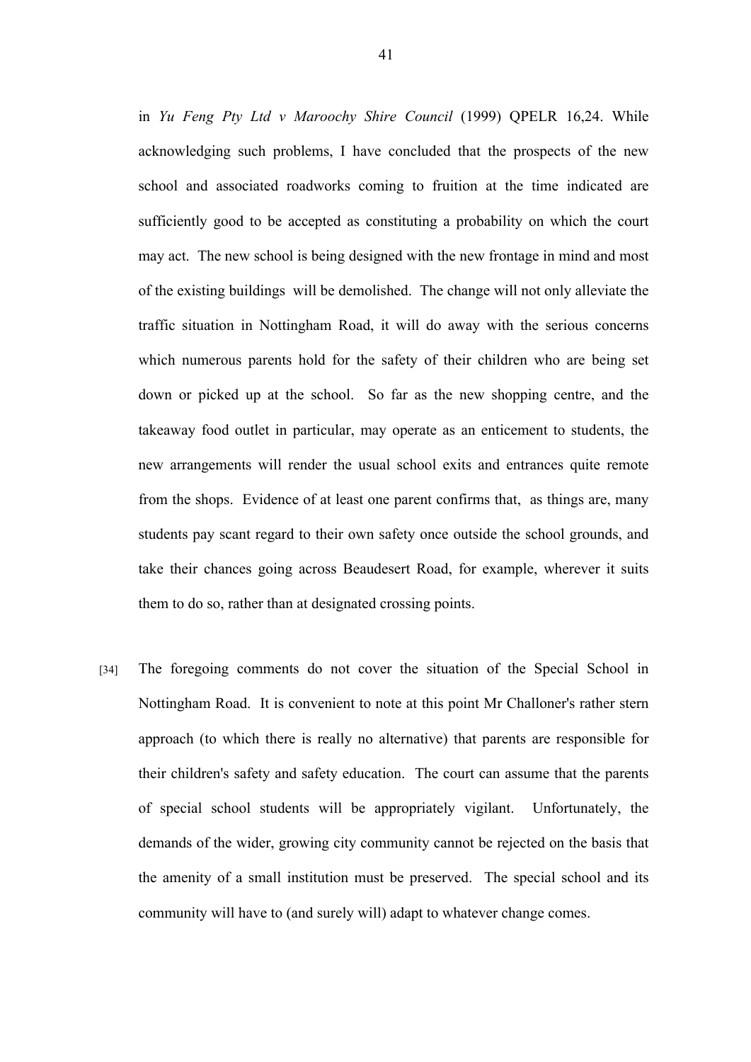in *Yu Feng Pty Ltd v Maroochy Shire Council* (1999) QPELR 16,24. While acknowledging such problems, I have concluded that the prospects of the new school and associated roadworks coming to fruition at the time indicated are sufficiently good to be accepted as constituting a probability on which the court may act. The new school is being designed with the new frontage in mind and most of the existing buildings will be demolished. The change will not only alleviate the traffic situation in Nottingham Road, it will do away with the serious concerns which numerous parents hold for the safety of their children who are being set down or picked up at the school. So far as the new shopping centre, and the takeaway food outlet in particular, may operate as an enticement to students, the new arrangements will render the usual school exits and entrances quite remote from the shops. Evidence of at least one parent confirms that, as things are, many students pay scant regard to their own safety once outside the school grounds, and take their chances going across Beaudesert Road, for example, wherever it suits them to do so, rather than at designated crossing points.

[34] The foregoing comments do not cover the situation of the Special School in Nottingham Road. It is convenient to note at this point Mr Challoner's rather stern approach (to which there is really no alternative) that parents are responsible for their children's safety and safety education. The court can assume that the parents of special school students will be appropriately vigilant. Unfortunately, the demands of the wider, growing city community cannot be rejected on the basis that the amenity of a small institution must be preserved. The special school and its community will have to (and surely will) adapt to whatever change comes.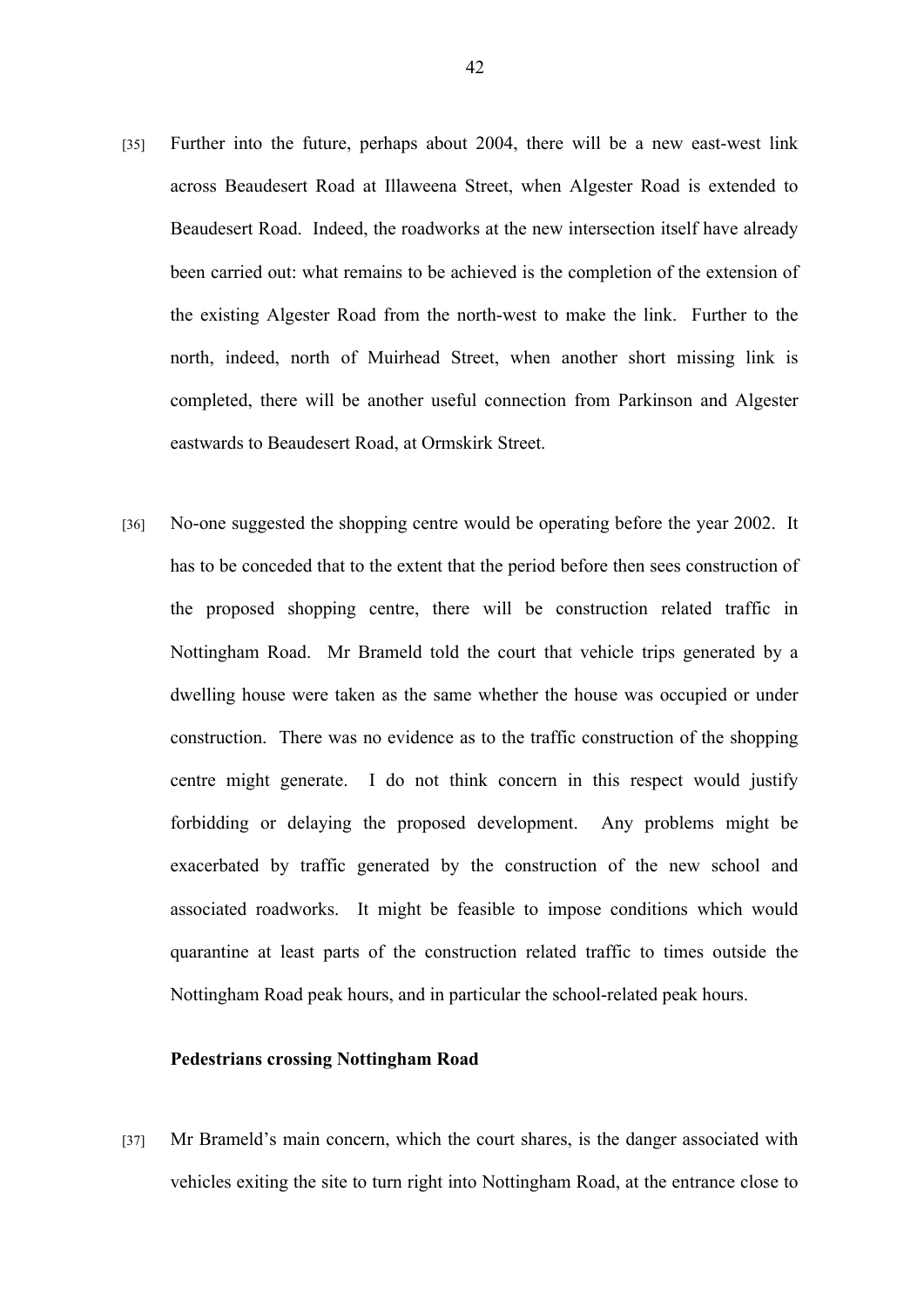[35] Further into the future, perhaps about 2004, there will be a new east-west link across Beaudesert Road at Illaweena Street, when Algester Road is extended to Beaudesert Road. Indeed, the roadworks at the new intersection itself have already been carried out: what remains to be achieved is the completion of the extension of the existing Algester Road from the north-west to make the link. Further to the north, indeed, north of Muirhead Street, when another short missing link is completed, there will be another useful connection from Parkinson and Algester eastwards to Beaudesert Road, at Ormskirk Street.

[36] No-one suggested the shopping centre would be operating before the year 2002. It has to be conceded that to the extent that the period before then sees construction of the proposed shopping centre, there will be construction related traffic in Nottingham Road. Mr Brameld told the court that vehicle trips generated by a dwelling house were taken as the same whether the house was occupied or under construction. There was no evidence as to the traffic construction of the shopping centre might generate. I do not think concern in this respect would justify forbidding or delaying the proposed development. Any problems might be exacerbated by traffic generated by the construction of the new school and associated roadworks. It might be feasible to impose conditions which would quarantine at least parts of the construction related traffic to times outside the Nottingham Road peak hours, and in particular the school-related peak hours.

**Pedestrians crossing Nottingham Road**

[37] Mr Brameld's main concern, which the court shares, is the danger associated with vehicles exiting the site to turn right into Nottingham Road, at the entrance close to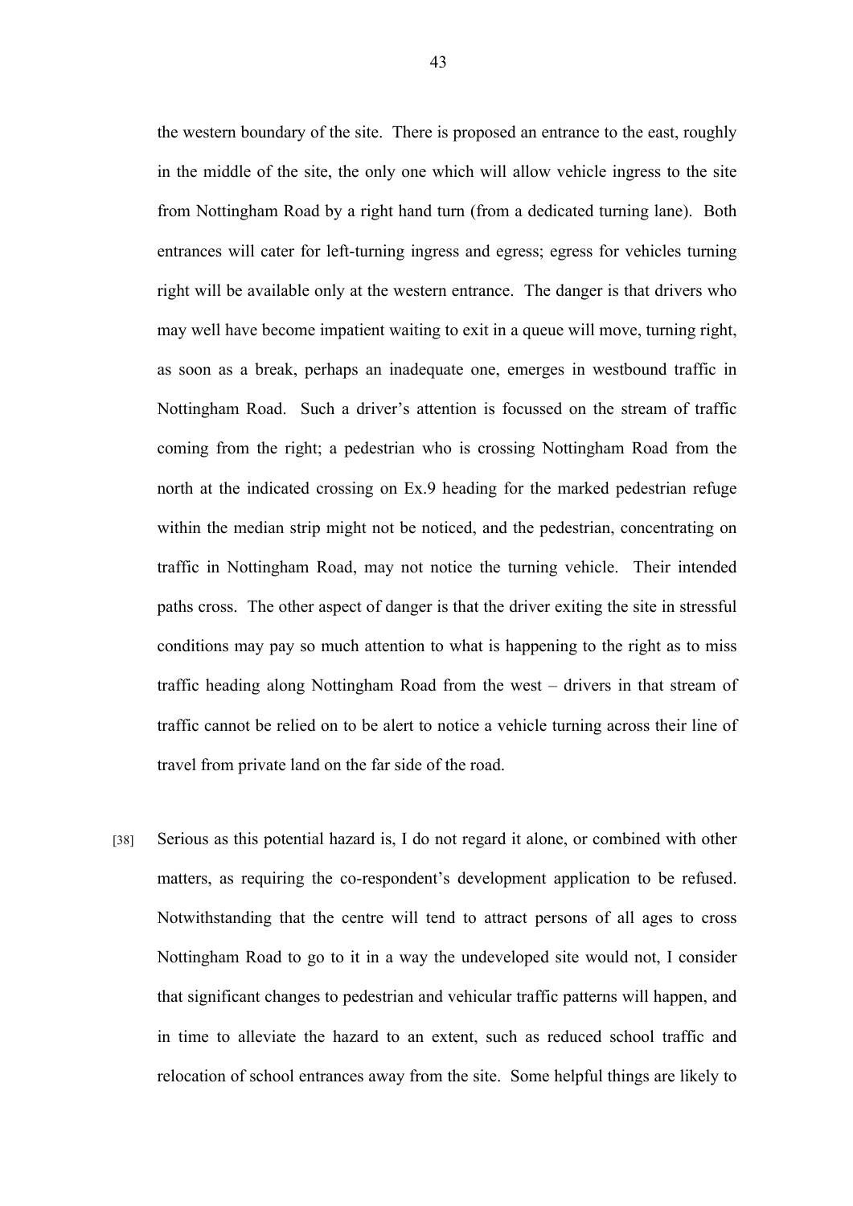the western boundary of the site. There is proposed an entrance to the east, roughly in the middle of the site, the only one which will allow vehicle ingress to the site from Nottingham Road by a right hand turn (from a dedicated turning lane). Both entrances will cater for left-turning ingress and egress; egress for vehicles turning right will be available only at the western entrance. The danger is that drivers who may well have become impatient waiting to exit in a queue will move, turning right, as soon as a break, perhaps an inadequate one, emerges in westbound traffic in Nottingham Road. Such a driver's attention is focussed on the stream of traffic coming from the right; a pedestrian who is crossing Nottingham Road from the north at the indicated crossing on Ex.9 heading for the marked pedestrian refuge within the median strip might not be noticed, and the pedestrian, concentrating on traffic in Nottingham Road, may not notice the turning vehicle. Their intended paths cross. The other aspect of danger is that the driver exiting the site in stressful conditions may pay so much attention to what is happening to the right as to miss traffic heading along Nottingham Road from the west – drivers in that stream of traffic cannot be relied on to be alert to notice a vehicle turning across their line of travel from private land on the far side of the road.

[38] Serious as this potential hazard is, I do not regard it alone, or combined with other matters, as requiring the co-respondent's development application to be refused. Notwithstanding that the centre will tend to attract persons of all ages to cross Nottingham Road to go to it in a way the undeveloped site would not, I consider that significant changes to pedestrian and vehicular traffic patterns will happen, and in time to alleviate the hazard to an extent, such as reduced school traffic and relocation of school entrances away from the site. Some helpful things are likely to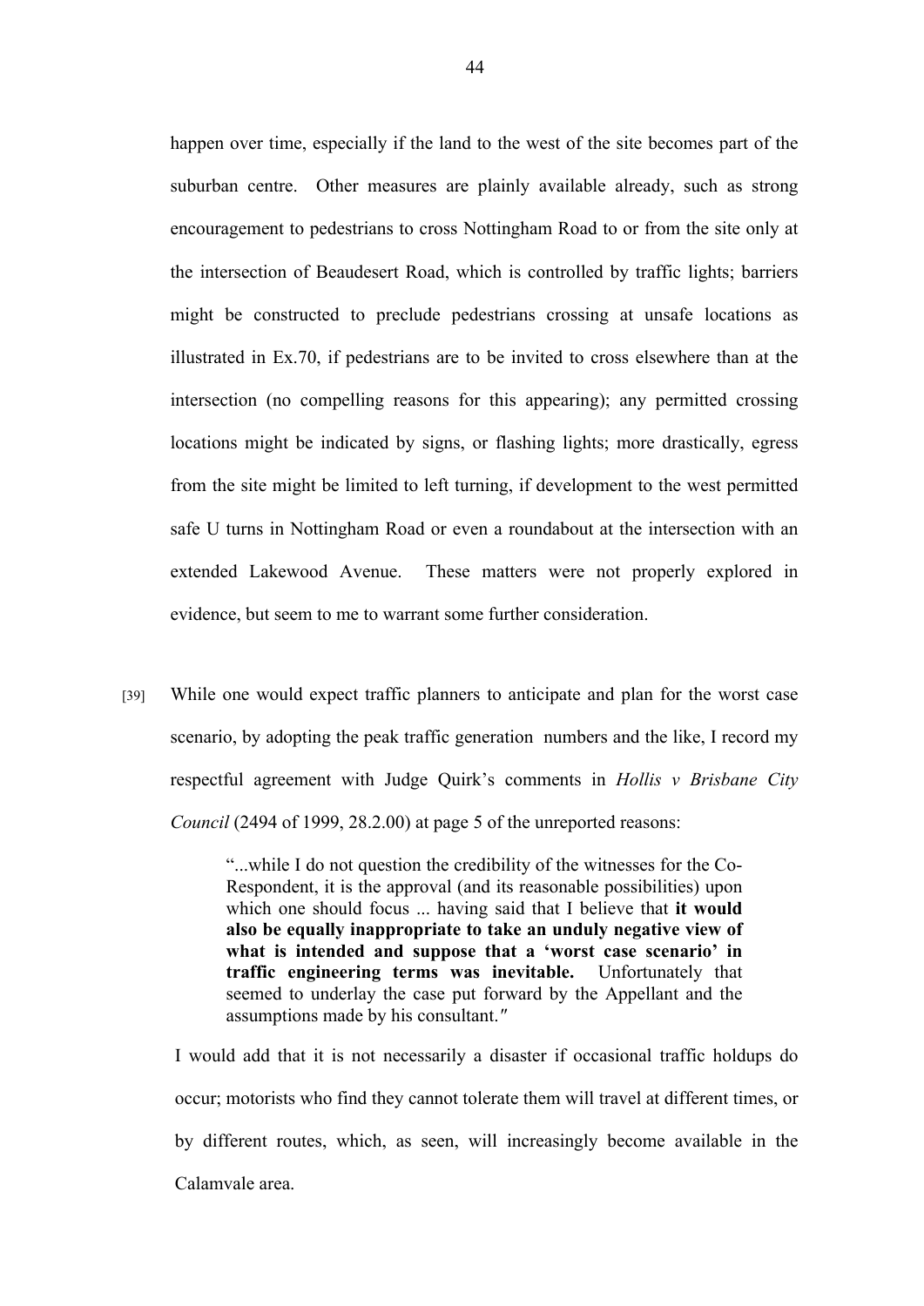happen over time, especially if the land to the west of the site becomes part of the suburban centre. Other measures are plainly available already, such as strong encouragement to pedestrians to cross Nottingham Road to or from the site only at the intersection of Beaudesert Road, which is controlled by traffic lights; barriers might be constructed to preclude pedestrians crossing at unsafe locations as illustrated in Ex.70, if pedestrians are to be invited to cross elsewhere than at the intersection (no compelling reasons for this appearing); any permitted crossing locations might be indicated by signs, or flashing lights; more drastically, egress from the site might be limited to left turning, if development to the west permitted safe U turns in Nottingham Road or even a roundabout at the intersection with an extended Lakewood Avenue. These matters were not properly explored in evidence, but seem to me to warrant some further consideration.

[39] While one would expect traffic planners to anticipate and plan for the worst case scenario, by adopting the peak traffic generation numbers and the like, I record my respectful agreement with Judge Quirk's comments in *Hollis v Brisbane City Council* (2494 of 1999, 28.2.00) at page 5 of the unreported reasons:

> "...while I do not question the credibility of the witnesses for the Co-Respondent, it is the approval (and its reasonable possibilities) upon which one should focus ... having said that I believe that **it would also be equally inappropriate to take an unduly negative view of what is intended and suppose that a 'worst case scenario' in traffic engineering terms was inevitable.** Unfortunately that seemed to underlay the case put forward by the Appellant and the assumptions made by his consultant."

I would add that it is not necessarily a disaster if occasional traffic holdups do occur; motorists who find they cannot tolerate them will travel at different times, or by different routes, which, as seen, will increasingly become available in the Calamvale area.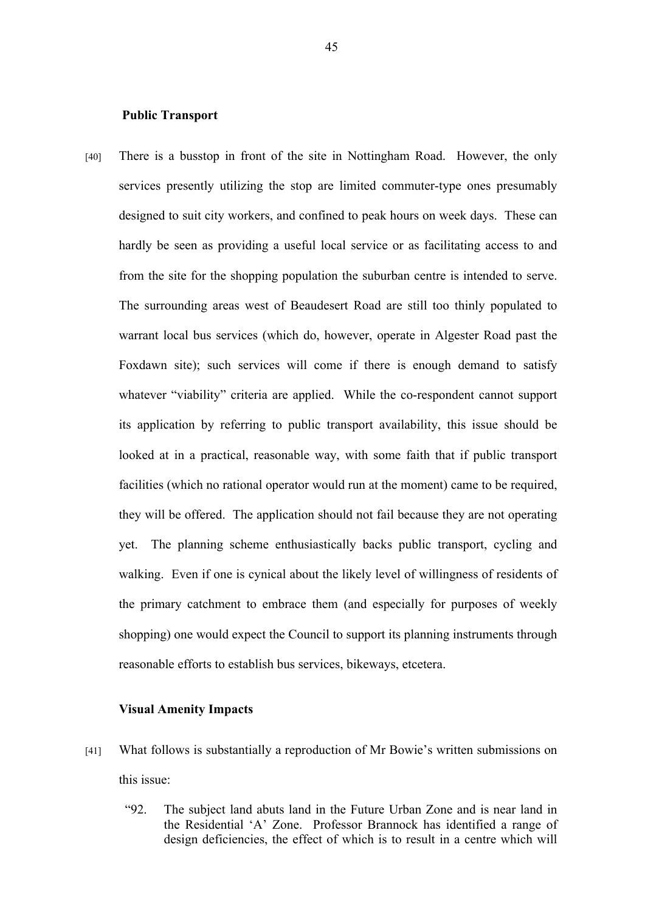**Public Transport**

[40] There is a busstop in front of the site in Nottingham Road. However, the only services presently utilizing the stop are limited commuter-type ones presumably designed to suit city workers, and confined to peak hours on week days. These can hardly be seen as providing a useful local service or as facilitating access to and from the site for the shopping population the suburban centre is intended to serve. The surrounding areas west of Beaudesert Road are still too thinly populated to warrant local bus services (which do, however, operate in Algester Road past the Foxdawn site); such services will come if there is enough demand to satisfy whatever "viability" criteria are applied. While the co-respondent cannot support its application by referring to public transport availability, this issue should be looked at in a practical, reasonable way, with some faith that if public transport facilities (which no rational operator would run at the moment) came to be required, they will be offered. The application should not fail because they are not operating yet. The planning scheme enthusiastically backs public transport, cycling and walking. Even if one is cynical about the likely level of willingness of residents of the primary catchment to embrace them (and especially for purposes of weekly shopping) one would expect the Council to support its planning instruments through reasonable efforts to establish bus services, bikeways, etcetera.

**Visual Amenity Impacts**

[41] What follows is substantially a reproduction of Mr Bowie's written submissions on this issue:

> "92. The subject land abuts land in the Future Urban Zone and is near land in the Residential 'A' Zone. Professor Brannock has identified a range of design deficiencies, the effect of which is to result in a centre which will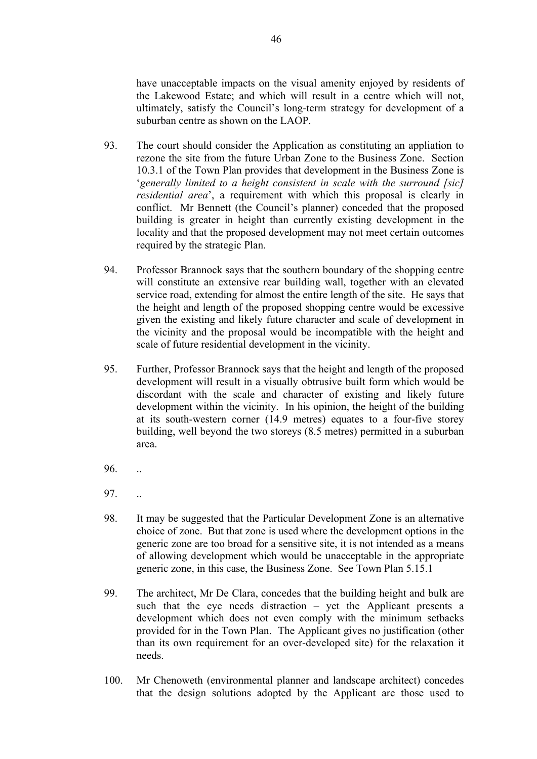have unacceptable impacts on the visual amenity enjoyed by residents of the Lakewood Estate; and which will result in a centre which will not, ultimately, satisfy the Council's long-term strategy for development of a suburban centre as shown on the LAOP.

93. The court should consider the Application as constituting an appliation to rezone the site from the future Urban Zone to the Business Zone. Section 10.3.1 of the Town Plan provides that development in the Business Zone is '*generally limited to a height consistent in scale with the surround [sic] residential area*', a requirement with which this proposal is clearly in conflict. Mr Bennett (the Council's planner) conceded that the proposed building is greater in height than currently existing development in the locality and that the proposed development may not meet certain outcomes required by the strategic Plan.

94. Professor Brannock says that the southern boundary of the shopping centre will constitute an extensive rear building wall, together with an elevated service road, extending for almost the entire length of the site. He says that the height and length of the proposed shopping centre would be excessive given the existing and likely future character and scale of development in the vicinity and the proposal would be incompatible with the height and scale of future residential development in the vicinity.

95. Further, Professor Brannock says that the height and length of the proposed development will result in a visually obtrusive built form which would be discordant with the scale and character of existing and likely future development within the vicinity. In his opinion, the height of the building at its south-western corner (14.9 metres) equates to a four-five storey building, well beyond the two storeys (8.5 metres) permitted in a suburban area.

96. ..

97. ..

98. It may be suggested that the Particular Development Zone is an alternative choice of zone. But that zone is used where the development options in the generic zone are too broad for a sensitive site, it is not intended as a means of allowing development which would be unacceptable in the appropriate generic zone, in this case, the Business Zone. See Town Plan 5.15.1

99. The architect, Mr De Clara, concedes that the building height and bulk are such that the eye needs distraction – yet the Applicant presents a development which does not even comply with the minimum setbacks provided for in the Town Plan. The Applicant gives no justification (other than its own requirement for an over-developed site) for the relaxation it needs.

100. Mr Chenoweth (environmental planner and landscape architect) concedes that the design solutions adopted by the Applicant are those used to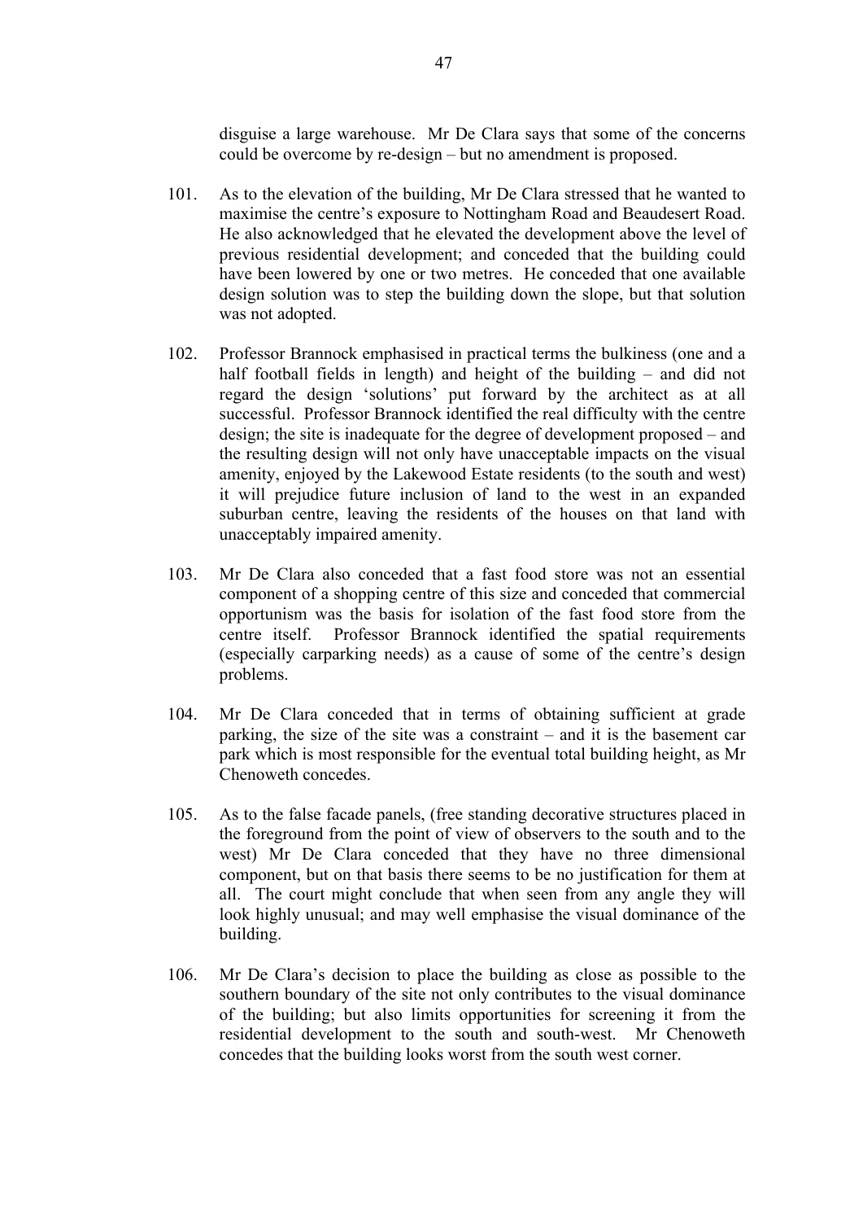disguise a large warehouse. Mr De Clara says that some of the concerns could be overcome by re-design – but no amendment is proposed.

101. As to the elevation of the building, Mr De Clara stressed that he wanted to maximise the centre's exposure to Nottingham Road and Beaudesert Road. He also acknowledged that he elevated the development above the level of previous residential development; and conceded that the building could have been lowered by one or two metres. He conceded that one available design solution was to step the building down the slope, but that solution was not adopted.

102. Professor Brannock emphasised in practical terms the bulkiness (one and a half football fields in length) and height of the building – and did not regard the design 'solutions' put forward by the architect as at all successful. Professor Brannock identified the real difficulty with the centre design; the site is inadequate for the degree of development proposed – and the resulting design will not only have unacceptable impacts on the visual amenity, enjoyed by the Lakewood Estate residents (to the south and west) it will prejudice future inclusion of land to the west in an expanded suburban centre, leaving the residents of the houses on that land with unacceptably impaired amenity.

103. Mr De Clara also conceded that a fast food store was not an essential component of a shopping centre of this size and conceded that commercial opportunism was the basis for isolation of the fast food store from the centre itself. Professor Brannock identified the spatial requirements (especially carparking needs) as a cause of some of the centre's design problems.

104. Mr De Clara conceded that in terms of obtaining sufficient at grade parking, the size of the site was a constraint – and it is the basement car park which is most responsible for the eventual total building height, as Mr Chenoweth concedes.

105. As to the false facade panels, (free standing decorative structures placed in the foreground from the point of view of observers to the south and to the west) Mr De Clara conceded that they have no three dimensional component, but on that basis there seems to be no justification for them at all. The court might conclude that when seen from any angle they will look highly unusual; and may well emphasise the visual dominance of the building.

106. Mr De Clara's decision to place the building as close as possible to the southern boundary of the site not only contributes to the visual dominance of the building; but also limits opportunities for screening it from the residential development to the south and south-west. Mr Chenoweth concedes that the building looks worst from the south west corner.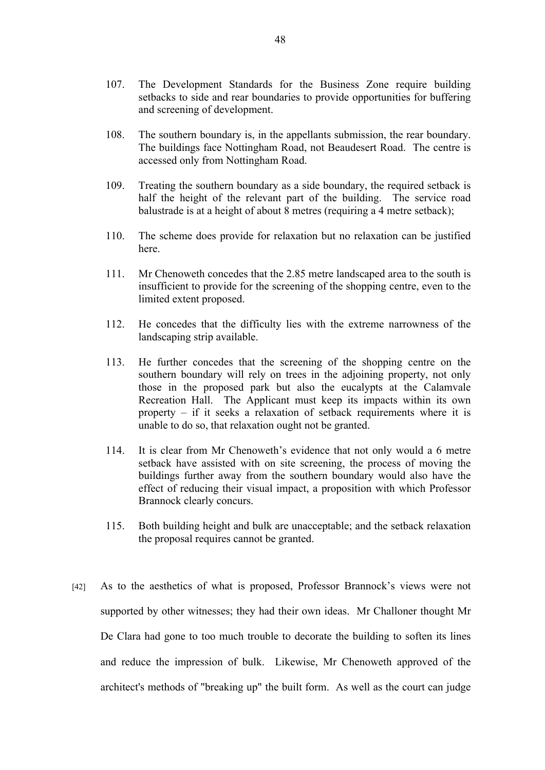107. The Development Standards for the Business Zone require building setbacks to side and rear boundaries to provide opportunities for buffering and screening of development.

108. The southern boundary is, in the appellants submission, the rear boundary. The buildings face Nottingham Road, not Beaudesert Road. The centre is accessed only from Nottingham Road.

109. Treating the southern boundary as a side boundary, the required setback is half the height of the relevant part of the building. The service road balustrade is at a height of about 8 metres (requiring a 4 metre setback);

110. The scheme does provide for relaxation but no relaxation can be justified here.

111. Mr Chenoweth concedes that the 2.85 metre landscaped area to the south is insufficient to provide for the screening of the shopping centre, even to the limited extent proposed.

112. He concedes that the difficulty lies with the extreme narrowness of the landscaping strip available.

113. He further concedes that the screening of the shopping centre on the southern boundary will rely on trees in the adjoining property, not only those in the proposed park but also the eucalypts at the Calamvale Recreation Hall. The Applicant must keep its impacts within its own property – if it seeks a relaxation of setback requirements where it is unable to do so, that relaxation ought not be granted.

114. It is clear from Mr Chenoweth's evidence that not only would a 6 metre setback have assisted with on site screening, the process of moving the buildings further away from the southern boundary would also have the effect of reducing their visual impact, a proposition with which Professor Brannock clearly concurs.

115. Both building height and bulk are unacceptable; and the setback relaxation the proposal requires cannot be granted.

[42] As to the aesthetics of what is proposed, Professor Brannock's views were not supported by other witnesses; they had their own ideas. Mr Challoner thought Mr De Clara had gone to too much trouble to decorate the building to soften its lines and reduce the impression of bulk. Likewise, Mr Chenoweth approved of the architect's methods of "breaking up" the built form. As well as the court can judge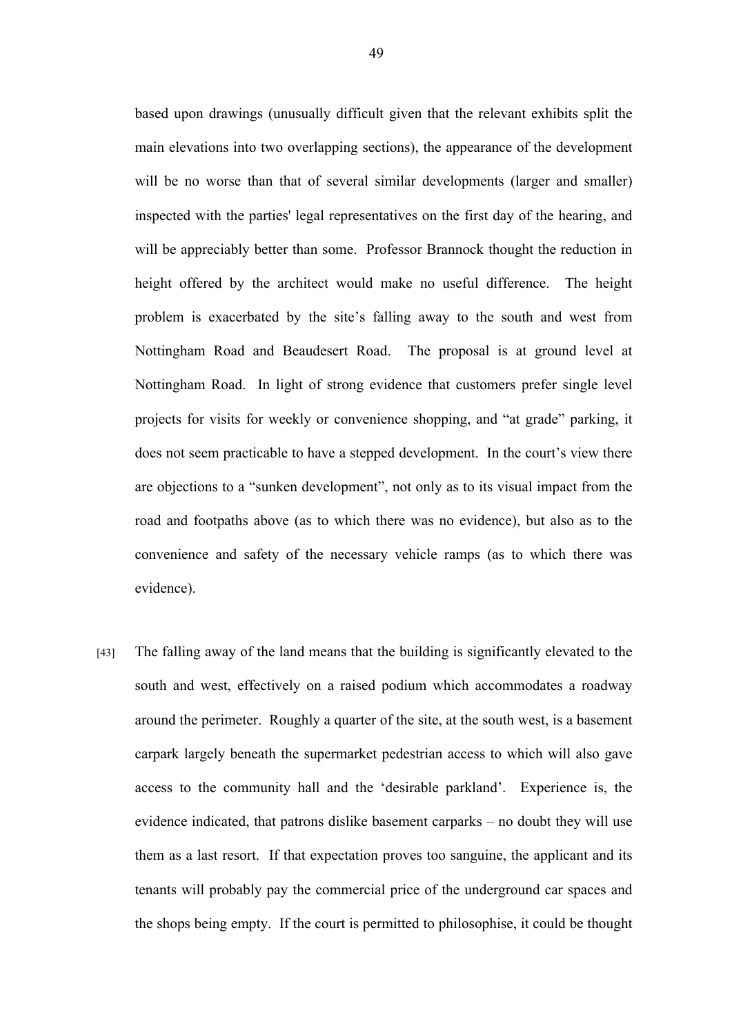based upon drawings (unusually difficult given that the relevant exhibits split the main elevations into two overlapping sections), the appearance of the development will be no worse than that of several similar developments (larger and smaller) inspected with the parties' legal representatives on the first day of the hearing, and will be appreciably better than some. Professor Brannock thought the reduction in height offered by the architect would make no useful difference. The height problem is exacerbated by the site's falling away to the south and west from Nottingham Road and Beaudesert Road. The proposal is at ground level at Nottingham Road. In light of strong evidence that customers prefer single level projects for visits for weekly or convenience shopping, and "at grade" parking, it does not seem practicable to have a stepped development. In the court's view there are objections to a "sunken development", not only as to its visual impact from the road and footpaths above (as to which there was no evidence), but also as to the convenience and safety of the necessary vehicle ramps (as to which there was evidence).

[43] The falling away of the land means that the building is significantly elevated to the south and west, effectively on a raised podium which accommodates a roadway around the perimeter. Roughly a quarter of the site, at the south west, is a basement carpark largely beneath the supermarket pedestrian access to which will also gave access to the community hall and the 'desirable parkland'. Experience is, the evidence indicated, that patrons dislike basement carparks – no doubt they will use them as a last resort. If that expectation proves too sanguine, the applicant and its tenants will probably pay the commercial price of the underground car spaces and the shops being empty. If the court is permitted to philosophise, it could be thought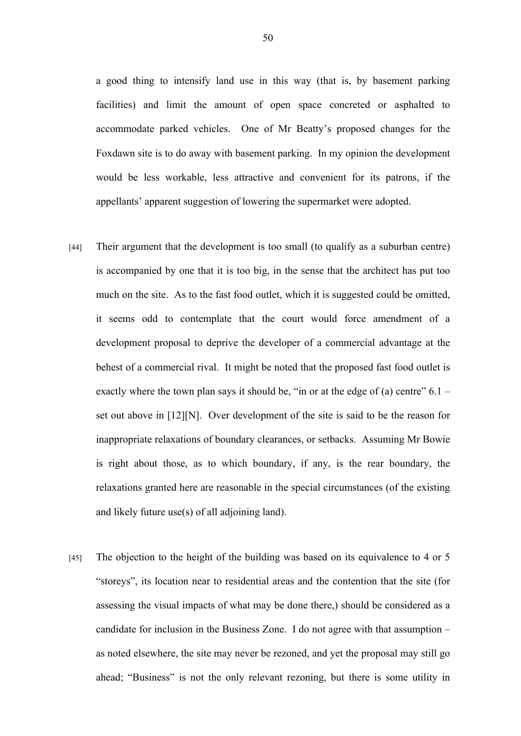a good thing to intensify land use in this way (that is, by basement parking facilities) and limit the amount of open space concreted or asphalted to accommodate parked vehicles. One of Mr Beatty's proposed changes for the Foxdawn site is to do away with basement parking. In my opinion the development would be less workable, less attractive and convenient for its patrons, if the appellants' apparent suggestion of lowering the supermarket were adopted.

[44] Their argument that the development is too small (to qualify as a suburban centre) is accompanied by one that it is too big, in the sense that the architect has put too much on the site. As to the fast food outlet, which it is suggested could be omitted, it seems odd to contemplate that the court would force amendment of a development proposal to deprive the developer of a commercial advantage at the behest of a commercial rival. It might be noted that the proposed fast food outlet is exactly where the town plan says it should be, "in or at the edge of (a) centre" 6.1 – set out above in [12][N]. Over development of the site is said to be the reason for inappropriate relaxations of boundary clearances, or setbacks. Assuming Mr Bowie is right about those, as to which boundary, if any, is the rear boundary, the relaxations granted here are reasonable in the special circumstances (of the existing and likely future use(s) of all adjoining land).

[45] The objection to the height of the building was based on its equivalence to 4 or 5 "storeys", its location near to residential areas and the contention that the site (for assessing the visual impacts of what may be done there,) should be considered as a candidate for inclusion in the Business Zone. I do not agree with that assumption – as noted elsewhere, the site may never be rezoned, and yet the proposal may still go ahead; "Business" is not the only relevant rezoning, but there is some utility in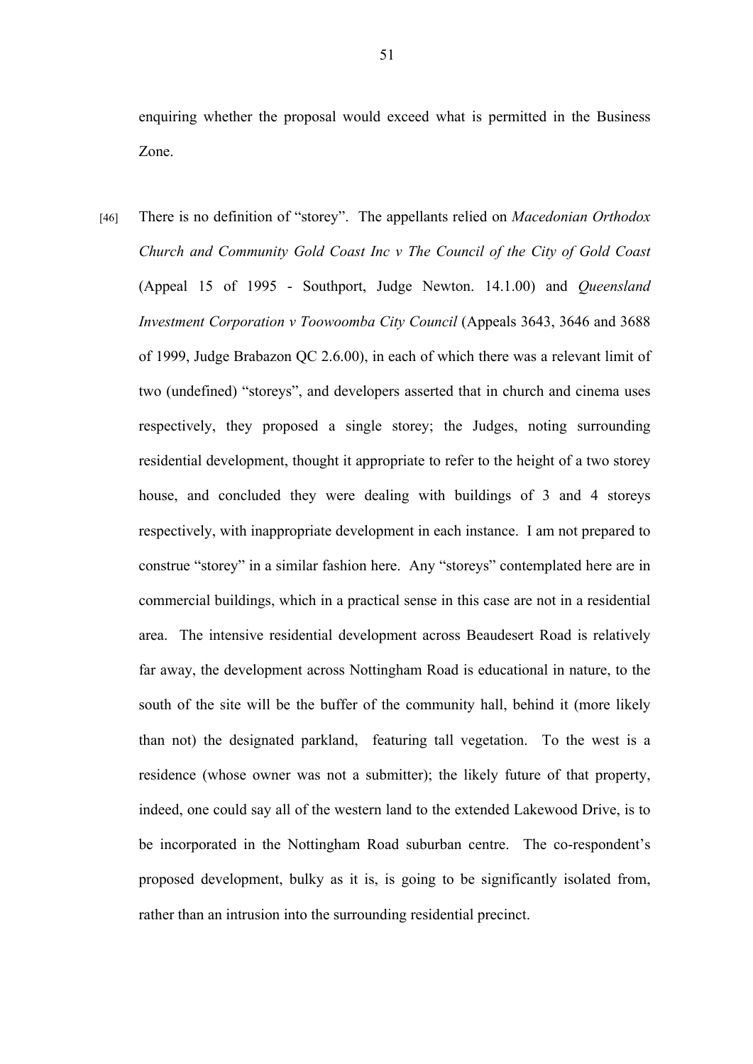enquiring whether the proposal would exceed what is permitted in the Business Zone.

[46] There is no definition of "storey". The appellants relied on *Macedonian Orthodox Church and Community Gold Coast Inc v The Council of the City of Gold Coast* (Appeal 15 of 1995 - Southport, Judge Newton. 14.1.00) and *Queensland Investment Corporation v Toowoomba City Council* (Appeals 3643, 3646 and 3688 of 1999, Judge Brabazon QC 2.6.00), in each of which there was a relevant limit of two (undefined) "storeys", and developers asserted that in church and cinema uses respectively, they proposed a single storey; the Judges, noting surrounding residential development, thought it appropriate to refer to the height of a two storey house, and concluded they were dealing with buildings of 3 and 4 storeys respectively, with inappropriate development in each instance. I am not prepared to construe "storey" in a similar fashion here. Any "storeys" contemplated here are in commercial buildings, which in a practical sense in this case are not in a residential area. The intensive residential development across Beaudesert Road is relatively far away, the development across Nottingham Road is educational in nature, to the south of the site will be the buffer of the community hall, behind it (more likely than not) the designated parkland, featuring tall vegetation. To the west is a residence (whose owner was not a submitter); the likely future of that property, indeed, one could say all of the western land to the extended Lakewood Drive, is to be incorporated in the Nottingham Road suburban centre. The co-respondent's proposed development, bulky as it is, is going to be significantly isolated from, rather than an intrusion into the surrounding residential precinct.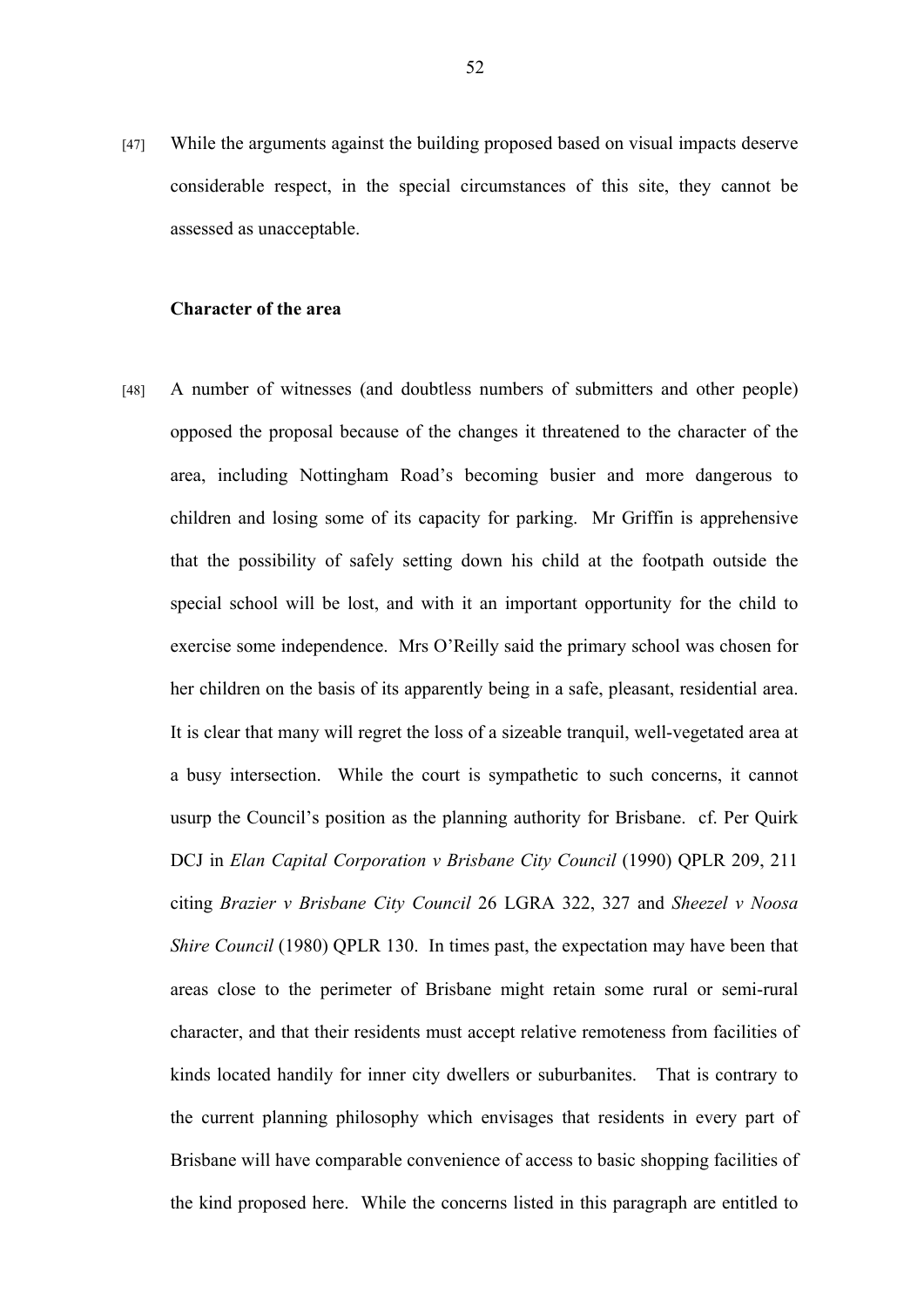[47] While the arguments against the building proposed based on visual impacts deserve considerable respect, in the special circumstances of this site, they cannot be assessed as unacceptable.

**Character of the area**

[48] A number of witnesses (and doubtless numbers of submitters and other people) opposed the proposal because of the changes it threatened to the character of the area, including Nottingham Road's becoming busier and more dangerous to children and losing some of its capacity for parking. Mr Griffin is apprehensive that the possibility of safely setting down his child at the footpath outside the special school will be lost, and with it an important opportunity for the child to exercise some independence. Mrs O'Reilly said the primary school was chosen for her children on the basis of its apparently being in a safe, pleasant, residential area. It is clear that many will regret the loss of a sizeable tranquil, well-vegetated area at a busy intersection. While the court is sympathetic to such concerns, it cannot usurp the Council's position as the planning authority for Brisbane. cf. Per Quirk DCJ in *Elan Capital Corporation v Brisbane City Council* (1990) QPLR 209, 211 citing *Brazier v Brisbane City Council* 26 LGRA 322, 327 and *Sheezel v Noosa Shire Council* (1980) QPLR 130. In times past, the expectation may have been that areas close to the perimeter of Brisbane might retain some rural or semi-rural character, and that their residents must accept relative remoteness from facilities of kinds located handily for inner city dwellers or suburbanites. That is contrary to the current planning philosophy which envisages that residents in every part of Brisbane will have comparable convenience of access to basic shopping facilities of the kind proposed here. While the concerns listed in this paragraph are entitled to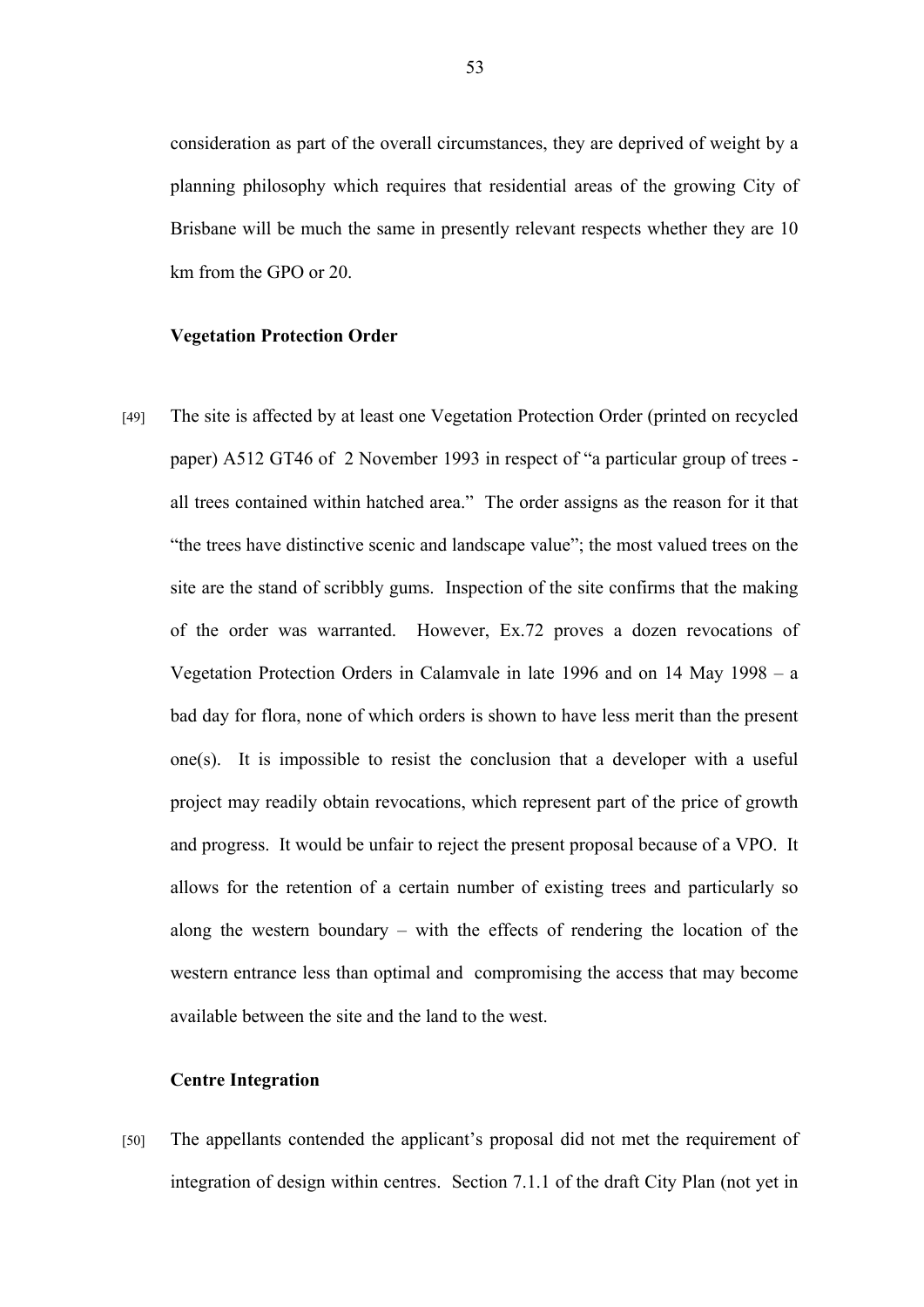consideration as part of the overall circumstances, they are deprived of weight by a planning philosophy which requires that residential areas of the growing City of Brisbane will be much the same in presently relevant respects whether they are 10 km from the GPO or 20.

**Vegetation Protection Order**

[49] The site is affected by at least one Vegetation Protection Order (printed on recycled paper) A512 GT46 of 2 November 1993 in respect of "a particular group of trees - all trees contained within hatched area." The order assigns as the reason for it that "the trees have distinctive scenic and landscape value"; the most valued trees on the site are the stand of scribbly gums. Inspection of the site confirms that the making of the order was warranted. However, Ex.72 proves a dozen revocations of Vegetation Protection Orders in Calamvale in late 1996 and on 14 May 1998 – a bad day for flora, none of which orders is shown to have less merit than the present one(s). It is impossible to resist the conclusion that a developer with a useful project may readily obtain revocations, which represent part of the price of growth and progress. It would be unfair to reject the present proposal because of a VPO. It allows for the retention of a certain number of existing trees and particularly so along the western boundary – with the effects of rendering the location of the western entrance less than optimal and compromising the access that may become available between the site and the land to the west.

**Centre Integration**

[50] The appellants contended the applicant's proposal did not met the requirement of integration of design within centres. Section 7.1.1 of the draft City Plan (not yet in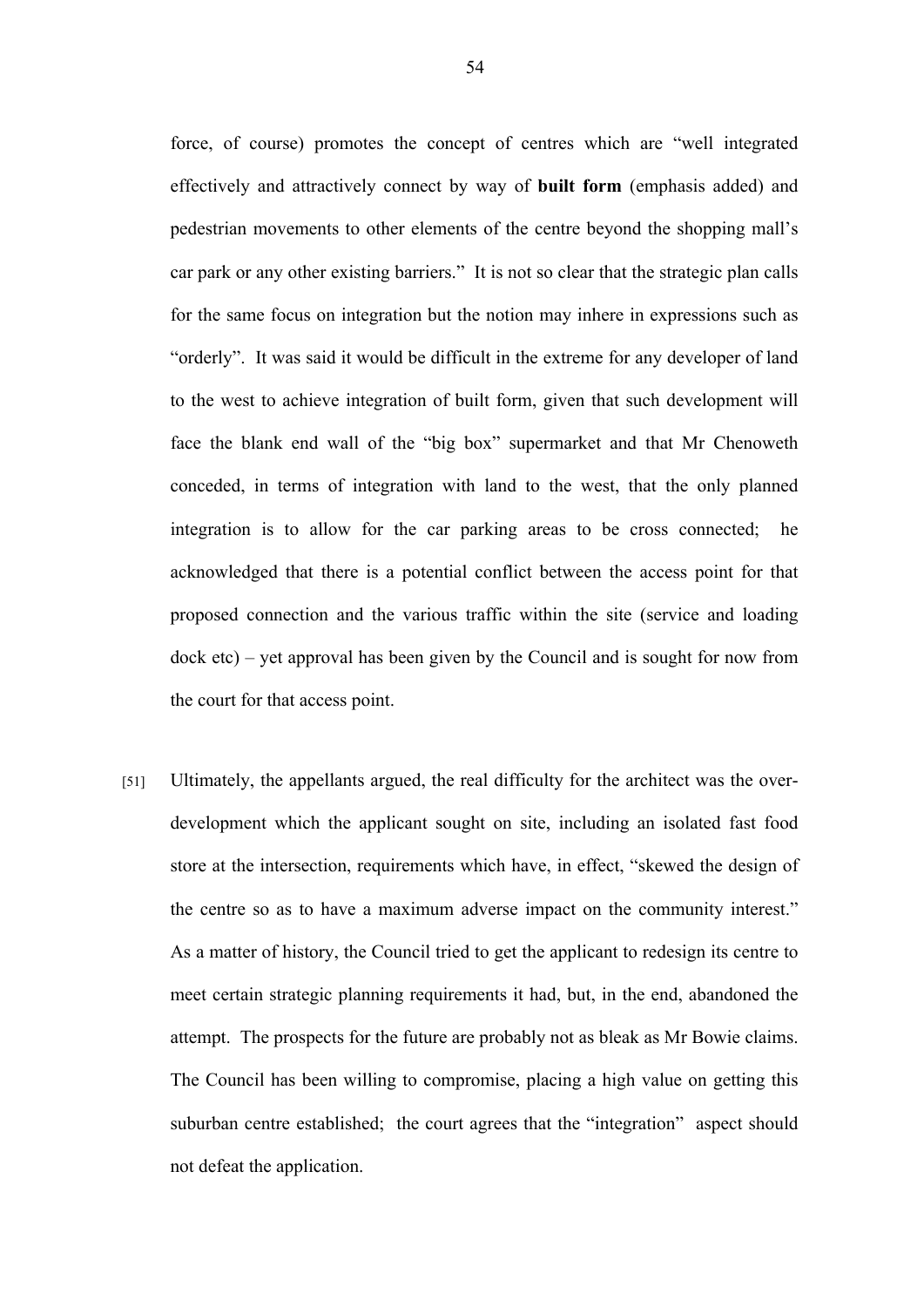force, of course) promotes the concept of centres which are "well integrated effectively and attractively connect by way of **built form** (emphasis added) and pedestrian movements to other elements of the centre beyond the shopping mall's car park or any other existing barriers." It is not so clear that the strategic plan calls for the same focus on integration but the notion may inhere in expressions such as "orderly". It was said it would be difficult in the extreme for any developer of land to the west to achieve integration of built form, given that such development will face the blank end wall of the "big box" supermarket and that Mr Chenoweth conceded, in terms of integration with land to the west, that the only planned integration is to allow for the car parking areas to be cross connected; he acknowledged that there is a potential conflict between the access point for that proposed connection and the various traffic within the site (service and loading dock etc) – yet approval has been given by the Council and is sought for now from the court for that access point.

[51] Ultimately, the appellants argued, the real difficulty for the architect was the over-development which the applicant sought on site, including an isolated fast food store at the intersection, requirements which have, in effect, "skewed the design of the centre so as to have a maximum adverse impact on the community interest." As a matter of history, the Council tried to get the applicant to redesign its centre to meet certain strategic planning requirements it had, but, in the end, abandoned the attempt. The prospects for the future are probably not as bleak as Mr Bowie claims. The Council has been willing to compromise, placing a high value on getting this suburban centre established; the court agrees that the "integration" aspect should not defeat the application.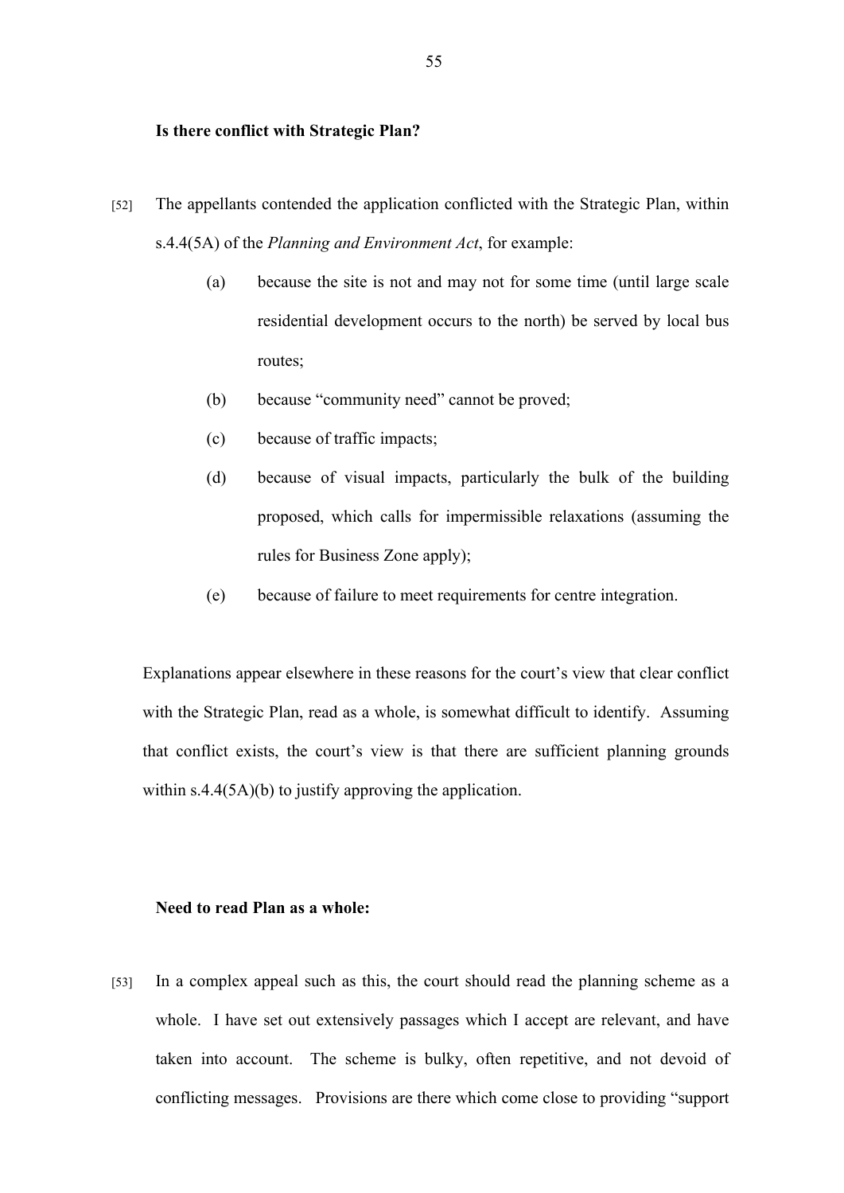**Is there conflict with Strategic Plan?**

[52] The appellants contended the application conflicted with the Strategic Plan, within s.4.4(5A) of the *Planning and Environment Act*, for example:

(a) because the site is not and may not for some time (until large scale residential development occurs to the north) be served by local bus routes;

(b) because "community need" cannot be proved;

(c) because of traffic impacts;

(d) because of visual impacts, particularly the bulk of the building proposed, which calls for impermissible relaxations (assuming the rules for Business Zone apply);

(e) because of failure to meet requirements for centre integration.

Explanations appear elsewhere in these reasons for the court's view that clear conflict with the Strategic Plan, read as a whole, is somewhat difficult to identify. Assuming that conflict exists, the court's view is that there are sufficient planning grounds within s.4.4(5A)(b) to justify approving the application.

**Need to read Plan as a whole:**

[53] In a complex appeal such as this, the court should read the planning scheme as a whole. I have set out extensively passages which I accept are relevant, and have taken into account. The scheme is bulky, often repetitive, and not devoid of conflicting messages. Provisions are there which come close to providing "support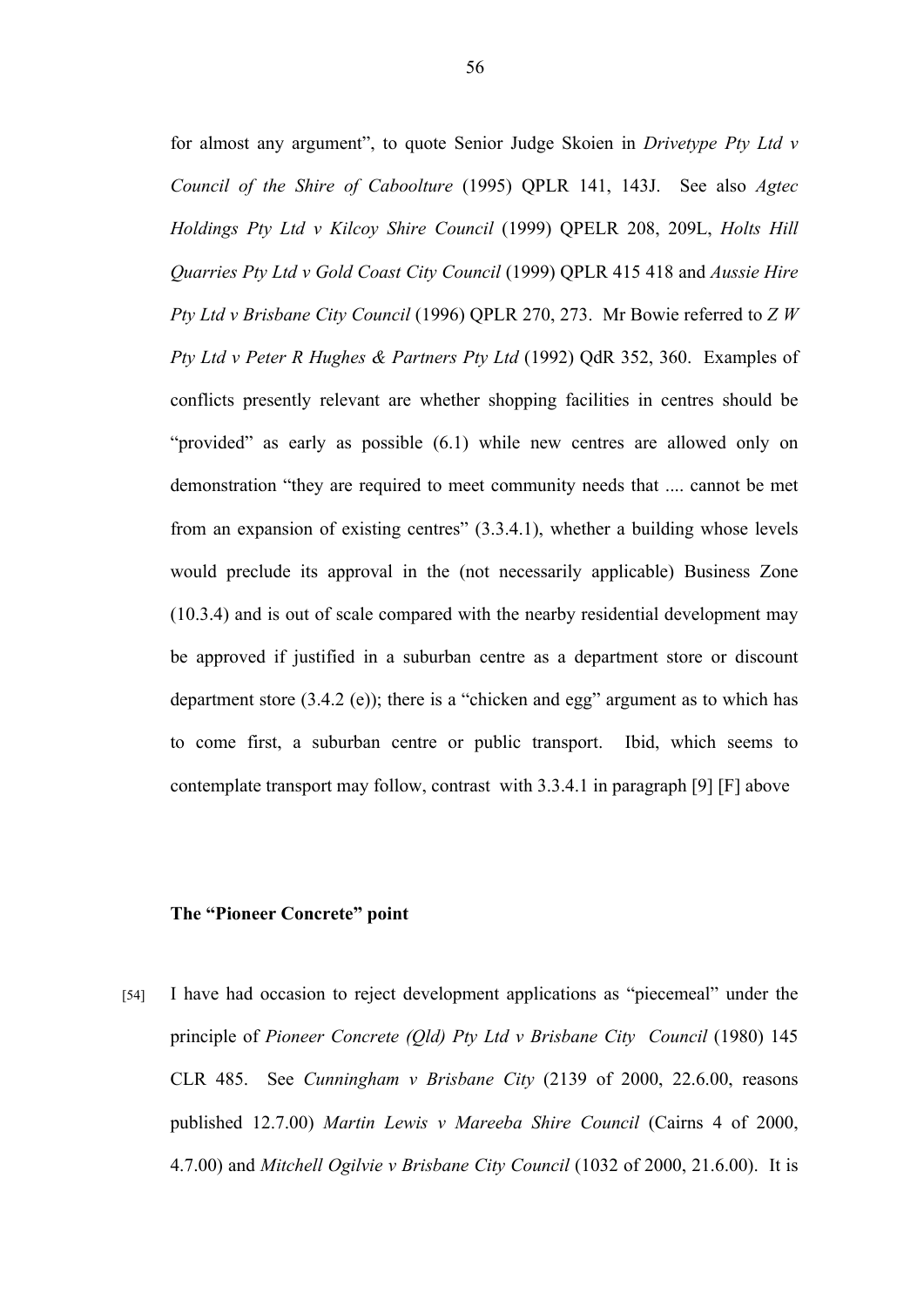for almost any argument", to quote Senior Judge Skoien in *Drivetype Pty Ltd v Council of the Shire of Caboolture* (1995) QPLR 141, 143J. See also *Agtec Holdings Pty Ltd v Kilcoy Shire Council* (1999) QPELR 208, 209L, *Holts Hill Quarries Pty Ltd v Gold Coast City Council* (1999) QPLR 415 418 and *Aussie Hire Pty Ltd v Brisbane City Council* (1996) QPLR 270, 273. Mr Bowie referred to *Z W Pty Ltd v Peter R Hughes & Partners Pty Ltd* (1992) QdR 352, 360. Examples of conflicts presently relevant are whether shopping facilities in centres should be "provided" as early as possible (6.1) while new centres are allowed only on demonstration "they are required to meet community needs that .... cannot be met from an expansion of existing centres" (3.3.4.1), whether a building whose levels would preclude its approval in the (not necessarily applicable) Business Zone (10.3.4) and is out of scale compared with the nearby residential development may be approved if justified in a suburban centre as a department store or discount department store (3.4.2 (e)); there is a "chicken and egg" argument as to which has to come first, a suburban centre or public transport. Ibid, which seems to contemplate transport may follow, contrast with 3.3.4.1 in paragraph [9] [F] above

**The "Pioneer Concrete" point**

[54] I have had occasion to reject development applications as "piecemeal" under the principle of *Pioneer Concrete (Qld) Pty Ltd v Brisbane City Council* (1980) 145 CLR 485. See *Cunningham v Brisbane City* (2139 of 2000, 22.6.00, reasons published 12.7.00) *Martin Lewis v Mareeba Shire Council* (Cairns 4 of 2000, 4.7.00) and *Mitchell Ogilvie v Brisbane City Council* (1032 of 2000, 21.6.00). It is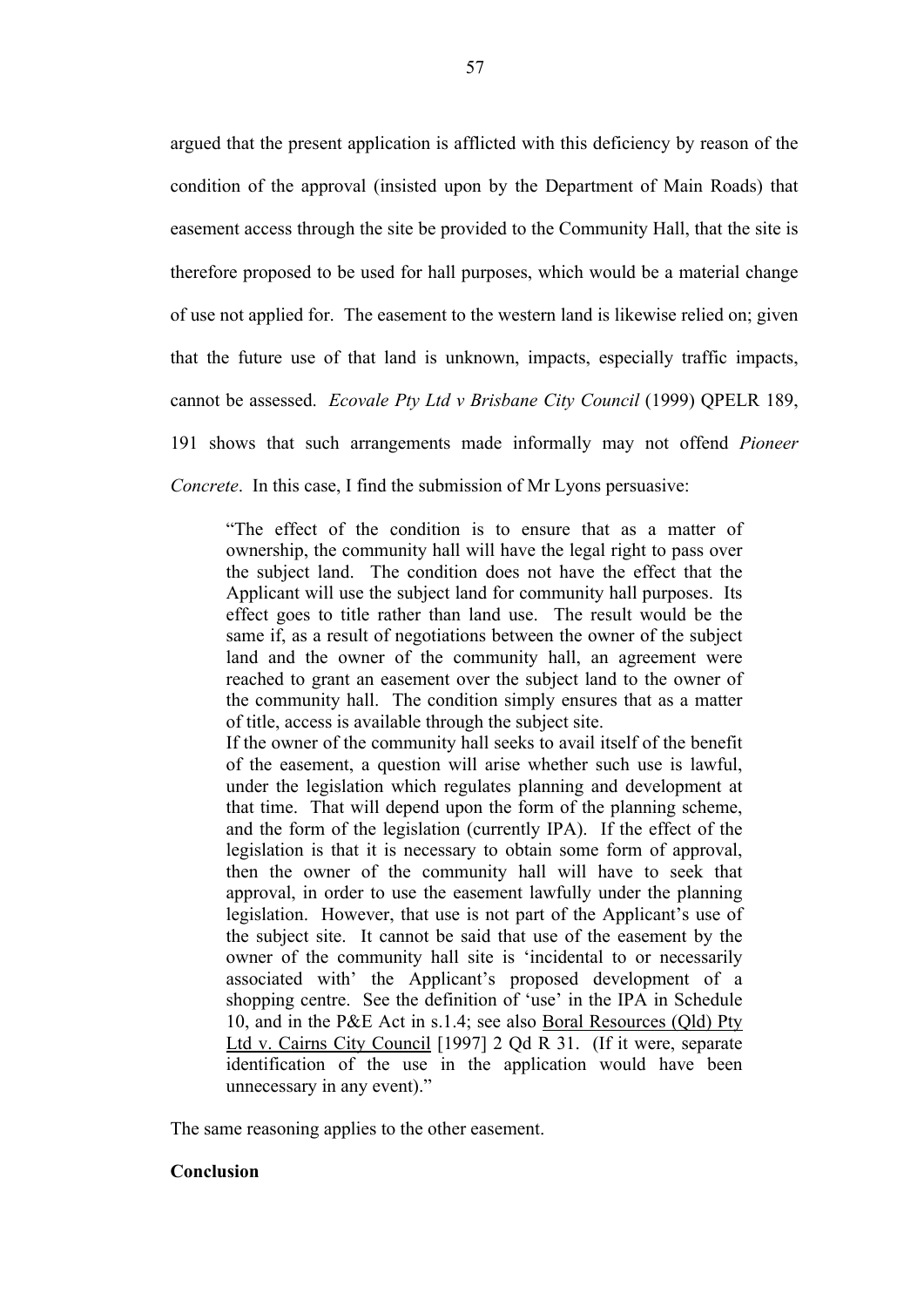argued that the present application is afflicted with this deficiency by reason of the condition of the approval (insisted upon by the Department of Main Roads) that easement access through the site be provided to the Community Hall, that the site is therefore proposed to be used for hall purposes, which would be a material change of use not applied for. The easement to the western land is likewise relied on; given that the future use of that land is unknown, impacts, especially traffic impacts, cannot be assessed. *Ecovale Pty Ltd v Brisbane City Council* (1999) QPELR 189, 191 shows that such arrangements made informally may not offend *Pioneer Concrete*. In this case, I find the submission of Mr Lyons persuasive:

> "The effect of the condition is to ensure that as a matter of ownership, the community hall will have the legal right to pass over the subject land. The condition does not have the effect that the Applicant will use the subject land for community hall purposes. Its effect goes to title rather than land use. The result would be the same if, as a result of negotiations between the owner of the subject land and the owner of the community hall, an agreement were reached to grant an easement over the subject land to the owner of the community hall. The condition simply ensures that as a matter of title, access is available through the subject site.
>
> If the owner of the community hall seeks to avail itself of the benefit of the easement, a question will arise whether such use is lawful, under the legislation which regulates planning and development at that time. That will depend upon the form of the planning scheme, and the form of the legislation (currently IPA). If the effect of the legislation is that it is necessary to obtain some form of approval, then the owner of the community hall will have to seek that approval, in order to use the easement lawfully under the planning legislation. However, that use is not part of the Applicant's use of the subject site. It cannot be said that use of the easement by the owner of the community hall site is 'incidental to or necessarily associated with' the Applicant's proposed development of a shopping centre. See the definition of 'use' in the IPA in Schedule 10, and in the P&E Act in s.1.4; see also <u>Boral Resources (Qld) Pty Ltd v. Cairns City Council</u> [1997] 2 Qd R 31. (If it were, separate identification of the use in the application would have been unnecessary in any event)."

The same reasoning applies to the other easement.

**Conclusion**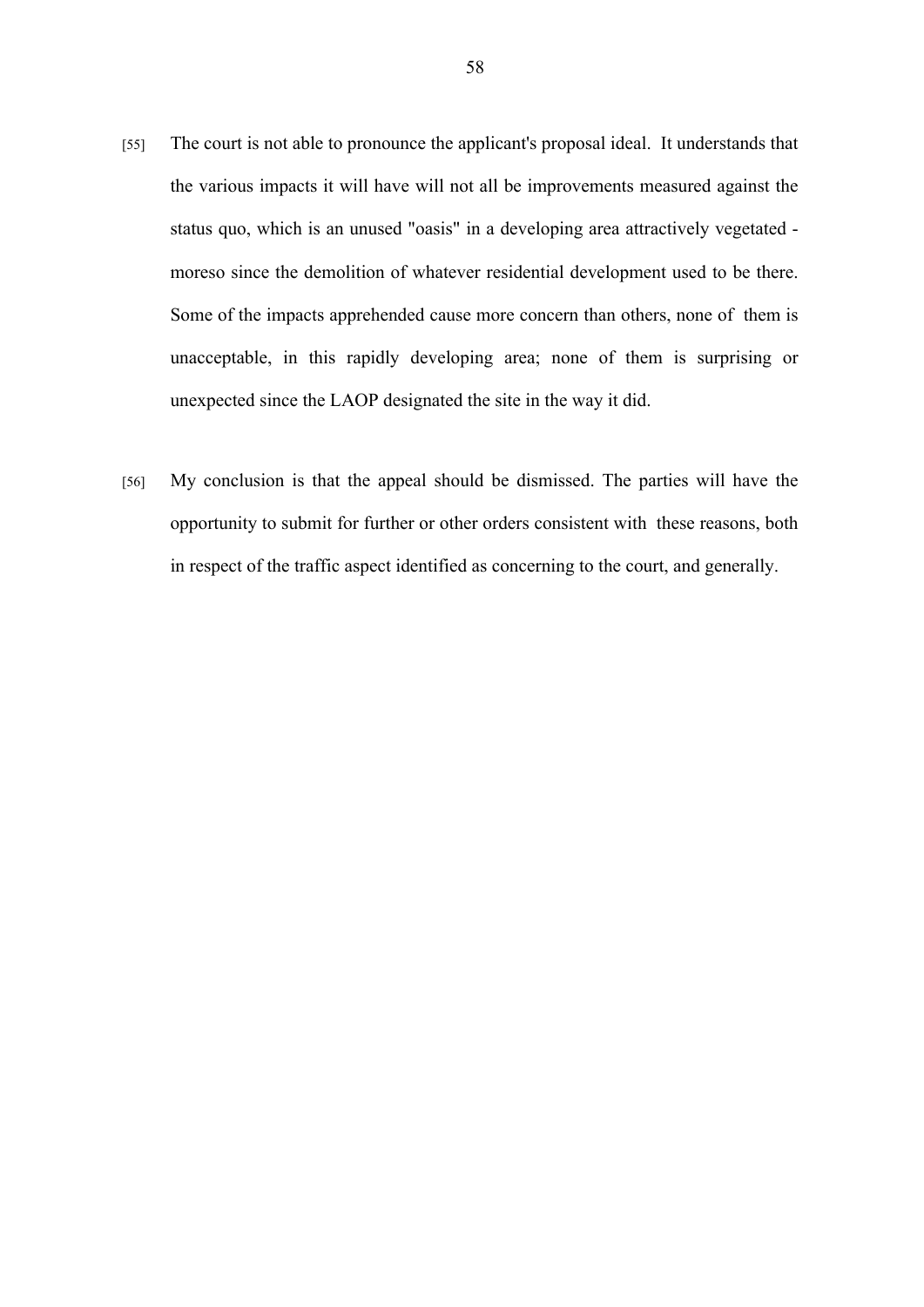[55] The court is not able to pronounce the applicant's proposal ideal. It understands that the various impacts it will have will not all be improvements measured against the status quo, which is an unused "oasis" in a developing area attractively vegetated - moreso since the demolition of whatever residential development used to be there. Some of the impacts apprehended cause more concern than others, none of them is unacceptable, in this rapidly developing area; none of them is surprising or unexpected since the LAOP designated the site in the way it did.

[56] My conclusion is that the appeal should be dismissed. The parties will have the opportunity to submit for further or other orders consistent with these reasons, both in respect of the traffic aspect identified as concerning to the court, and generally.